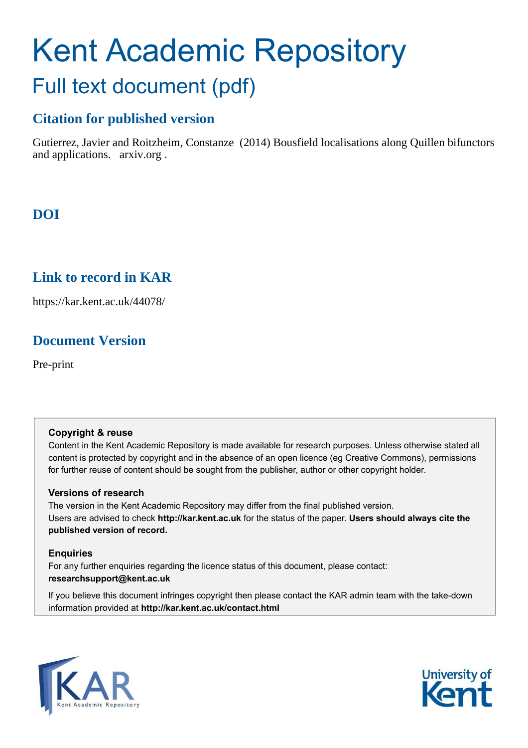# Kent Academic Repository

## Full text document (pdf)

### Citation for published version

Gutierrez, Javier and Roitzheim, Constanze (2014) Bousfield localisations along Quillen bifunctors and applications. arxiv.org .

### DOI

### Link to record in KAR

https://kar.kent.ac.uk/44078/

### Document Version

Pre-print

**Copyright & reuse**

Content in the Kent Academic Repository is made available for research purposes. Unless otherwise stated all content is protected by copyright and in the absence of an open licence (eg Creative Commons), permissions for further reuse of content should be sought from the publisher, author or other copyright holder.

**Versions of research**

The version in the Kent Academic Repository may differ from the final published version. Users are advised to check **http://kar.kent.ac.uk** for the status of the paper. **Users should always cite the published version of record.**

**Enquiries**

For any further enquiries regarding the licence status of this document, please contact: **researchsupport@kent.ac.uk**

If you believe this document infringes copyright then please contact the KAR admin team with the take-down information provided at **http://kar.kent.ac.uk/contact.html**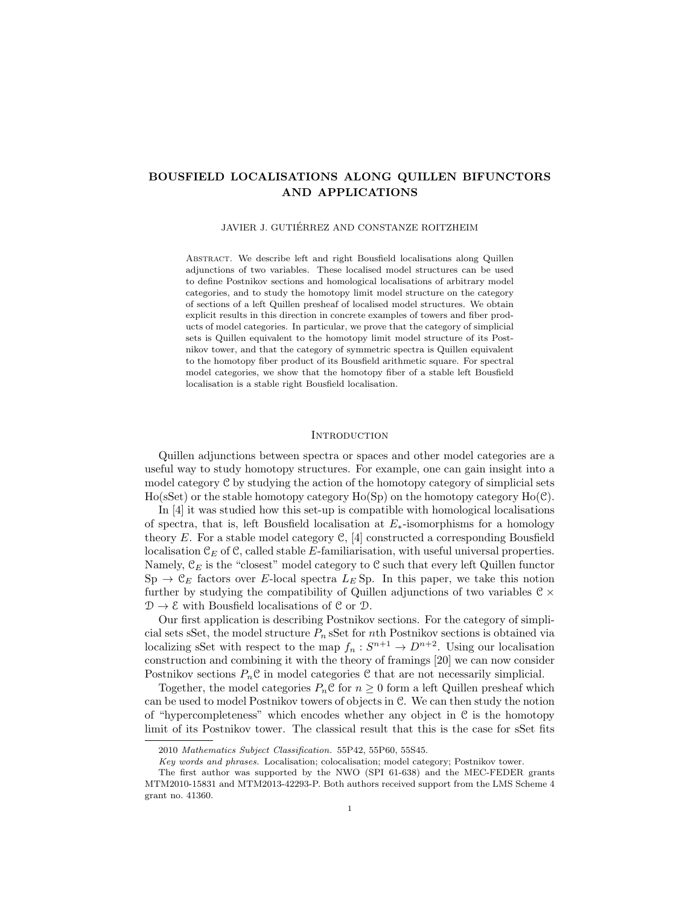# BOUSFIELD LOCALISATIONS ALONG QUILLEN BIFUNCTORS AND APPLICATIONS

JAVIER J. GUTIÉRREZ AND CONSTANZE ROITZHEIM

Abstract. We describe left and right Bousfield localisations along Quillen adjunctions of two variables. These localised model structures can be used to define Postnikov sections and homological localisations of arbitrary model categories, and to study the homotopy limit model structure on the category of sections of a left Quillen presheaf of localised model structures. We obtain explicit results in this direction in concrete examples of towers and fiber products of model categories. In particular, we prove that the category of simplicial sets is Quillen equivalent to the homotopy limit model structure of its Postnikov tower, and that the category of symmetric spectra is Quillen equivalent to the homotopy fiber product of its Bousfield arithmetic square. For spectral model categories, we show that the homotopy fiber of a stable left Bousfield localisation is a stable right Bousfield localisation.

## Introduction

Quillen adjunctions between spectra or spaces and other model categories are a useful way to study homotopy structures. For example, one can gain insight into a model category $\mathcal{C}$ by studying the action of the homotopy category of simplicial sets $\mathrm{Ho}(\mathrm{sSet})$ or the stable homotopy category $\mathrm{Ho}(\mathrm{Sp})$ on the homotopy category $\mathrm{Ho}(\mathcal{C})$.

In [4] it was studied how this set-up is compatible with homological localisations of spectra, that is, left Bousfield localisation at $E_*$-isomorphisms for a homology theory $E$. For a stable model category $\mathcal{C}$, [4] constructed a corresponding Bousfield localisation $\mathcal{C}_E$ of $\mathcal{C}$, called stable $E$-familiarisation, with useful universal properties. Namely, $\mathcal{C}_E$ is the "closest" model category to $\mathcal{C}$ such that every left Quillen functor $\mathrm{Sp} \to \mathcal{C}_E$ factors over $E$-local spectra $L_E\,\mathrm{Sp}$. In this paper, we take this notion further by studying the compatibility of Quillen adjunctions of two variables $\mathcal{C} \times \mathcal{D} \to \mathcal{E}$ with Bousfield localisations of $\mathcal{C}$ or $\mathcal{D}$.

Our first application is describing Postnikov sections. For the category of simplicial sets sSet, the model structure $P_n\,\mathrm{sSet}$ for $n$th Postnikov sections is obtained via localizing sSet with respect to the map $f_n\colon S^{n+1} \to D^{n+2}$. Using our localisation construction and combining it with the theory of framings [20] we can now consider Postnikov sections $P_n\mathcal{C}$ in model categories $\mathcal{C}$ that are not necessarily simplicial.

Together, the model categories $P_n\mathcal{C}$ for $n \geq 0$ form a left Quillen presheaf which can be used to model Postnikov towers of objects in $\mathcal{C}$. We can then study the notion of "hypercompleteness" which encodes whether any object in $\mathcal{C}$ is the homotopy limit of its Postnikov tower. The classical result that this is the case for sSet fits

2010 *Mathematics Subject Classification.* 55P42, 55P60, 55S45.

*Key words and phrases.* Localisation; colocalisation; model category; Postnikov tower.

The first author was supported by the NWO (SPI 61-638) and the MEC-FEDER grants MTM2010-15831 and MTM2013-42293-P. Both authors received support from the LMS Scheme 4 grant no. 41360.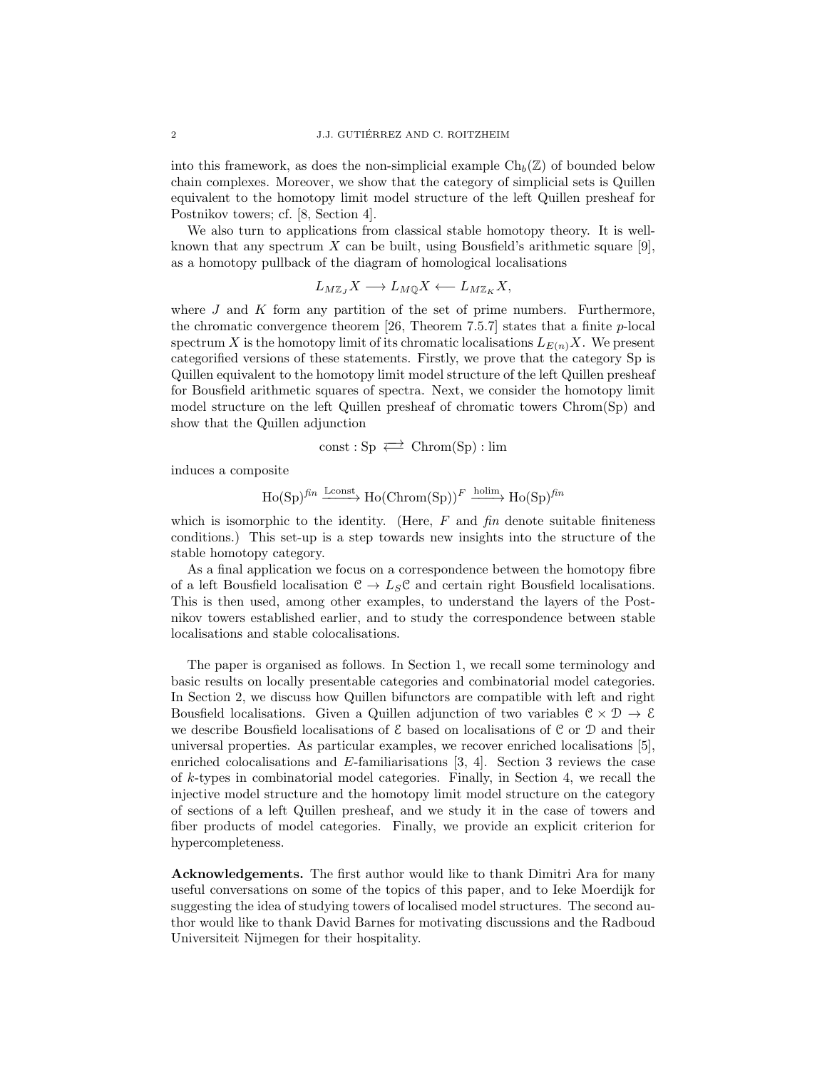into this framework, as does the non-simplicial example $\mathrm{Ch}_b(\mathbb{Z})$ of bounded below chain complexes. Moreover, we show that the category of simplicial sets is Quillen equivalent to the homotopy limit model structure of the left Quillen presheaf for Postnikov towers; cf. [8, Section 4].

We also turn to applications from classical stable homotopy theory. It is well-known that any spectrum $X$ can be built, using Bousfield's arithmetic square [9], as a homotopy pullback of the diagram of homological localisations

$$L_{M\mathbb{Z}_J}X \longrightarrow L_{M\mathbb{Q}}X \longleftarrow L_{M\mathbb{Z}_K}X,$$

where $J$ and $K$ form any partition of the set of prime numbers. Furthermore, the chromatic convergence theorem [26, Theorem 7.5.7] states that a finite $p$-local spectrum $X$ is the homotopy limit of its chromatic localisations $L_{E(n)}X$. We present categorified versions of these statements. Firstly, we prove that the category Sp is Quillen equivalent to the homotopy limit model structure of the left Quillen presheaf for Bousfield arithmetic squares of spectra. Next, we consider the homotopy limit model structure on the left Quillen presheaf of chromatic towers Chrom(Sp) and show that the Quillen adjunction

$$\mathrm{const} : \mathrm{Sp} \rightleftarrows \mathrm{Chrom}(\mathrm{Sp}) : \lim$$

induces a composite

$$\mathrm{Ho}(\mathrm{Sp})^{fin} \xrightarrow{\mathbb{L}\mathrm{const}} \mathrm{Ho}(\mathrm{Chrom}(\mathrm{Sp}))^{F} \xrightarrow{\mathrm{holim}} \mathrm{Ho}(\mathrm{Sp})^{fin}$$

which is isomorphic to the identity. (Here, $F$ and *fin* denote suitable finiteness conditions.) This set-up is a step towards new insights into the structure of the stable homotopy category.

As a final application we focus on a correspondence between the homotopy fibre of a left Bousfield localisation $\mathcal{C} \to L_S\mathcal{C}$ and certain right Bousfield localisations. This is then used, among other examples, to understand the layers of the Postnikov towers established earlier, and to study the correspondence between stable localisations and stable colocalisations.

The paper is organised as follows. In Section 1, we recall some terminology and basic results on locally presentable categories and combinatorial model categories. In Section 2, we discuss how Quillen bifunctors are compatible with left and right Bousfield localisations. Given a Quillen adjunction of two variables $\mathcal{C} \times \mathcal{D} \to \mathcal{E}$ we describe Bousfield localisations of $\mathcal{E}$ based on localisations of $\mathcal{C}$ or $\mathcal{D}$ and their universal properties. As particular examples, we recover enriched localisations [5], enriched colocalisations and $E$-familiarisations [3, 4]. Section 3 reviews the case of $k$-types in combinatorial model categories. Finally, in Section 4, we recall the injective model structure and the homotopy limit model structure on the category of sections of a left Quillen presheaf, and we study it in the case of towers and fiber products of model categories. Finally, we provide an explicit criterion for hypercompleteness.

**Acknowledgements.** The first author would like to thank Dimitri Ara for many useful conversations on some of the topics of this paper, and to Ieke Moerdijk for suggesting the idea of studying towers of localised model structures. The second author would like to thank David Barnes for motivating discussions and the Radboud Universiteit Nijmegen for their hospitality.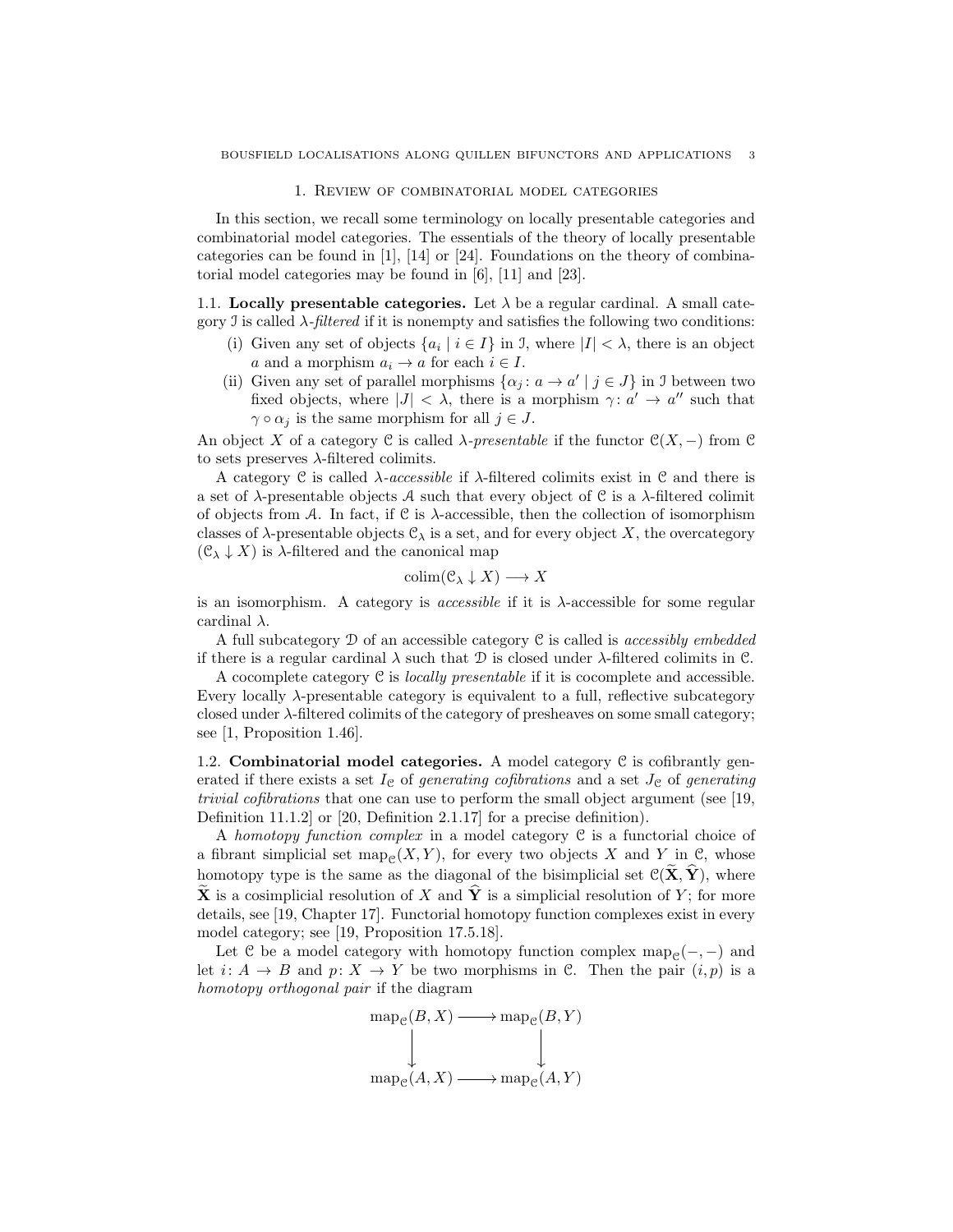## 1. Review of combinatorial model categories

In this section, we recall some terminology on locally presentable categories and combinatorial model categories. The essentials of the theory of locally presentable categories can be found in [1], [14] or [24]. Foundations on the theory of combinatorial model categories may be found in [6], [11] and [23].

### 1.1. Locally presentable categories.

Let $\lambda$ be a regular cardinal. A small category $\mathcal{I}$ is called *$\lambda$-filtered* if it is nonempty and satisfies the following two conditions:

(i) Given any set of objects $\{a_i \mid i \in I\}$ in $\mathcal{I}$, where $|I| < \lambda$, there is an object $a$ and a morphism $a_i \to a$ for each $i \in I$.

(ii) Given any set of parallel morphisms $\{\alpha_j : a \to a' \mid j \in J\}$ in $\mathcal{I}$ between two fixed objects, where $|J| < \lambda$, there is a morphism $\gamma : a' \to a''$ such that $\gamma \circ \alpha_j$ is the same morphism for all $j \in J$.

An object $X$ of a category $\mathcal{C}$ is called *$\lambda$-presentable* if the functor $\mathcal{C}(X, -)$ from $\mathcal{C}$ to sets preserves $\lambda$-filtered colimits.

A category $\mathcal{C}$ is called *$\lambda$-accessible* if $\lambda$-filtered colimits exist in $\mathcal{C}$ and there is a set of $\lambda$-presentable objects $\mathcal{A}$ such that every object of $\mathcal{C}$ is a $\lambda$-filtered colimit of objects from $\mathcal{A}$. In fact, if $\mathcal{C}$ is $\lambda$-accessible, then the collection of isomorphism classes of $\lambda$-presentable objects $\mathcal{C}_\lambda$ is a set, and for every object $X$, the overcategory $(\mathcal{C}_\lambda \downarrow X)$ is $\lambda$-filtered and the canonical map

$$\operatorname{colim}(\mathcal{C}_\lambda \downarrow X) \longrightarrow X$$

is an isomorphism. A category is *accessible* if it is $\lambda$-accessible for some regular cardinal $\lambda$.

A full subcategory $\mathcal{D}$ of an accessible category $\mathcal{C}$ is called is *accessibly embedded* if there is a regular cardinal $\lambda$ such that $\mathcal{D}$ is closed under $\lambda$-filtered colimits in $\mathcal{C}$.

A cocomplete category $\mathcal{C}$ is *locally presentable* if it is cocomplete and accessible. Every locally $\lambda$-presentable category is equivalent to a full, reflective subcategory closed under $\lambda$-filtered colimits of the category of presheaves on some small category; see [1, Proposition 1.46].

### 1.2. Combinatorial model categories.

A model category $\mathcal{C}$ is cofibrantly generated if there exists a set $I_\mathcal{C}$ of *generating cofibrations* and a set $J_\mathcal{C}$ of *generating trivial cofibrations* that one can use to perform the small object argument (see [19, Definition 11.1.2] or [20, Definition 2.1.17] for a precise definition).

A *homotopy function complex* in a model category $\mathcal{C}$ is a functorial choice of a fibrant simplicial set $\operatorname{map}_\mathcal{C}(X, Y)$, for every two objects $X$ and $Y$ in $\mathcal{C}$, whose homotopy type is the same as the diagonal of the bisimplicial set $\mathcal{C}(\widetilde{\mathbf{X}}, \widehat{\mathbf{Y}})$, where $\widetilde{\mathbf{X}}$ is a cosimplicial resolution of $X$ and $\widehat{\mathbf{Y}}$ is a simplicial resolution of $Y$; for more details, see [19, Chapter 17]. Functorial homotopy function complexes exist in every model category; see [19, Proposition 17.5.18].

Let $\mathcal{C}$ be a model category with homotopy function complex $\operatorname{map}_\mathcal{C}(-,-)$ and let $i : A \to B$ and $p : X \to Y$ be two morphisms in $\mathcal{C}$. Then the pair $(i, p)$ is a *homotopy orthogonal pair* if the diagram

$$\begin{array}{ccc} \operatorname{map}_\mathcal{C}(B, X) & \longrightarrow & \operatorname{map}_\mathcal{C}(B, Y) \\ \big\downarrow & & \big\downarrow \\ \operatorname{map}_\mathcal{C}(A, X) & \longrightarrow & \operatorname{map}_\mathcal{C}(A, Y) \end{array}$$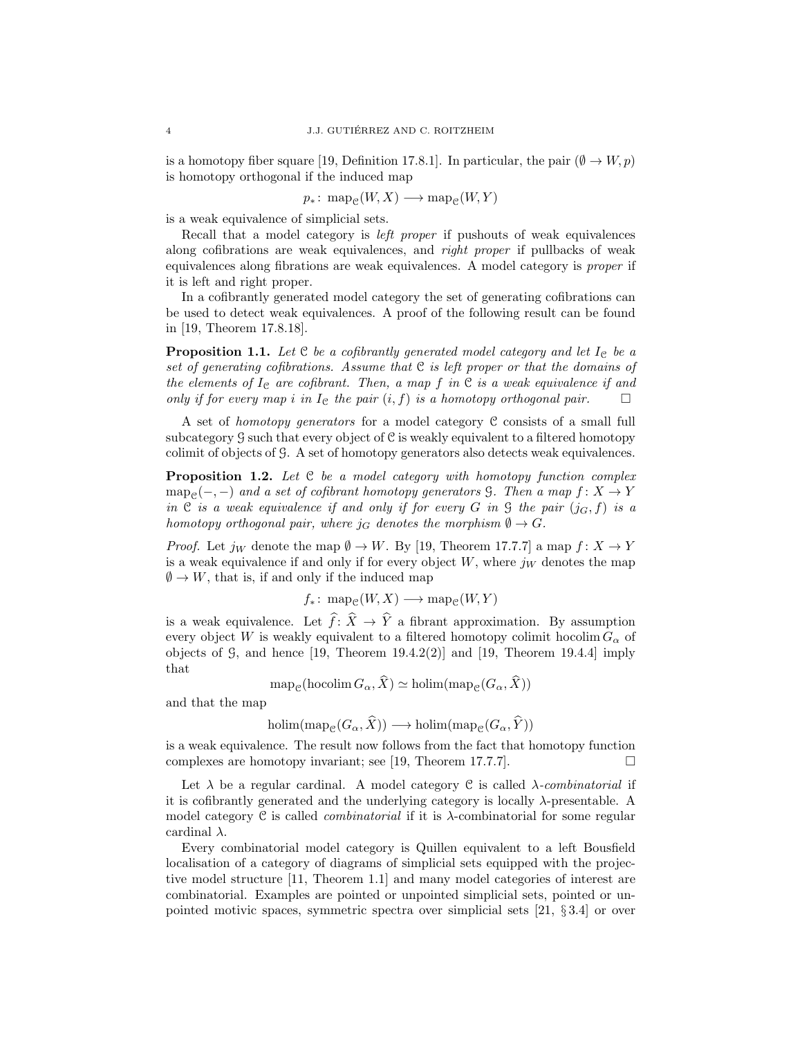is a homotopy fiber square [19, Definition 17.8.1]. In particular, the pair $(\emptyset \to W, p)$ is homotopy orthogonal if the induced map

$$p_*\colon \operatorname{map}_{\mathcal{C}}(W, X) \longrightarrow \operatorname{map}_{\mathcal{C}}(W, Y)$$

is a weak equivalence of simplicial sets.

Recall that a model category is *left proper* if pushouts of weak equivalences along cofibrations are weak equivalences, and *right proper* if pullbacks of weak equivalences along fibrations are weak equivalences. A model category is *proper* if it is left and right proper.

In a cofibrantly generated model category the set of generating cofibrations can be used to detect weak equivalences. A proof of the following result can be found in [19, Theorem 17.8.18].

**Proposition 1.1.** *Let $\mathcal{C}$ be a cofibrantly generated model category and let $I_{\mathcal{C}}$ be a set of generating cofibrations. Assume that $\mathcal{C}$ is left proper or that the domains of the elements of $I_{\mathcal{C}}$ are cofibrant. Then, a map $f$ in $\mathcal{C}$ is a weak equivalence if and only if for every map $i$ in $I_{\mathcal{C}}$ the pair $(i, f)$ is a homotopy orthogonal pair.* □

A set of *homotopy generators* for a model category $\mathcal{C}$ consists of a small full subcategory $\mathcal{G}$ such that every object of $\mathcal{C}$ is weakly equivalent to a filtered homotopy colimit of objects of $\mathcal{G}$. A set of homotopy generators also detects weak equivalences.

**Proposition 1.2.** *Let $\mathcal{C}$ be a model category with homotopy function complex $\operatorname{map}_{\mathcal{C}}(-,-)$ and a set of cofibrant homotopy generators $\mathcal{G}$. Then a map $f\colon X \to Y$ in $\mathcal{C}$ is a weak equivalence if and only if for every $G$ in $\mathcal{G}$ the pair $(j_G, f)$ is a homotopy orthogonal pair, where $j_G$ denotes the morphism $\emptyset \to G$.*

*Proof.* Let $j_W$ denote the map $\emptyset \to W$. By [19, Theorem 17.7.7] a map $f\colon X \to Y$ is a weak equivalence if and only if for every object $W$, where $j_W$ denotes the map $\emptyset \to W$, that is, if and only if the induced map

$$f_*\colon \operatorname{map}_{\mathcal{C}}(W, X) \longrightarrow \operatorname{map}_{\mathcal{C}}(W, Y)$$

is a weak equivalence. Let $\widehat{f}\colon \widehat{X} \to \widehat{Y}$ a fibrant approximation. By assumption every object $W$ is weakly equivalent to a filtered homotopy colimit $\operatorname{hocolim} G_\alpha$ of objects of $\mathcal{G}$, and hence [19, Theorem 19.4.2(2)] and [19, Theorem 19.4.4] imply that

$$\operatorname{map}_{\mathcal{C}}(\operatorname{hocolim} G_\alpha, \widehat{X}) \simeq \operatorname{holim}(\operatorname{map}_{\mathcal{C}}(G_\alpha, \widehat{X}))$$

and that the map

$$\operatorname{holim}(\operatorname{map}_{\mathcal{C}}(G_\alpha, \widehat{X})) \longrightarrow \operatorname{holim}(\operatorname{map}_{\mathcal{C}}(G_\alpha, \widehat{Y}))$$

is a weak equivalence. The result now follows from the fact that homotopy function complexes are homotopy invariant; see [19, Theorem 17.7.7]. □

Let $\lambda$ be a regular cardinal. A model category $\mathcal{C}$ is called *$\lambda$-combinatorial* if it is cofibrantly generated and the underlying category is locally $\lambda$-presentable. A model category $\mathcal{C}$ is called *combinatorial* if it is $\lambda$-combinatorial for some regular cardinal $\lambda$.

Every combinatorial model category is Quillen equivalent to a left Bousfield localisation of a category of diagrams of simplicial sets equipped with the projective model structure [11, Theorem 1.1] and many model categories of interest are combinatorial. Examples are pointed or unpointed simplicial sets, pointed or unpointed motivic spaces, symmetric spectra over simplicial sets [21, § 3.4] or over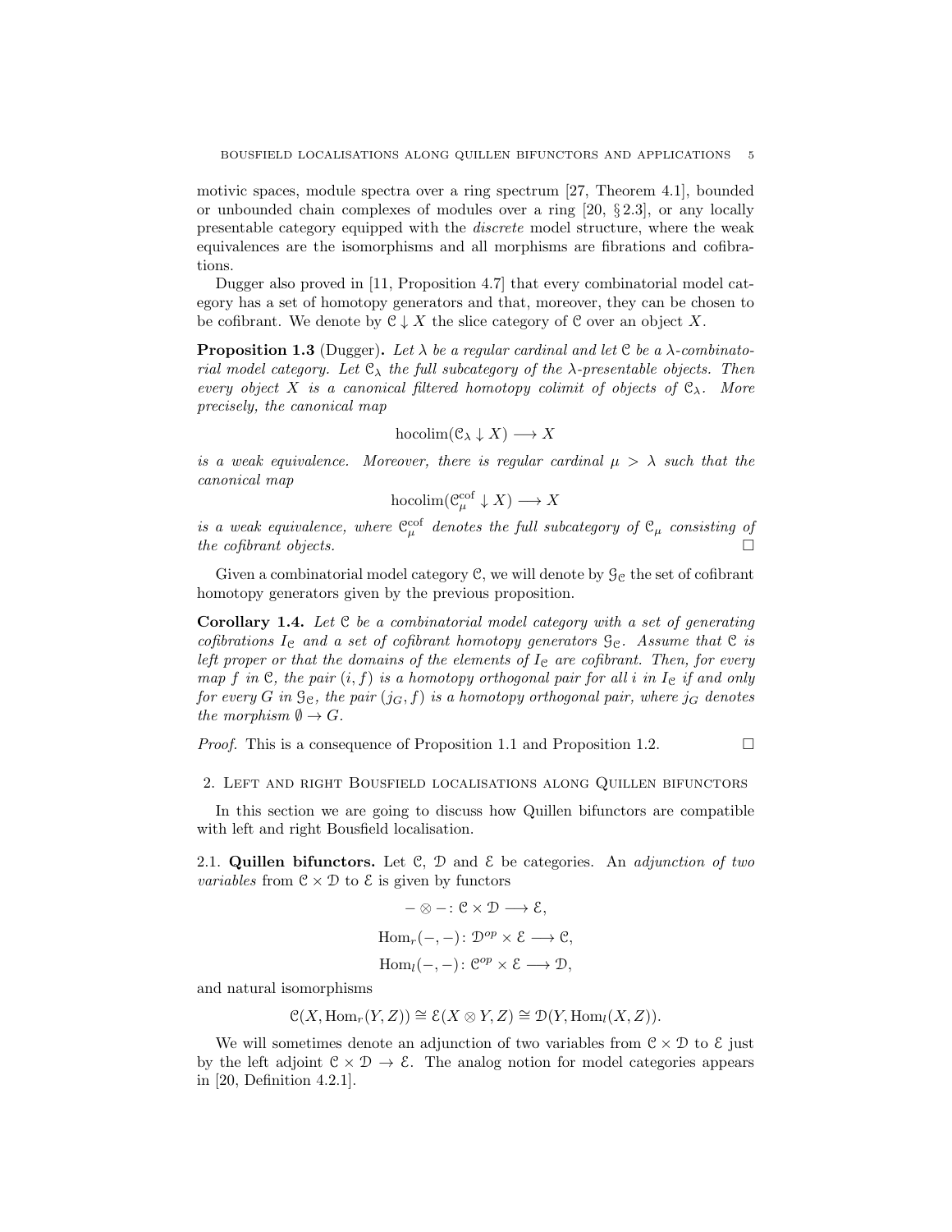motivic spaces, module spectra over a ring spectrum [27, Theorem 4.1], bounded or unbounded chain complexes of modules over a ring [20, § 2.3], or any locally presentable category equipped with the *discrete* model structure, where the weak equivalences are the isomorphisms and all morphisms are fibrations and cofibrations.

Dugger also proved in [11, Proposition 4.7] that every combinatorial model category has a set of homotopy generators and that, moreover, they can be chosen to be cofibrant. We denote by $\mathcal{C} \downarrow X$ the slice category of $\mathcal{C}$ over an object $X$.

**Proposition 1.3** (Dugger). *Let $\lambda$ be a regular cardinal and let $\mathcal{C}$ be a $\lambda$-combinatorial model category. Let $\mathcal{C}_\lambda$ the full subcategory of the $\lambda$-presentable objects. Then every object $X$ is a canonical filtered homotopy colimit of objects of $\mathcal{C}_\lambda$. More precisely, the canonical map*

$$\operatorname{hocolim}(\mathcal{C}_\lambda \downarrow X) \longrightarrow X$$

*is a weak equivalence. Moreover, there is regular cardinal $\mu > \lambda$ such that the canonical map*

$$\operatorname{hocolim}(\mathcal{C}_\mu^{\mathrm{cof}} \downarrow X) \longrightarrow X$$

*is a weak equivalence, where $\mathcal{C}_\mu^{\mathrm{cof}}$ denotes the full subcategory of $\mathcal{C}_\mu$ consisting of the cofibrant objects.* □

Given a combinatorial model category $\mathcal{C}$, we will denote by $\mathcal{G}_\mathcal{C}$ the set of cofibrant homotopy generators given by the previous proposition.

**Corollary 1.4.** *Let $\mathcal{C}$ be a combinatorial model category with a set of generating cofibrations $I_\mathcal{C}$ and a set of cofibrant homotopy generators $\mathcal{G}_\mathcal{C}$. Assume that $\mathcal{C}$ is left proper or that the domains of the elements of $I_\mathcal{C}$ are cofibrant. Then, for every map $f$ in $\mathcal{C}$, the pair $(i, f)$ is a homotopy orthogonal pair for all $i$ in $I_\mathcal{C}$ if and only for every $G$ in $\mathcal{G}_\mathcal{C}$, the pair $(j_G, f)$ is a homotopy orthogonal pair, where $j_G$ denotes the morphism $\emptyset \to G$.*

*Proof.* This is a consequence of Proposition 1.1 and Proposition 1.2. □

## 2. Left and right Bousfield localisations along Quillen bifunctors

In this section we are going to discuss how Quillen bifunctors are compatible with left and right Bousfield localisation.

**2.1. Quillen bifunctors.** Let $\mathcal{C}$, $\mathcal{D}$ and $\mathcal{E}$ be categories. An *adjunction of two variables* from $\mathcal{C} \times \mathcal{D}$ to $\mathcal{E}$ is given by functors

$$- \otimes - \colon \mathcal{C} \times \mathcal{D} \longrightarrow \mathcal{E},$$

$$\operatorname{Hom}_r(-,-) \colon \mathcal{D}^{op} \times \mathcal{E} \longrightarrow \mathcal{C},$$

$$\operatorname{Hom}_l(-,-) \colon \mathcal{C}^{op} \times \mathcal{E} \longrightarrow \mathcal{D},$$

and natural isomorphisms

$$\mathcal{C}(X, \operatorname{Hom}_r(Y, Z)) \cong \mathcal{E}(X \otimes Y, Z) \cong \mathcal{D}(Y, \operatorname{Hom}_l(X, Z)).$$

We will sometimes denote an adjunction of two variables from $\mathcal{C} \times \mathcal{D}$ to $\mathcal{E}$ just by the left adjoint $\mathcal{C} \times \mathcal{D} \to \mathcal{E}$. The analog notion for model categories appears in [20, Definition 4.2.1].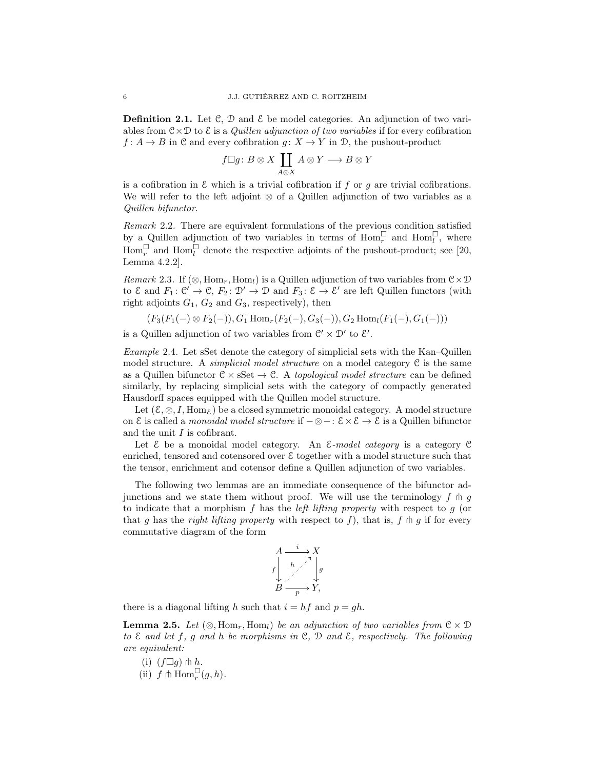**Definition 2.1.** Let $\mathcal{C}$, $\mathcal{D}$ and $\mathcal{E}$ be model categories. An adjunction of two variables from $\mathcal{C}\times\mathcal{D}$ to $\mathcal{E}$ is a *Quillen adjunction of two variables* if for every cofibration $f\colon A\to B$ in $\mathcal{C}$ and every cofibration $g\colon X\to Y$ in $\mathcal{D}$, the pushout-product

$$f\Box g\colon B\otimes X\coprod_{A\otimes X} A\otimes Y\longrightarrow B\otimes Y$$

is a cofibration in $\mathcal{E}$ which is a trivial cofibration if $f$ or $g$ are trivial cofibrations. We will refer to the left adjoint $\otimes$ of a Quillen adjunction of two variables as a *Quillen bifunctor*.

*Remark* 2.2. There are equivalent formulations of the previous condition satisfied by a Quillen adjunction of two variables in terms of $\mathrm{Hom}_r^\Box$ and $\mathrm{Hom}_l^\Box$, where $\mathrm{Hom}_r^\Box$ and $\mathrm{Hom}_l^\Box$ denote the respective adjoints of the pushout-product; see [20, Lemma 4.2.2].

*Remark* 2.3. If $(\otimes, \mathrm{Hom}_r, \mathrm{Hom}_l)$ is a Quillen adjunction of two variables from $\mathcal{C}\times\mathcal{D}$ to $\mathcal{E}$ and $F_1\colon \mathcal{C}'\to\mathcal{C}$, $F_2\colon\mathcal{D}'\to\mathcal{D}$ and $F_3\colon\mathcal{E}\to\mathcal{E}'$ are left Quillen functors (with right adjoints $G_1$, $G_2$ and $G_3$, respectively), then

$$(F_3(F_1(-)\otimes F_2(-)), G_1\,\mathrm{Hom}_r(F_2(-),G_3(-)), G_2\,\mathrm{Hom}_l(F_1(-),G_1(-)))$$

is a Quillen adjunction of two variables from $\mathcal{C}'\times\mathcal{D}'$ to $\mathcal{E}'$.

*Example* 2.4. Let sSet denote the category of simplicial sets with the Kan–Quillen model structure. A *simplicial model structure* on a model category $\mathcal{C}$ is the same as a Quillen bifunctor $\mathcal{C}\times\mathrm{sSet}\to\mathcal{C}$. A *topological model structure* can be defined similarly, by replacing simplicial sets with the category of compactly generated Hausdorff spaces equipped with the Quillen model structure.

Let $(\mathcal{E},\otimes,I,\mathrm{Hom}_{\mathcal{E}})$ be a closed symmetric monoidal category. A model structure on $\mathcal{E}$ is called a *monoidal model structure* if $-\otimes-\colon\mathcal{E}\times\mathcal{E}\to\mathcal{E}$ is a Quillen bifunctor and the unit $I$ is cofibrant.

Let $\mathcal{E}$ be a monoidal model category. An $\mathcal{E}$*-model category* is a category $\mathcal{C}$ enriched, tensored and cotensored over $\mathcal{E}$ together with a model structure such that the tensor, enrichment and cotensor define a Quillen adjunction of two variables.

The following two lemmas are an immediate consequence of the bifunctor adjunctions and we state them without proof. We will use the terminology $f\pitchfork g$ to indicate that a morphism $f$ has the *left lifting property* with respect to $g$ (or that $g$ has the *right lifting property* with respect to $f$), that is, $f\pitchfork g$ if for every commutative diagram of the form

$$\begin{array}{ccc} A & \xrightarrow{\;i\;} & X \\ {\scriptstyle f}\downarrow & \overset{h}{\nearrow} & \downarrow{\scriptstyle g} \\ B & \xrightarrow[\;p\;]{} & Y, \end{array}$$

there is a diagonal lifting $h$ such that $i=hf$ and $p=gh$.

**Lemma 2.5.** *Let $(\otimes,\mathrm{Hom}_r,\mathrm{Hom}_l)$ be an adjunction of two variables from $\mathcal{C}\times\mathcal{D}$ to $\mathcal{E}$ and let $f$, $g$ and $h$ be morphisms in $\mathcal{C}$, $\mathcal{D}$ and $\mathcal{E}$, respectively. The following are equivalent:*

(i) $(f\Box g)\pitchfork h$.
(ii) $f\pitchfork\mathrm{Hom}_r^\Box(g,h)$.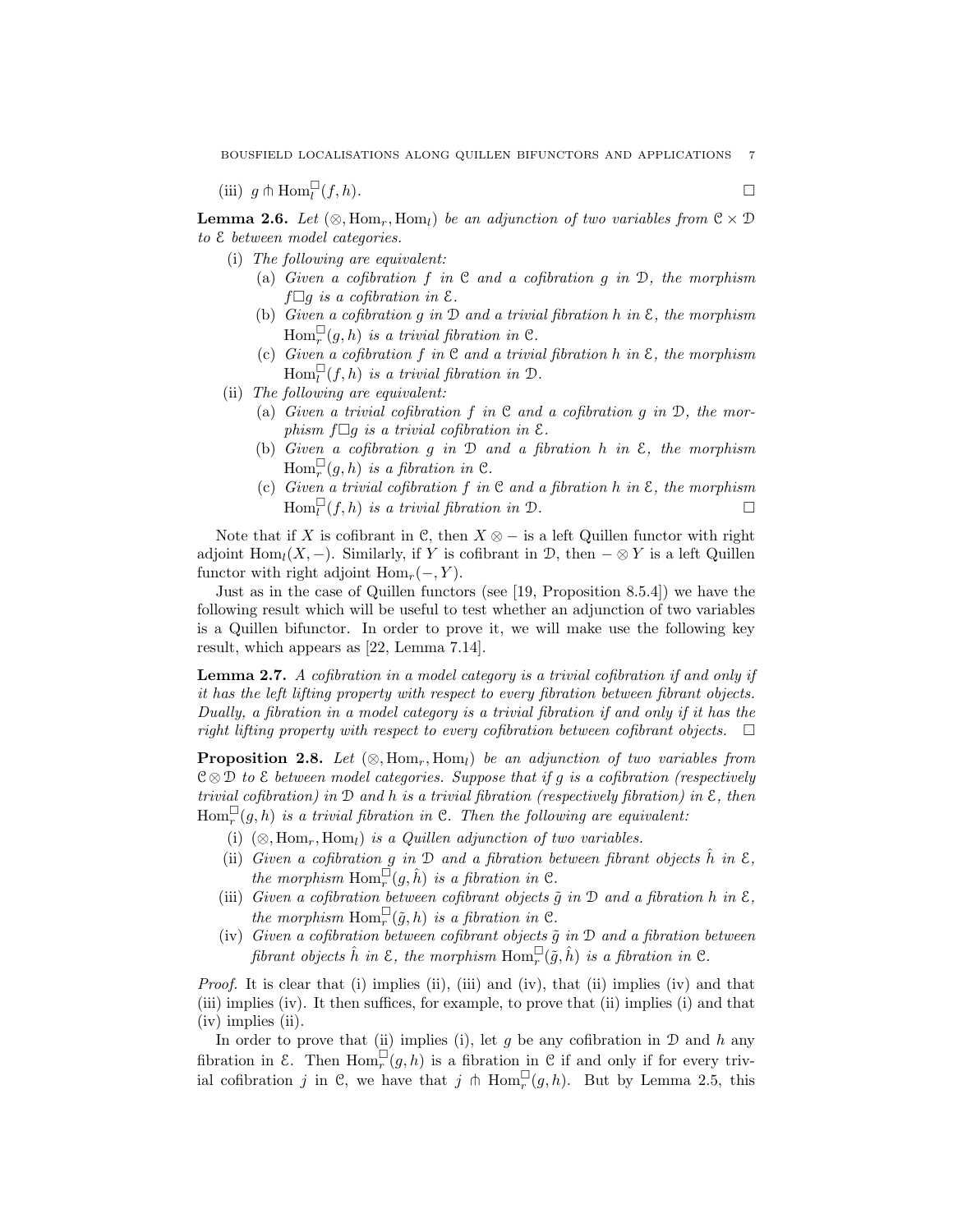(iii) $g \pitchfork \mathrm{Hom}_l^{\square}(f,h)$. $\square$

**Lemma 2.6.** *Let $(\otimes, \mathrm{Hom}_r, \mathrm{Hom}_l)$ be an adjunction of two variables from $\mathcal{C} \times \mathcal{D}$ to $\mathcal{E}$ between model categories.*

(i) *The following are equivalent:*
   (a) *Given a cofibration $f$ in $\mathcal{C}$ and a cofibration $g$ in $\mathcal{D}$, the morphism $f \square g$ is a cofibration in $\mathcal{E}$.*
   (b) *Given a cofibration $g$ in $\mathcal{D}$ and a trivial fibration $h$ in $\mathcal{E}$, the morphism $\mathrm{Hom}_r^{\square}(g,h)$ is a trivial fibration in $\mathcal{C}$.*
   (c) *Given a cofibration $f$ in $\mathcal{C}$ and a trivial fibration $h$ in $\mathcal{E}$, the morphism $\mathrm{Hom}_l^{\square}(f,h)$ is a trivial fibration in $\mathcal{D}$.*

(ii) *The following are equivalent:*
   (a) *Given a trivial cofibration $f$ in $\mathcal{C}$ and a cofibration $g$ in $\mathcal{D}$, the morphism $f \square g$ is a trivial cofibration in $\mathcal{E}$.*
   (b) *Given a cofibration $g$ in $\mathcal{D}$ and a fibration $h$ in $\mathcal{E}$, the morphism $\mathrm{Hom}_r^{\square}(g,h)$ is a fibration in $\mathcal{C}$.*
   (c) *Given a trivial cofibration $f$ in $\mathcal{C}$ and a fibration $h$ in $\mathcal{E}$, the morphism $\mathrm{Hom}_l^{\square}(f,h)$ is a trivial fibration in $\mathcal{D}$.* $\square$

Note that if $X$ is cofibrant in $\mathcal{C}$, then $X \otimes -$ is a left Quillen functor with right adjoint $\mathrm{Hom}_l(X,-)$. Similarly, if $Y$ is cofibrant in $\mathcal{D}$, then $- \otimes Y$ is a left Quillen functor with right adjoint $\mathrm{Hom}_r(-,Y)$.

Just as in the case of Quillen functors (see [19, Proposition 8.5.4]) we have the following result which will be useful to test whether an adjunction of two variables is a Quillen bifunctor. In order to prove it, we will make use the following key result, which appears as [22, Lemma 7.14].

**Lemma 2.7.** *A cofibration in a model category is a trivial cofibration if and only if it has the left lifting property with respect to every fibration between fibrant objects. Dually, a fibration in a model category is a trivial fibration if and only if it has the right lifting property with respect to every cofibration between cofibrant objects.* $\square$

**Proposition 2.8.** *Let $(\otimes, \mathrm{Hom}_r, \mathrm{Hom}_l)$ be an adjunction of two variables from $\mathcal{C} \otimes \mathcal{D}$ to $\mathcal{E}$ between model categories. Suppose that if $g$ is a cofibration (respectively trivial cofibration) in $\mathcal{D}$ and $h$ is a trivial fibration (respectively fibration) in $\mathcal{E}$, then $\mathrm{Hom}_r^{\square}(g,h)$ is a trivial fibration in $\mathcal{C}$. Then the following are equivalent:*

(i) *$(\otimes, \mathrm{Hom}_r, \mathrm{Hom}_l)$ is a Quillen adjunction of two variables.*
(ii) *Given a cofibration $g$ in $\mathcal{D}$ and a fibration between fibrant objects $\hat{h}$ in $\mathcal{E}$, the morphism $\mathrm{Hom}_r^{\square}(g,\hat{h})$ is a fibration in $\mathcal{C}$.*
(iii) *Given a cofibration between cofibrant objects $\tilde{g}$ in $\mathcal{D}$ and a fibration $h$ in $\mathcal{E}$, the morphism $\mathrm{Hom}_r^{\square}(\tilde{g},h)$ is a fibration in $\mathcal{C}$.*
(iv) *Given a cofibration between cofibrant objects $\tilde{g}$ in $\mathcal{D}$ and a fibration between fibrant objects $\hat{h}$ in $\mathcal{E}$, the morphism $\mathrm{Hom}_r^{\square}(\tilde{g},\hat{h})$ is a fibration in $\mathcal{C}$.*

*Proof.* It is clear that (i) implies (ii), (iii) and (iv), that (ii) implies (iv) and that (iii) implies (iv). It then suffices, for example, to prove that (ii) implies (i) and that (iv) implies (ii).

In order to prove that (ii) implies (i), let $g$ be any cofibration in $\mathcal{D}$ and $h$ any fibration in $\mathcal{E}$. Then $\mathrm{Hom}_r^{\square}(g,h)$ is a fibration in $\mathcal{C}$ if and only if for every trivial cofibration $j$ in $\mathcal{C}$, we have that $j \pitchfork \mathrm{Hom}_r^{\square}(g,h)$. But by Lemma 2.5, this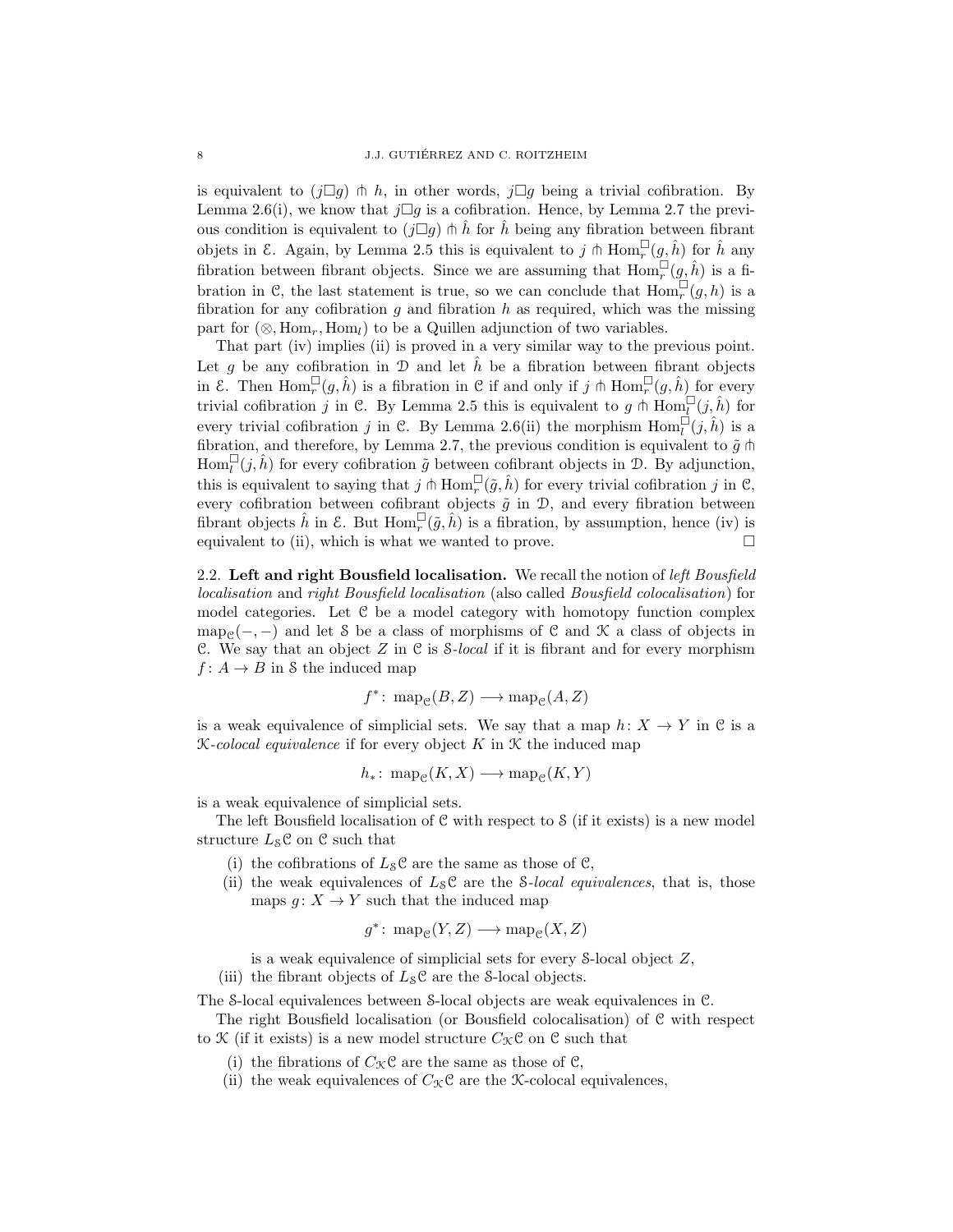is equivalent to $(j\Box g) \pitchfork h$, in other words, $j\Box g$ being a trivial cofibration. By Lemma 2.6(i), we know that $j\Box g$ is a cofibration. Hence, by Lemma 2.7 the previous condition is equivalent to $(j\Box g) \pitchfork \hat{h}$ for $\hat{h}$ being any fibration between fibrant objets in $\mathcal{E}$. Again, by Lemma 2.5 this is equivalent to $j \pitchfork \mathrm{Hom}_r^\Box(g, \hat{h})$ for $\hat{h}$ any fibration between fibrant objects. Since we are assuming that $\mathrm{Hom}_r^\Box(g, \hat{h})$ is a fibration in $\mathcal{C}$, the last statement is true, so we can conclude that $\mathrm{Hom}_r^\Box(g, h)$ is a fibration for any cofibration $g$ and fibration $h$ as required, which was the missing part for $(\otimes, \mathrm{Hom}_r, \mathrm{Hom}_l)$ to be a Quillen adjunction of two variables.

That part (iv) implies (ii) is proved in a very similar way to the previous point. Let $g$ be any cofibration in $\mathcal{D}$ and let $\hat{h}$ be a fibration between fibrant objects in $\mathcal{E}$. Then $\mathrm{Hom}_r^\Box(g, \hat{h})$ is a fibration in $\mathcal{C}$ if and only if $j \pitchfork \mathrm{Hom}_r^\Box(g, \hat{h})$ for every trivial cofibration $j$ in $\mathcal{C}$. By Lemma 2.5 this is equivalent to $g \pitchfork \mathrm{Hom}_l^\Box(j, \hat{h})$ for every trivial cofibration $j$ in $\mathcal{C}$. By Lemma 2.6(ii) the morphism $\mathrm{Hom}_l^\Box(j, \hat{h})$ is a fibration, and therefore, by Lemma 2.7, the previous condition is equivalent to $\tilde{g} \pitchfork \mathrm{Hom}_l^\Box(j, \hat{h})$ for every cofibration $\tilde{g}$ between cofibrant objects in $\mathcal{D}$. By adjunction, this is equivalent to saying that $j \pitchfork \mathrm{Hom}_r^\Box(\tilde{g}, \hat{h})$ for every trivial cofibration $j$ in $\mathcal{C}$, every cofibration between cofibrant objects $\tilde{g}$ in $\mathcal{D}$, and every fibration between fibrant objects $\hat{h}$ in $\mathcal{E}$. But $\mathrm{Hom}_r^\Box(\tilde{g}, \hat{h})$ is a fibration, by assumption, hence (iv) is equivalent to (ii), which is what we wanted to prove. $\Box$

**2.2. Left and right Bousfield localisation.** We recall the notion of *left Bousfield localisation* and *right Bousfield localisation* (also called *Bousfield colocalisation*) for model categories. Let $\mathcal{C}$ be a model category with homotopy function complex $\mathrm{map}_{\mathcal{C}}(-,-)$ and let $\mathcal{S}$ be a class of morphisms of $\mathcal{C}$ and $\mathcal{K}$ a class of objects in $\mathcal{C}$. We say that an object $Z$ in $\mathcal{C}$ is $\mathcal{S}$*-local* if it is fibrant and for every morphism $f\colon A \to B$ in $\mathcal{S}$ the induced map

$$f^*\colon \mathrm{map}_{\mathcal{C}}(B, Z) \longrightarrow \mathrm{map}_{\mathcal{C}}(A, Z)$$

is a weak equivalence of simplicial sets. We say that a map $h\colon X \to Y$ in $\mathcal{C}$ is a $\mathcal{K}$*-colocal equivalence* if for every object $K$ in $\mathcal{K}$ the induced map

$$h_*\colon \mathrm{map}_{\mathcal{C}}(K, X) \longrightarrow \mathrm{map}_{\mathcal{C}}(K, Y)$$

is a weak equivalence of simplicial sets.

The left Bousfield localisation of $\mathcal{C}$ with respect to $\mathcal{S}$ (if it exists) is a new model structure $L_{\mathcal{S}}\mathcal{C}$ on $\mathcal{C}$ such that

(i) the cofibrations of $L_{\mathcal{S}}\mathcal{C}$ are the same as those of $\mathcal{C}$,
(ii) the weak equivalences of $L_{\mathcal{S}}\mathcal{C}$ are the $\mathcal{S}$*-local equivalences*, that is, those maps $g\colon X \to Y$ such that the induced map

$$g^*\colon \mathrm{map}_{\mathcal{C}}(Y, Z) \longrightarrow \mathrm{map}_{\mathcal{C}}(X, Z)$$

is a weak equivalence of simplicial sets for every $\mathcal{S}$-local object $Z$,
(iii) the fibrant objects of $L_{\mathcal{S}}\mathcal{C}$ are the $\mathcal{S}$-local objects.

The $\mathcal{S}$-local equivalences between $\mathcal{S}$-local objects are weak equivalences in $\mathcal{C}$.

The right Bousfield localisation (or Bousfield colocalisation) of $\mathcal{C}$ with respect to $\mathcal{K}$ (if it exists) is a new model structure $C_{\mathcal{K}}\mathcal{C}$ on $\mathcal{C}$ such that

(i) the fibrations of $C_{\mathcal{K}}\mathcal{C}$ are the same as those of $\mathcal{C}$,
(ii) the weak equivalences of $C_{\mathcal{K}}\mathcal{C}$ are the $\mathcal{K}$-colocal equivalences,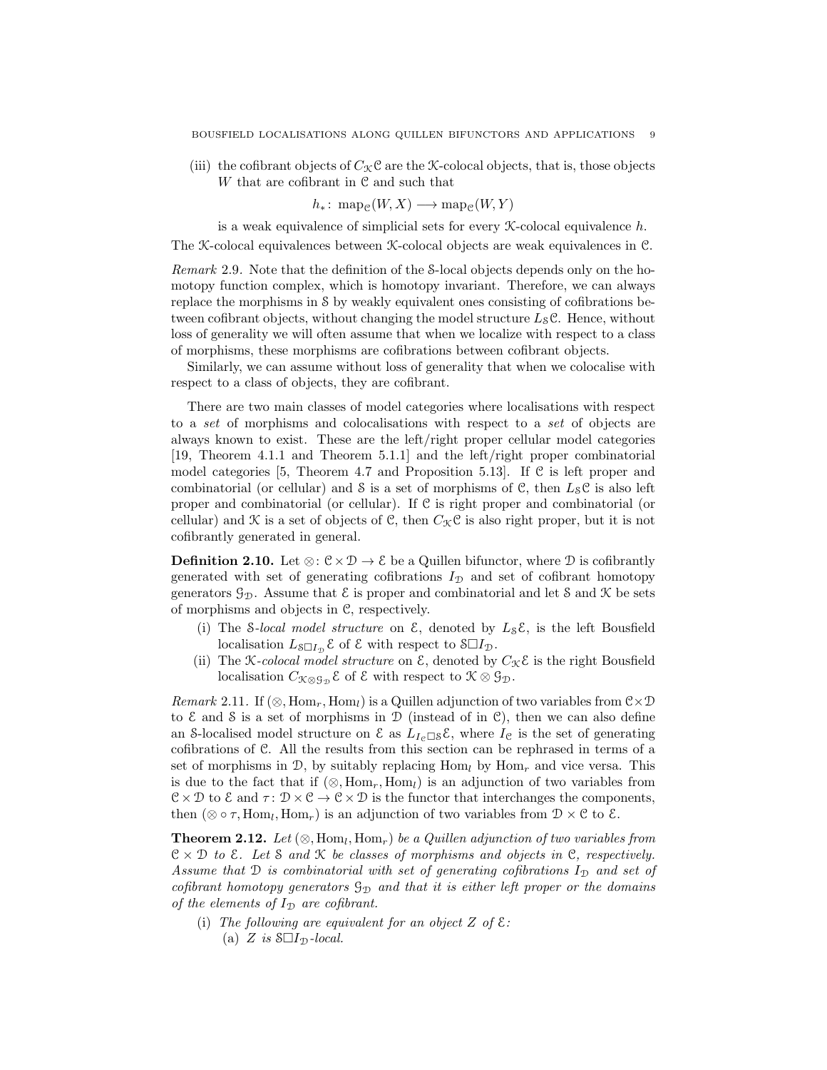(iii) the cofibrant objects of $C_{\mathcal{K}}\mathcal{C}$ are the $\mathcal{K}$-colocal objects, that is, those objects $W$ that are cofibrant in $\mathcal{C}$ and such that

$$h_*\colon \operatorname{map}_{\mathcal{C}}(W, X) \longrightarrow \operatorname{map}_{\mathcal{C}}(W, Y)$$

is a weak equivalence of simplicial sets for every $\mathcal{K}$-colocal equivalence $h$.

The $\mathcal{K}$-colocal equivalences between $\mathcal{K}$-colocal objects are weak equivalences in $\mathcal{C}$.

*Remark* 2.9. Note that the definition of the $\mathcal{S}$-local objects depends only on the homotopy function complex, which is homotopy invariant. Therefore, we can always replace the morphisms in $\mathcal{S}$ by weakly equivalent ones consisting of cofibrations between cofibrant objects, without changing the model structure $L_{\mathcal{S}}\mathcal{C}$. Hence, without loss of generality we will often assume that when we localize with respect to a class of morphisms, these morphisms are cofibrations between cofibrant objects.

Similarly, we can assume without loss of generality that when we colocalise with respect to a class of objects, they are cofibrant.

There are two main classes of model categories where localisations with respect to a *set* of morphisms and colocalisations with respect to a *set* of objects are always known to exist. These are the left/right proper cellular model categories [19, Theorem 4.1.1 and Theorem 5.1.1] and the left/right proper combinatorial model categories [5, Theorem 4.7 and Proposition 5.13]. If $\mathcal{C}$ is left proper and combinatorial (or cellular) and $\mathcal{S}$ is a set of morphisms of $\mathcal{C}$, then $L_{\mathcal{S}}\mathcal{C}$ is also left proper and combinatorial (or cellular). If $\mathcal{C}$ is right proper and combinatorial (or cellular) and $\mathcal{K}$ is a set of objects of $\mathcal{C}$, then $C_{\mathcal{K}}\mathcal{C}$ is also right proper, but it is not cofibrantly generated in general.

**Definition 2.10.** Let $\otimes\colon \mathcal{C}\times\mathcal{D}\to\mathcal{E}$ be a Quillen bifunctor, where $\mathcal{D}$ is cofibrantly generated with set of generating cofibrations $I_{\mathcal{D}}$ and set of cofibrant homotopy generators $\mathcal{G}_{\mathcal{D}}$. Assume that $\mathcal{E}$ is proper and combinatorial and let $\mathcal{S}$ and $\mathcal{K}$ be sets of morphisms and objects in $\mathcal{C}$, respectively.

(i) The $\mathcal{S}$-*local model structure* on $\mathcal{E}$, denoted by $L_{\mathcal{S}}\mathcal{E}$, is the left Bousfield localisation $L_{\mathcal{S}\square I_{\mathcal{D}}}\mathcal{E}$ of $\mathcal{E}$ with respect to $\mathcal{S}\square I_{\mathcal{D}}$.

(ii) The $\mathcal{K}$-*colocal model structure* on $\mathcal{E}$, denoted by $C_{\mathcal{K}}\mathcal{E}$ is the right Bousfield localisation $C_{\mathcal{K}\otimes\mathcal{G}_{\mathcal{D}}}\mathcal{E}$ of $\mathcal{E}$ with respect to $\mathcal{K}\otimes\mathcal{G}_{\mathcal{D}}$.

*Remark* 2.11. If $(\otimes, \operatorname{Hom}_r, \operatorname{Hom}_l)$ is a Quillen adjunction of two variables from $\mathcal{C}\times\mathcal{D}$ to $\mathcal{E}$ and $\mathcal{S}$ is a set of morphisms in $\mathcal{D}$ (instead of in $\mathcal{C}$), then we can also define an $\mathcal{S}$-localised model structure on $\mathcal{E}$ as $L_{I_{\mathcal{C}}\square\mathcal{S}}\mathcal{E}$, where $I_{\mathcal{C}}$ is the set of generating cofibrations of $\mathcal{C}$. All the results from this section can be rephrased in terms of a set of morphisms in $\mathcal{D}$, by suitably replacing $\operatorname{Hom}_l$ by $\operatorname{Hom}_r$ and vice versa. This is due to the fact that if $(\otimes, \operatorname{Hom}_r, \operatorname{Hom}_l)$ is an adjunction of two variables from $\mathcal{C}\times\mathcal{D}$ to $\mathcal{E}$ and $\tau\colon \mathcal{D}\times\mathcal{C}\to\mathcal{C}\times\mathcal{D}$ is the functor that interchanges the components, then $(\otimes\circ\tau, \operatorname{Hom}_l, \operatorname{Hom}_r)$ is an adjunction of two variables from $\mathcal{D}\times\mathcal{C}$ to $\mathcal{E}$.

**Theorem 2.12.** *Let $(\otimes, \operatorname{Hom}_l, \operatorname{Hom}_r)$ be a Quillen adjunction of two variables from $\mathcal{C}\times\mathcal{D}$ to $\mathcal{E}$. Let $\mathcal{S}$ and $\mathcal{K}$ be classes of morphisms and objects in $\mathcal{C}$, respectively. Assume that $\mathcal{D}$ is combinatorial with set of generating cofibrations $I_{\mathcal{D}}$ and set of cofibrant homotopy generators $\mathcal{G}_{\mathcal{D}}$ and that it is either left proper or the domains of the elements of $I_{\mathcal{D}}$ are cofibrant.*

(i) *The following are equivalent for an object $Z$ of $\mathcal{E}$:*
   (a) *$Z$ is $\mathcal{S}\square I_{\mathcal{D}}$-local.*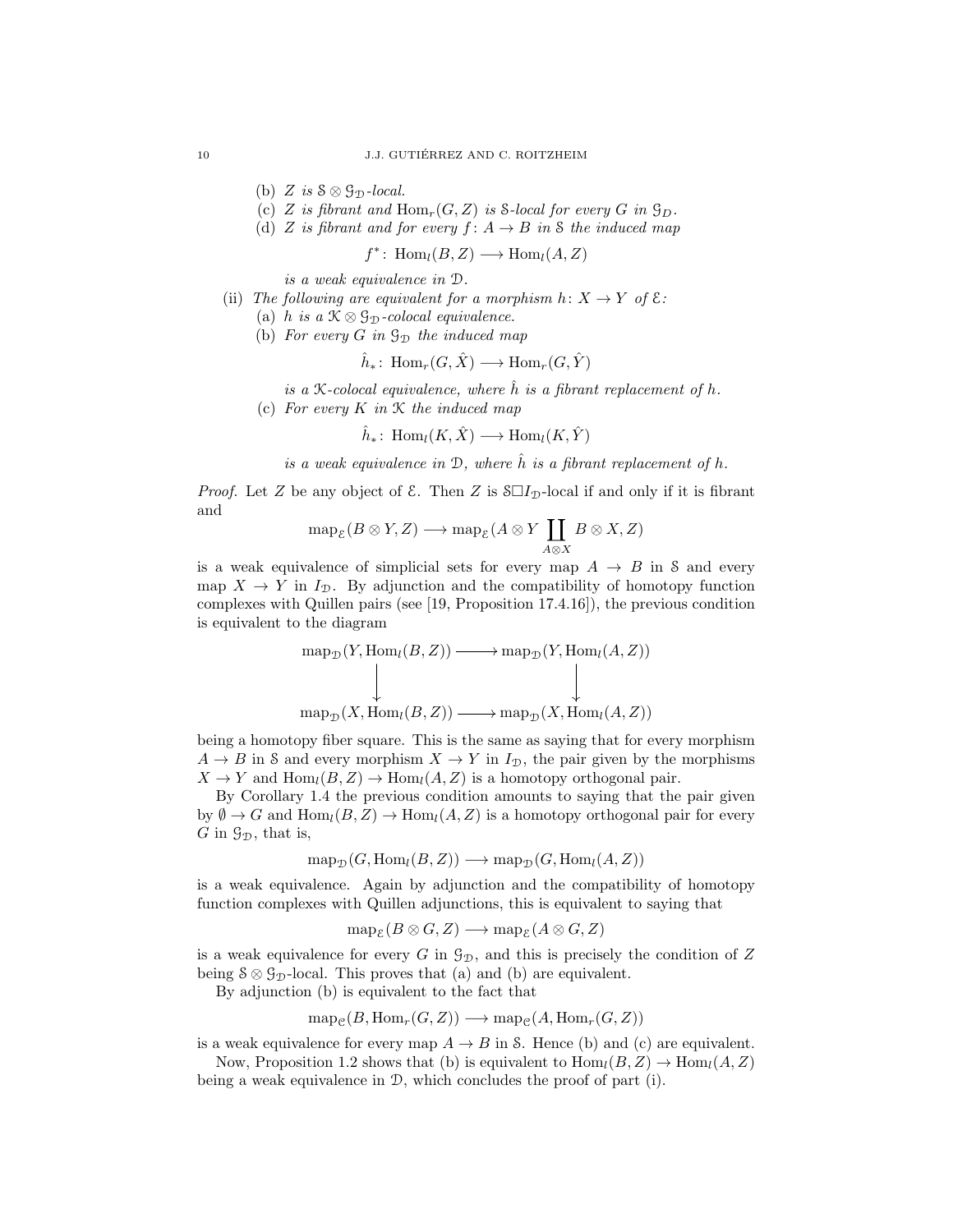(b) *$Z$ is $\mathcal{S}\otimes\mathcal{G}_{\mathcal{D}}$-local.*

(c) *$Z$ is fibrant and $\mathrm{Hom}_r(G,Z)$ is $\mathcal{S}$-local for every $G$ in $\mathcal{G}_D$.*

(d) *$Z$ is fibrant and for every $f\colon A\to B$ in $\mathcal{S}$ the induced map*

$$f^*\colon \mathrm{Hom}_l(B,Z)\longrightarrow \mathrm{Hom}_l(A,Z)$$

*is a weak equivalence in $\mathcal{D}$.*

(ii) *The following are equivalent for a morphism $h\colon X\to Y$ of $\mathcal{E}$:*

(a) *$h$ is a $\mathcal{K}\otimes\mathcal{G}_{\mathcal{D}}$-colocal equivalence.*

(b) *For every $G$ in $\mathcal{G}_{\mathcal{D}}$ the induced map*

$$\hat{h}_*\colon \mathrm{Hom}_r(G,\hat{X})\longrightarrow \mathrm{Hom}_r(G,\hat{Y})$$

*is a $\mathcal{K}$-colocal equivalence, where $\hat{h}$ is a fibrant replacement of $h$.*

(c) *For every $K$ in $\mathcal{K}$ the induced map*

$$\hat{h}_*\colon \mathrm{Hom}_l(K,\hat{X})\longrightarrow \mathrm{Hom}_l(K,\hat{Y})$$

*is a weak equivalence in $\mathcal{D}$, where $\hat{h}$ is a fibrant replacement of $h$.*

*Proof.* Let $Z$ be any object of $\mathcal{E}$. Then $Z$ is $\mathcal{S}\Box I_{\mathcal{D}}$-local if and only if it is fibrant and

$$\mathrm{map}_{\mathcal{E}}(B\otimes Y,Z)\longrightarrow \mathrm{map}_{\mathcal{E}}(A\otimes Y\coprod_{A\otimes X}B\otimes X,Z)$$

is a weak equivalence of simplicial sets for every map $A\to B$ in $\mathcal{S}$ and every map $X\to Y$ in $I_{\mathcal{D}}$. By adjunction and the compatibility of homotopy function complexes with Quillen pairs (see [19, Proposition 17.4.16]), the previous condition is equivalent to the diagram

$$\begin{array}{ccc}
\mathrm{map}_{\mathcal{D}}(Y,\mathrm{Hom}_l(B,Z)) & \longrightarrow & \mathrm{map}_{\mathcal{D}}(Y,\mathrm{Hom}_l(A,Z))\\
\downarrow & & \downarrow\\
\mathrm{map}_{\mathcal{D}}(X,\mathrm{Hom}_l(B,Z)) & \longrightarrow & \mathrm{map}_{\mathcal{D}}(X,\mathrm{Hom}_l(A,Z))
\end{array}$$

being a homotopy fiber square. This is the same as saying that for every morphism $A\to B$ in $\mathcal{S}$ and every morphism $X\to Y$ in $I_{\mathcal{D}}$, the pair given by the morphisms $X\to Y$ and $\mathrm{Hom}_l(B,Z)\to\mathrm{Hom}_l(A,Z)$ is a homotopy orthogonal pair.

By Corollary 1.4 the previous condition amounts to saying that the pair given by $\emptyset\to G$ and $\mathrm{Hom}_l(B,Z)\to\mathrm{Hom}_l(A,Z)$ is a homotopy orthogonal pair for every $G$ in $\mathcal{G}_{\mathcal{D}}$, that is,

$$\mathrm{map}_{\mathcal{D}}(G,\mathrm{Hom}_l(B,Z))\longrightarrow \mathrm{map}_{\mathcal{D}}(G,\mathrm{Hom}_l(A,Z))$$

is a weak equivalence. Again by adjunction and the compatibility of homotopy function complexes with Quillen adjunctions, this is equivalent to saying that

$$\mathrm{map}_{\mathcal{E}}(B\otimes G,Z)\longrightarrow \mathrm{map}_{\mathcal{E}}(A\otimes G,Z)$$

is a weak equivalence for every $G$ in $\mathcal{G}_{\mathcal{D}}$, and this is precisely the condition of $Z$ being $\mathcal{S}\otimes\mathcal{G}_{\mathcal{D}}$-local. This proves that (a) and (b) are equivalent.

By adjunction (b) is equivalent to the fact that

$$\mathrm{map}_{\mathcal{C}}(B,\mathrm{Hom}_r(G,Z))\longrightarrow \mathrm{map}_{\mathcal{C}}(A,\mathrm{Hom}_r(G,Z))$$

is a weak equivalence for every map $A\to B$ in $\mathcal{S}$. Hence (b) and (c) are equivalent.

Now, Proposition 1.2 shows that (b) is equivalent to $\mathrm{Hom}_l(B,Z)\to\mathrm{Hom}_l(A,Z)$ being a weak equivalence in $\mathcal{D}$, which concludes the proof of part (i).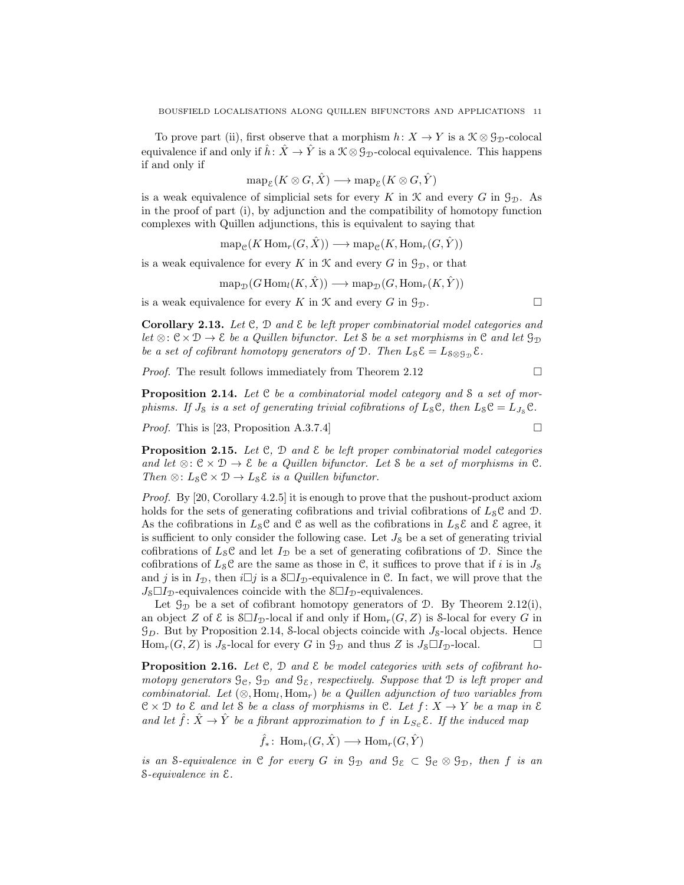To prove part (ii), first observe that a morphism $h\colon X \to Y$ is a $\mathcal{K} \otimes \mathcal{G}_{\mathcal{D}}$-colocal equivalence if and only if $\hat{h}\colon \hat{X} \to \hat{Y}$ is a $\mathcal{K} \otimes \mathcal{G}_{\mathcal{D}}$-colocal equivalence. This happens if and only if

$$\mathrm{map}_{\mathcal{E}}(K \otimes G, \hat{X}) \longrightarrow \mathrm{map}_{\mathcal{E}}(K \otimes G, \hat{Y})$$

is a weak equivalence of simplicial sets for every $K$ in $\mathcal{K}$ and every $G$ in $\mathcal{G}_{\mathcal{D}}$. As in the proof of part (i), by adjunction and the compatibility of homotopy function complexes with Quillen adjunctions, this is equivalent to saying that

$$\mathrm{map}_{\mathcal{C}}(K \, \mathrm{Hom}_r(G, \hat{X})) \longrightarrow \mathrm{map}_{\mathcal{C}}(K, \mathrm{Hom}_r(G, \hat{Y}))$$

is a weak equivalence for every $K$ in $\mathcal{K}$ and every $G$ in $\mathcal{G}_{\mathcal{D}}$, or that

$$\mathrm{map}_{\mathcal{D}}(G \, \mathrm{Hom}_l(K, \hat{X})) \longrightarrow \mathrm{map}_{\mathcal{D}}(G, \mathrm{Hom}_r(K, \hat{Y}))$$

is a weak equivalence for every $K$ in $\mathcal{K}$ and every $G$ in $\mathcal{G}_{\mathcal{D}}$. □

**Corollary 2.13.** *Let $\mathcal{C}$, $\mathcal{D}$ and $\mathcal{E}$ be left proper combinatorial model categories and let $\otimes\colon \mathcal{C} \times \mathcal{D} \to \mathcal{E}$ be a Quillen bifunctor. Let $\mathcal{S}$ be a set morphisms in $\mathcal{C}$ and let $\mathcal{G}_{\mathcal{D}}$ be a set of cofibrant homotopy generators of $\mathcal{D}$. Then $L_{\mathcal{S}}\mathcal{E} = L_{\mathcal{S} \otimes \mathcal{G}_{\mathcal{D}}}\mathcal{E}$.*

*Proof.* The result follows immediately from Theorem 2.12 □

**Proposition 2.14.** *Let $\mathcal{C}$ be a combinatorial model category and $\mathcal{S}$ a set of morphisms. If $J_{\mathcal{S}}$ is a set of generating trivial cofibrations of $L_{\mathcal{S}}\mathcal{C}$, then $L_{\mathcal{S}}\mathcal{C} = L_{J_{\mathcal{S}}}\mathcal{C}$.*

*Proof.* This is [23, Proposition A.3.7.4] □

**Proposition 2.15.** *Let $\mathcal{C}$, $\mathcal{D}$ and $\mathcal{E}$ be left proper combinatorial model categories and let $\otimes\colon \mathcal{C} \times \mathcal{D} \to \mathcal{E}$ be a Quillen bifunctor. Let $\mathcal{S}$ be a set of morphisms in $\mathcal{C}$. Then $\otimes\colon L_{\mathcal{S}}\mathcal{C} \times \mathcal{D} \to L_{\mathcal{S}}\mathcal{E}$ is a Quillen bifunctor.*

*Proof.* By [20, Corollary 4.2.5] it is enough to prove that the pushout-product axiom holds for the sets of generating cofibrations and trivial cofibrations of $L_{\mathcal{S}}\mathcal{C}$ and $\mathcal{D}$. As the cofibrations in $L_{\mathcal{S}}\mathcal{C}$ and $\mathcal{C}$ as well as the cofibrations in $L_{\mathcal{S}}\mathcal{E}$ and $\mathcal{E}$ agree, it is sufficient to only consider the following case. Let $J_{\mathcal{S}}$ be a set of generating trivial cofibrations of $L_{\mathcal{S}}\mathcal{C}$ and let $I_{\mathcal{D}}$ be a set of generating cofibrations of $\mathcal{D}$. Since the cofibrations of $L_{\mathcal{S}}\mathcal{C}$ are the same as those in $\mathcal{C}$, it suffices to prove that if $i$ is in $J_{\mathcal{S}}$ and $j$ is in $I_{\mathcal{D}}$, then $i \square j$ is a $\mathcal{S} \square I_{\mathcal{D}}$-equivalence in $\mathcal{C}$. In fact, we will prove that the $J_{\mathcal{S}} \square I_{\mathcal{D}}$-equivalences coincide with the $\mathcal{S} \square I_{\mathcal{D}}$-equivalences.

Let $\mathcal{G}_{\mathcal{D}}$ be a set of cofibrant homotopy generators of $\mathcal{D}$. By Theorem 2.12(i), an object $Z$ of $\mathcal{E}$ is $\mathcal{S} \square I_{\mathcal{D}}$-local if and only if $\mathrm{Hom}_r(G, Z)$ is $\mathcal{S}$-local for every $G$ in $\mathcal{G}_D$. But by Proposition 2.14, $\mathcal{S}$-local objects coincide with $J_{\mathcal{S}}$-local objects. Hence $\mathrm{Hom}_r(G, Z)$ is $J_{\mathcal{S}}$-local for every $G$ in $\mathcal{G}_{\mathcal{D}}$ and thus $Z$ is $J_{\mathcal{S}} \square I_{\mathcal{D}}$-local. □

**Proposition 2.16.** *Let $\mathcal{C}$, $\mathcal{D}$ and $\mathcal{E}$ be model categories with sets of cofibrant homotopy generators $\mathcal{G}_{\mathcal{C}}$, $\mathcal{G}_{\mathcal{D}}$ and $\mathcal{G}_{\mathcal{E}}$, respectively. Suppose that $\mathcal{D}$ is left proper and combinatorial. Let $(\otimes, \mathrm{Hom}_l, \mathrm{Hom}_r)$ be a Quillen adjunction of two variables from $\mathcal{C} \times \mathcal{D}$ to $\mathcal{E}$ and let $\mathcal{S}$ be a class of morphisms in $\mathcal{C}$. Let $f\colon X \to Y$ be a map in $\mathcal{E}$ and let $\hat{f}\colon \hat{X} \to \hat{Y}$ be a fibrant approximation to $f$ in $L_{S_{\mathcal{C}}}\mathcal{E}$. If the induced map*

$$\hat{f}_*\colon \mathrm{Hom}_r(G, \hat{X}) \longrightarrow \mathrm{Hom}_r(G, \hat{Y})$$

*is an $\mathcal{S}$-equivalence in $\mathcal{C}$ for every $G$ in $\mathcal{G}_{\mathcal{D}}$ and $\mathcal{G}_{\mathcal{E}} \subset \mathcal{G}_{\mathcal{C}} \otimes \mathcal{G}_{\mathcal{D}}$, then $f$ is an $\mathcal{S}$-equivalence in $\mathcal{E}$.*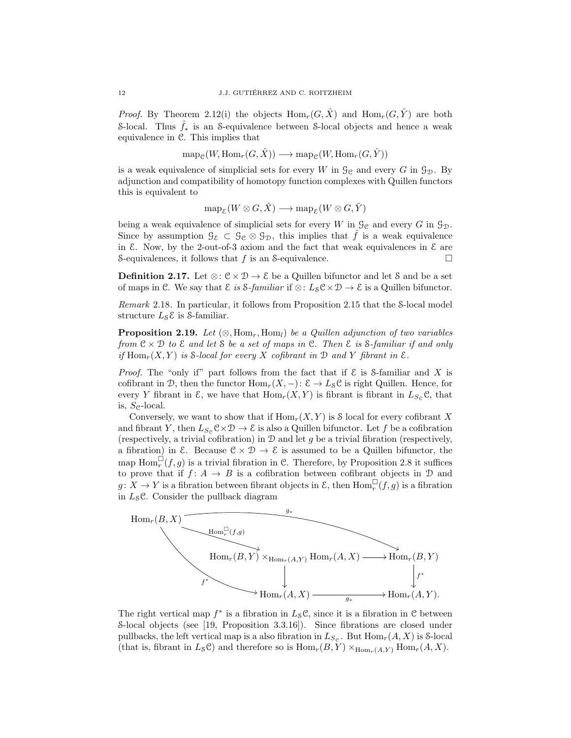*Proof.* By Theorem 2.12(i) the objects $\mathrm{Hom}_r(G, \hat{X})$ and $\mathrm{Hom}_r(G, \hat{Y})$ are both $\mathcal{S}$-local. Thus $\hat{f}_*$ is an $\mathcal{S}$-equivalence between $\mathcal{S}$-local objects and hence a weak equivalence in $\mathcal{C}$. This implies that

$$\mathrm{map}_{\mathcal{C}}(W, \mathrm{Hom}_r(G, \hat{X})) \longrightarrow \mathrm{map}_{\mathcal{C}}(W, \mathrm{Hom}_r(G, \hat{Y}))$$

is a weak equivalence of simplicial sets for every $W$ in $\mathcal{G}_{\mathcal{C}}$ and every $G$ in $\mathcal{G}_{\mathcal{D}}$. By adjunction and compatibility of homotopy function complexes with Quillen functors this is equivalent to

$$\mathrm{map}_{\mathcal{E}}(W \otimes G, \hat{X}) \longrightarrow \mathrm{map}_{\mathcal{E}}(W \otimes G, \hat{Y})$$

being a weak equivalence of simplicial sets for every $W$ in $\mathcal{G}_{\mathcal{C}}$ and every $G$ in $\mathcal{G}_{\mathcal{D}}$. Since by assumption $\mathcal{G}_{\mathcal{E}} \subset \mathcal{G}_{\mathcal{C}} \otimes \mathcal{G}_{\mathcal{D}}$, this implies that $\hat{f}$ is a weak equivalence in $\mathcal{E}$. Now, by the 2-out-of-3 axiom and the fact that weak equivalences in $\mathcal{E}$ are $\mathcal{S}$-equivalences, it follows that $f$ is an $\mathcal{S}$-equivalence. $\square$

**Definition 2.17.** Let $\otimes\colon \mathcal{C} \times \mathcal{D} \to \mathcal{E}$ be a Quillen bifunctor and let $\mathcal{S}$ and be a set of maps in $\mathcal{C}$. We say that $\mathcal{E}$ *is $\mathcal{S}$-familiar* if $\otimes\colon L_{\mathcal{S}}\mathcal{C} \times \mathcal{D} \to \mathcal{E}$ is a Quillen bifunctor.

*Remark* 2.18. In particular, it follows from Proposition 2.15 that the $\mathcal{S}$-local model structure $L_{\mathcal{S}}\mathcal{E}$ is $\mathcal{S}$-familiar.

**Proposition 2.19.** *Let $(\otimes, \mathrm{Hom}_r, \mathrm{Hom}_l)$ be a Quillen adjunction of two variables from $\mathcal{C} \times \mathcal{D}$ to $\mathcal{E}$ and let $\mathcal{S}$ be a set of maps in $\mathcal{C}$. Then $\mathcal{E}$ is $\mathcal{S}$-familiar if and only if $\mathrm{Hom}_r(X, Y)$ is $\mathcal{S}$-local for every $X$ cofibrant in $\mathcal{D}$ and $Y$ fibrant in $\mathcal{E}$.*

*Proof.* The "only if" part follows from the fact that if $\mathcal{E}$ is $\mathcal{S}$-familiar and $X$ is cofibrant in $\mathcal{D}$, then the functor $\mathrm{Hom}_r(X, -)\colon \mathcal{E} \to L_{\mathcal{S}}\mathcal{C}$ is right Quillen. Hence, for every $Y$ fibrant in $\mathcal{E}$, we have that $\mathrm{Hom}_r(X, Y)$ is fibrant is fibrant in $L_{S_{\mathcal{C}}}\mathcal{C}$, that is, $S_{\mathcal{C}}$-local.

Conversely, we want to show that if $\mathrm{Hom}_r(X, Y)$ is $\mathcal{S}$ local for every cofibrant $X$ and fibrant $Y$, then $L_{S_{\mathcal{C}}}\mathcal{C} \times \mathcal{D} \to \mathcal{E}$ is also a Quillen bifunctor. Let $f$ be a cofibration (respectively, a trivial cofibration) in $\mathcal{D}$ and let $g$ be a trivial fibration (respectively, a fibration) in $\mathcal{E}$. Because $\mathcal{C} \times \mathcal{D} \to \mathcal{E}$ is assumed to be a Quillen bifunctor, the map $\mathrm{Hom}_r^{\square}(f, g)$ is a trivial fibration in $\mathcal{C}$. Therefore, by Proposition 2.8 it suffices to prove that if $f\colon A \to B$ is a cofibration between cofibrant objects in $\mathcal{D}$ and $g\colon X \to Y$ is a fibration between fibrant objects in $\mathcal{E}$, then $\mathrm{Hom}_r^{\square}(f, g)$ is a fibration in $L_{\mathcal{S}}\mathcal{C}$. Consider the pullback diagram

$$\begin{array}{ccccc}
\mathrm{Hom}_r(B,X) & \xrightarrow{\mathrm{Hom}_r^{\square}(f,g)} & \mathrm{Hom}_r(B,Y) \times_{\mathrm{Hom}_r(A,Y)} \mathrm{Hom}_r(A,X) & \longrightarrow & \mathrm{Hom}_r(B,Y) \\
 & & \downarrow & & \downarrow f^* \\
 & & \mathrm{Hom}_r(A,X) & \xrightarrow{g_*} & \mathrm{Hom}_r(A,Y).
\end{array}$$

(with outer maps $g_*\colon \mathrm{Hom}_r(B,X) \to \mathrm{Hom}_r(B,Y)$ and $f^*\colon \mathrm{Hom}_r(B,X) \to \mathrm{Hom}_r(A,X)$.)

The right vertical map $f^*$ is a fibration in $L_{\mathcal{S}}\mathcal{C}$, since it is a fibration in $\mathcal{C}$ between $\mathcal{S}$-local objects (see [19, Proposition 3.3.16]). Since fibrations are closed under pullbacks, the left vertical map is a also fibration in $L_{S_{\mathcal{C}}}$. But $\mathrm{Hom}_r(A, X)$ is $\mathcal{S}$-local (that is, fibrant in $L_{\mathcal{S}}\mathcal{C}$) and therefore so is $\mathrm{Hom}_r(B, Y) \times_{\mathrm{Hom}_r(A,Y)} \mathrm{Hom}_r(A, X)$.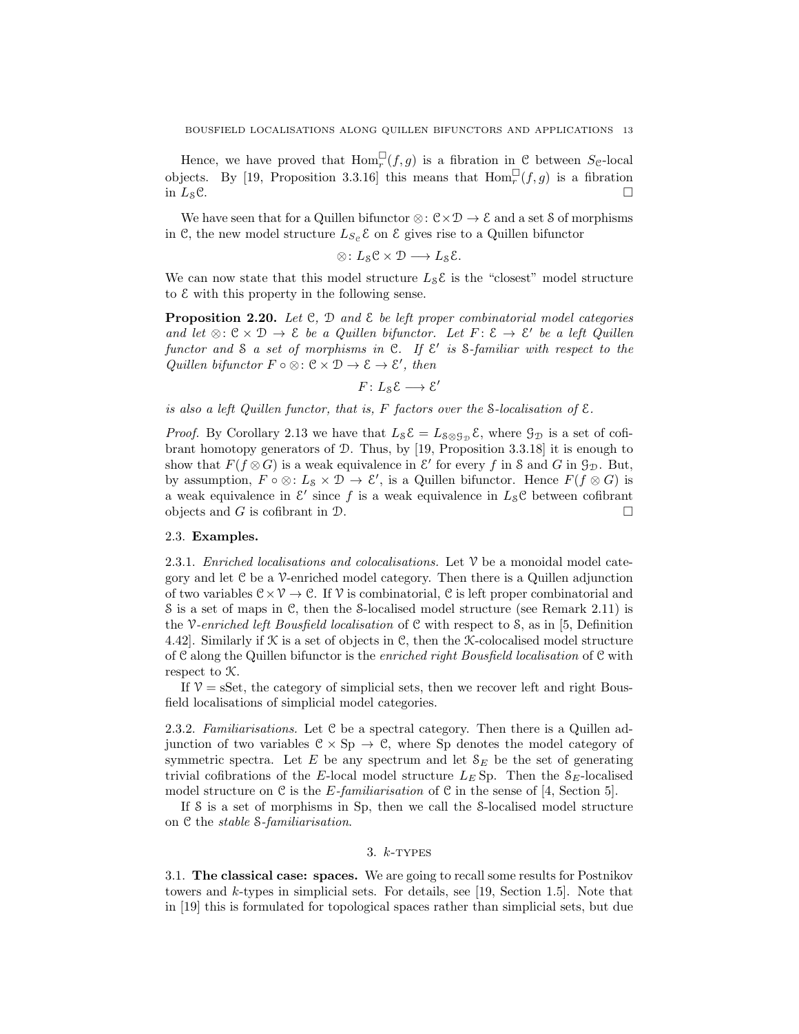Hence, we have proved that $\mathrm{Hom}_r^{\square}(f,g)$ is a fibration in $\mathcal{C}$ between $S_{\mathcal{C}}$-local objects. By [19, Proposition 3.3.16] this means that $\mathrm{Hom}_r^{\square}(f,g)$ is a fibration in $L_{\mathcal{S}}\mathcal{C}$. $\square$

We have seen that for a Quillen bifunctor $\otimes\colon \mathcal{C}\times\mathcal{D}\to\mathcal{E}$ and a set $\mathcal{S}$ of morphisms in $\mathcal{C}$, the new model structure $L_{S_{\mathcal{C}}}\mathcal{E}$ on $\mathcal{E}$ gives rise to a Quillen bifunctor

$$\otimes\colon L_{\mathcal{S}}\mathcal{C}\times\mathcal{D}\longrightarrow L_{\mathcal{S}}\mathcal{E}.$$

We can now state that this model structure $L_{\mathcal{S}}\mathcal{E}$ is the "closest" model structure to $\mathcal{E}$ with this property in the following sense.

**Proposition 2.20.** *Let $\mathcal{C}$, $\mathcal{D}$ and $\mathcal{E}$ be left proper combinatorial model categories and let $\otimes\colon \mathcal{C}\times\mathcal{D}\to\mathcal{E}$ be a Quillen bifunctor. Let $F\colon\mathcal{E}\to\mathcal{E}'$ be a left Quillen functor and $\mathcal{S}$ a set of morphisms in $\mathcal{C}$. If $\mathcal{E}'$ is $\mathcal{S}$-familiar with respect to the Quillen bifunctor $F\circ\otimes\colon\mathcal{C}\times\mathcal{D}\to\mathcal{E}\to\mathcal{E}'$, then*

$$F\colon L_{\mathcal{S}}\mathcal{E}\longrightarrow\mathcal{E}'$$

*is also a left Quillen functor, that is, $F$ factors over the $\mathcal{S}$-localisation of $\mathcal{E}$.*

*Proof.* By Corollary 2.13 we have that $L_{\mathcal{S}}\mathcal{E}=L_{\mathcal{S}\otimes\mathcal{G}_{\mathcal{D}}}\mathcal{E}$, where $\mathcal{G}_{\mathcal{D}}$ is a set of cofibrant homotopy generators of $\mathcal{D}$. Thus, by [19, Proposition 3.3.18] it is enough to show that $F(f\otimes G)$ is a weak equivalence in $\mathcal{E}'$ for every $f$ in $\mathcal{S}$ and $G$ in $\mathcal{G}_{\mathcal{D}}$. But, by assumption, $F\circ\otimes\colon L_{\mathcal{S}}\times\mathcal{D}\to\mathcal{E}'$, is a Quillen bifunctor. Hence $F(f\otimes G)$ is a weak equivalence in $\mathcal{E}'$ since $f$ is a weak equivalence in $L_{\mathcal{S}}\mathcal{C}$ between cofibrant objects and $G$ is cofibrant in $\mathcal{D}$. $\square$

### 2.3. Examples.

2.3.1. *Enriched localisations and colocalisations.* Let $\mathcal{V}$ be a monoidal model category and let $\mathcal{C}$ be a $\mathcal{V}$-enriched model category. Then there is a Quillen adjunction of two variables $\mathcal{C}\times\mathcal{V}\to\mathcal{C}$. If $\mathcal{V}$ is combinatorial, $\mathcal{C}$ is left proper combinatorial and $\mathcal{S}$ is a set of maps in $\mathcal{C}$, then the $\mathcal{S}$-localised model structure (see Remark 2.11) is the *$\mathcal{V}$-enriched left Bousfield localisation* of $\mathcal{C}$ with respect to $\mathcal{S}$, as in [5, Definition 4.42]. Similarly if $\mathcal{K}$ is a set of objects in $\mathcal{C}$, then the $\mathcal{K}$-colocalised model structure of $\mathcal{C}$ along the Quillen bifunctor is the *enriched right Bousfield localisation* of $\mathcal{C}$ with respect to $\mathcal{K}$.

If $\mathcal{V}=\mathrm{sSet}$, the category of simplicial sets, then we recover left and right Bousfield localisations of simplicial model categories.

2.3.2. *Familiarisations.* Let $\mathcal{C}$ be a spectral category. Then there is a Quillen adjunction of two variables $\mathcal{C}\times\mathrm{Sp}\to\mathcal{C}$, where Sp denotes the model category of symmetric spectra. Let $E$ be any spectrum and let $\mathcal{S}_E$ be the set of generating trivial cofibrations of the $E$-local model structure $L_E\,\mathrm{Sp}$. Then the $\mathcal{S}_E$-localised model structure on $\mathcal{C}$ is the *$E$-familiarisation* of $\mathcal{C}$ in the sense of [4, Section 5].

If $\mathcal{S}$ is a set of morphisms in Sp, then we call the $\mathcal{S}$-localised model structure on $\mathcal{C}$ the *stable $\mathcal{S}$-familiarisation*.

## 3. $k$-types

3.1. **The classical case: spaces.** We are going to recall some results for Postnikov towers and $k$-types in simplicial sets. For details, see [19, Section 1.5]. Note that in [19] this is formulated for topological spaces rather than simplicial sets, but due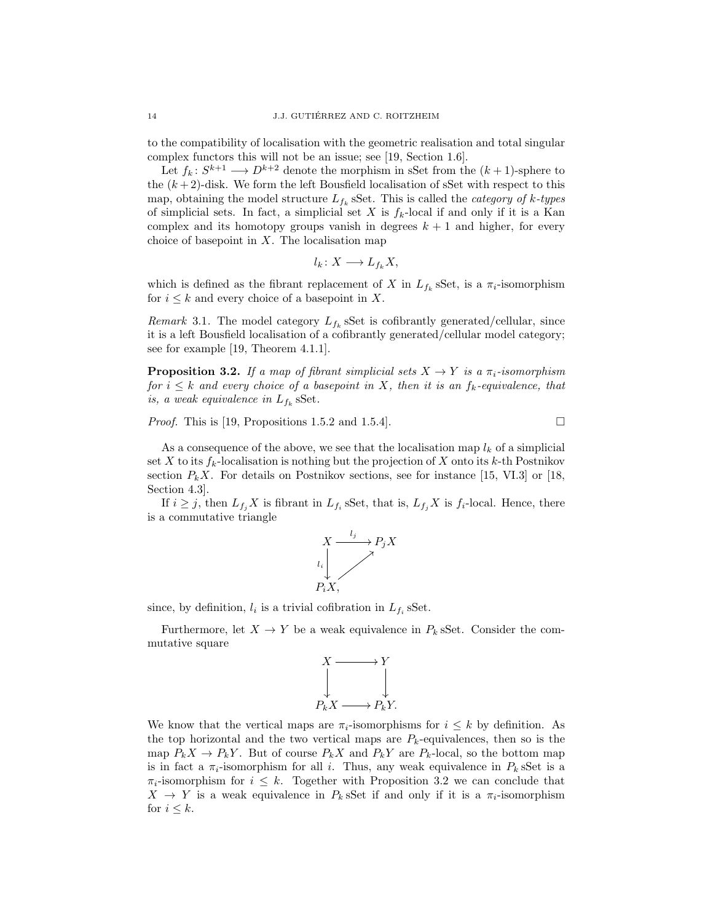to the compatibility of localisation with the geometric realisation and total singular complex functors this will not be an issue; see [19, Section 1.6].

Let $f_k\colon S^{k+1} \longrightarrow D^{k+2}$ denote the morphism in sSet from the $(k+1)$-sphere to the $(k+2)$-disk. We form the left Bousfield localisation of sSet with respect to this map, obtaining the model structure $L_{f_k}$ sSet. This is called the *category of $k$-types* of simplicial sets. In fact, a simplicial set $X$ is $f_k$-local if and only if it is a Kan complex and its homotopy groups vanish in degrees $k+1$ and higher, for every choice of basepoint in $X$. The localisation map

$$l_k\colon X \longrightarrow L_{f_k} X,$$

which is defined as the fibrant replacement of $X$ in $L_{f_k}$ sSet, is a $\pi_i$-isomorphism for $i \leq k$ and every choice of a basepoint in $X$.

*Remark* 3.1. The model category $L_{f_k}$ sSet is cofibrantly generated/cellular, since it is a left Bousfield localisation of a cofibrantly generated/cellular model category; see for example [19, Theorem 4.1.1].

**Proposition 3.2.** *If a map of fibrant simplicial sets $X \to Y$ is a $\pi_i$-isomorphism for $i \leq k$ and every choice of a basepoint in $X$, then it is an $f_k$-equivalence, that is, a weak equivalence in $L_{f_k}$ sSet.*

*Proof.* This is [19, Propositions 1.5.2 and 1.5.4]. □

As a consequence of the above, we see that the localisation map $l_k$ of a simplicial set $X$ to its $f_k$-localisation is nothing but the projection of $X$ onto its $k$-th Postnikov section $P_k X$. For details on Postnikov sections, see for instance [15, VI.3] or [18, Section 4.3].

If $i \geq j$, then $L_{f_j} X$ is fibrant in $L_{f_i}$ sSet, that is, $L_{f_j} X$ is $f_i$-local. Hence, there is a commutative triangle

$$\begin{array}{ccc} X & \xrightarrow{l_j} & P_j X \\ {\scriptstyle l_i}\downarrow & \nearrow & \\ P_i X, & & \end{array}$$

since, by definition, $l_i$ is a trivial cofibration in $L_{f_i}$ sSet.

Furthermore, let $X \to Y$ be a weak equivalence in $P_k$ sSet. Consider the commutative square

$$\begin{array}{ccc} X & \longrightarrow & Y \\ \downarrow & & \downarrow \\ P_k X & \longrightarrow & P_k Y. \end{array}$$

We know that the vertical maps are $\pi_i$-isomorphisms for $i \leq k$ by definition. As the top horizontal and the two vertical maps are $P_k$-equivalences, then so is the map $P_k X \to P_k Y$. But of course $P_k X$ and $P_k Y$ are $P_k$-local, so the bottom map is in fact a $\pi_i$-isomorphism for all $i$. Thus, any weak equivalence in $P_k$ sSet is a $\pi_i$-isomorphism for $i \leq k$. Together with Proposition 3.2 we can conclude that $X \to Y$ is a weak equivalence in $P_k$ sSet if and only if it is a $\pi_i$-isomorphism for $i \leq k$.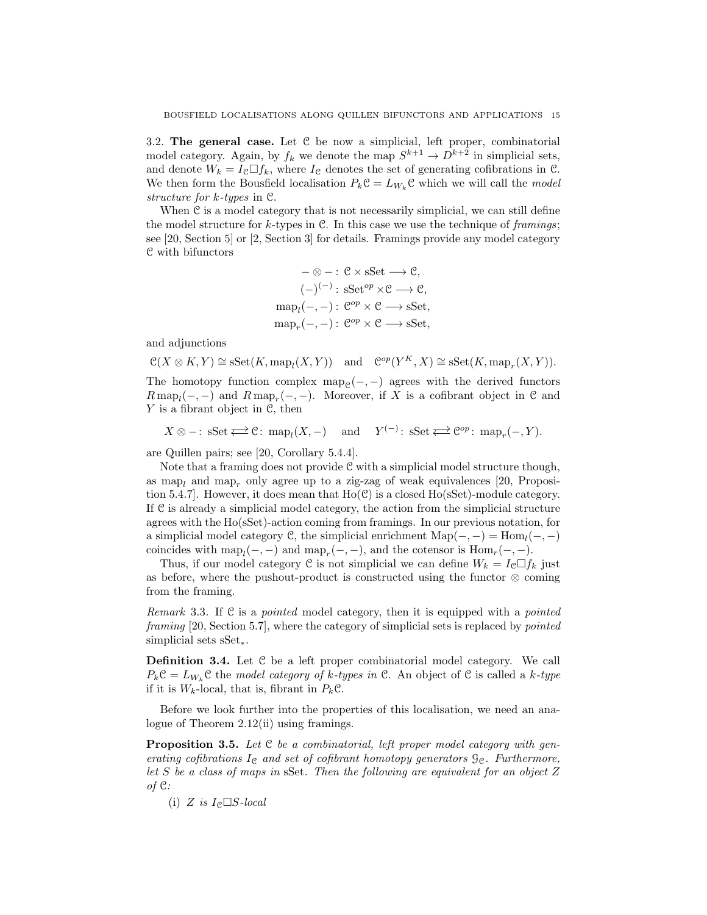## 3.2. The general case.

**3.2. The general case.** Let $\mathcal{C}$ be now a simplicial, left proper, combinatorial model category. Again, by $f_k$ we denote the map $S^{k+1} \to D^{k+2}$ in simplicial sets, and denote $W_k = I_{\mathcal{C}} \square f_k$, where $I_{\mathcal{C}}$ denotes the set of generating cofibrations in $\mathcal{C}$. We then form the Bousfield localisation $P_k\mathcal{C} = L_{W_k}\mathcal{C}$ which we will call the *model structure for $k$-types* in $\mathcal{C}$.

When $\mathcal{C}$ is a model category that is not necessarily simplicial, we can still define the model structure for $k$-types in $\mathcal{C}$. In this case we use the technique of *framings*; see [20, Section 5] or [2, Section 3] for details. Framings provide any model category $\mathcal{C}$ with bifunctors

$$
\begin{aligned}
- \otimes - \colon \mathcal{C} \times \mathrm{sSet} &\longrightarrow \mathcal{C},\\
(-)^{(-)} \colon \mathrm{sSet}^{op} \times \mathcal{C} &\longrightarrow \mathcal{C},\\
\mathrm{map}_l(-,-) \colon \mathcal{C}^{op} \times \mathcal{C} &\longrightarrow \mathrm{sSet},\\
\mathrm{map}_r(-,-) \colon \mathcal{C}^{op} \times \mathcal{C} &\longrightarrow \mathrm{sSet},
\end{aligned}
$$

and adjunctions

$$
\mathcal{C}(X \otimes K, Y) \cong \mathrm{sSet}(K, \mathrm{map}_l(X,Y)) \quad \text{and} \quad \mathcal{C}^{op}(Y^K, X) \cong \mathrm{sSet}(K, \mathrm{map}_r(X,Y)).
$$

The homotopy function complex $\mathrm{map}_{\mathcal{C}}(-,-)$ agrees with the derived functors $R\,\mathrm{map}_l(-,-)$ and $R\,\mathrm{map}_r(-,-)$. Moreover, if $X$ is a cofibrant object in $\mathcal{C}$ and $Y$ is a fibrant object in $\mathcal{C}$, then

$$
X \otimes - \colon \mathrm{sSet} \rightleftarrows \mathcal{C} \colon \mathrm{map}_l(X,-) \quad \text{and} \quad Y^{(-)} \colon \mathrm{sSet} \rightleftarrows \mathcal{C}^{op} \colon \mathrm{map}_r(-,Y).
$$

are Quillen pairs; see [20, Corollary 5.4.4].

Note that a framing does not provide $\mathcal{C}$ with a simplicial model structure though, as $\mathrm{map}_l$ and $\mathrm{map}_r$ only agree up to a zig-zag of weak equivalences [20, Proposition 5.4.7]. However, it does mean that $\mathrm{Ho}(\mathcal{C})$ is a closed $\mathrm{Ho}(\mathrm{sSet})$-module category. If $\mathcal{C}$ is already a simplicial model category, the action from the simplicial structure agrees with the $\mathrm{Ho}(\mathrm{sSet})$-action coming from framings. In our previous notation, for a simplicial model category $\mathcal{C}$, the simplicial enrichment $\mathrm{Map}(-,-) = \mathrm{Hom}_l(-,-)$ coincides with $\mathrm{map}_l(-,-)$ and $\mathrm{map}_r(-,-)$, and the cotensor is $\mathrm{Hom}_r(-,-)$.

Thus, if our model category $\mathcal{C}$ is not simplicial we can define $W_k = I_{\mathcal{C}} \square f_k$ just as before, where the pushout-product is constructed using the functor $\otimes$ coming from the framing.

*Remark* 3.3. If $\mathcal{C}$ is a *pointed* model category, then it is equipped with a *pointed framing* [20, Section 5.7], where the category of simplicial sets is replaced by *pointed* simplicial sets $\mathrm{sSet}_*$.

**Definition 3.4.** Let $\mathcal{C}$ be a left proper combinatorial model category. We call $P_k\mathcal{C} = L_{W_k}\mathcal{C}$ the *model category of $k$-types in* $\mathcal{C}$. An object of $\mathcal{C}$ is called a *$k$-type* if it is $W_k$-local, that is, fibrant in $P_k\mathcal{C}$.

Before we look further into the properties of this localisation, we need an analogue of Theorem 2.12(ii) using framings.

**Proposition 3.5.** *Let $\mathcal{C}$ be a combinatorial, left proper model category with generating cofibrations $I_{\mathcal{C}}$ and set of cofibrant homotopy generators $\mathcal{G}_{\mathcal{C}}$. Furthermore, let $S$ be a class of maps in* sSet*. Then the following are equivalent for an object $Z$ of $\mathcal{C}$:*

(i) *$Z$ is $I_{\mathcal{C}} \square S$-local*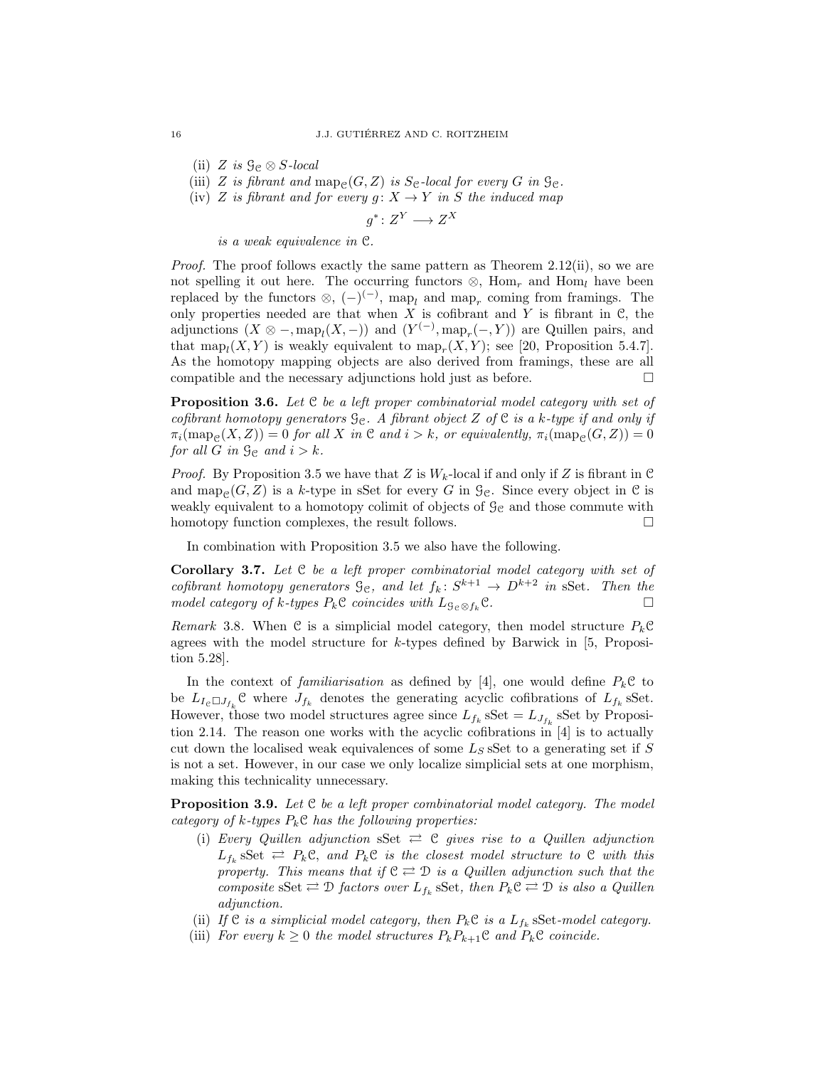(ii) $Z$ is $\mathcal{G}_{\mathcal{C}} \otimes S$-local

(iii) $Z$ is fibrant and $\mathrm{map}_{\mathcal{C}}(G, Z)$ is $S_{\mathcal{C}}$-local for every $G$ in $\mathcal{G}_{\mathcal{C}}$.

(iv) $Z$ is fibrant and for every $g\colon X \to Y$ in $S$ the induced map
$$g^*\colon Z^Y \longrightarrow Z^X$$
is a weak equivalence in $\mathcal{C}$.

*Proof.* The proof follows exactly the same pattern as Theorem 2.12(ii), so we are not spelling it out here. The occurring functors $\otimes$, $\mathrm{Hom}_r$ and $\mathrm{Hom}_l$ have been replaced by the functors $\otimes$, $(-)^{(-)}$, $\mathrm{map}_l$ and $\mathrm{map}_r$ coming from framings. The only properties needed are that when $X$ is cofibrant and $Y$ is fibrant in $\mathcal{C}$, the adjunctions $(X \otimes -, \mathrm{map}_l(X, -))$ and $(Y^{(-)}, \mathrm{map}_r(-, Y))$ are Quillen pairs, and that $\mathrm{map}_l(X, Y)$ is weakly equivalent to $\mathrm{map}_r(X, Y)$; see [20, Proposition 5.4.7]. As the homotopy mapping objects are also derived from framings, these are all compatible and the necessary adjunctions hold just as before. $\square$

**Proposition 3.6.** *Let $\mathcal{C}$ be a left proper combinatorial model category with set of cofibrant homotopy generators $\mathcal{G}_{\mathcal{C}}$. A fibrant object $Z$ of $\mathcal{C}$ is a $k$-type if and only if $\pi_i(\mathrm{map}_{\mathcal{C}}(X, Z)) = 0$ for all $X$ in $\mathcal{C}$ and $i > k$, or equivalently, $\pi_i(\mathrm{map}_{\mathcal{C}}(G, Z)) = 0$ for all $G$ in $\mathcal{G}_{\mathcal{C}}$ and $i > k$.*

*Proof.* By Proposition 3.5 we have that $Z$ is $W_k$-local if and only if $Z$ is fibrant in $\mathcal{C}$ and $\mathrm{map}_{\mathcal{C}}(G, Z)$ is a $k$-type in sSet for every $G$ in $\mathcal{G}_{\mathcal{C}}$. Since every object in $\mathcal{C}$ is weakly equivalent to a homotopy colimit of objects of $\mathcal{G}_{\mathcal{C}}$ and those commute with homotopy function complexes, the result follows. $\square$

In combination with Proposition 3.5 we also have the following.

**Corollary 3.7.** *Let $\mathcal{C}$ be a left proper combinatorial model category with set of cofibrant homotopy generators $\mathcal{G}_{\mathcal{C}}$, and let $f_k\colon S^{k+1} \to D^{k+2}$ in sSet. Then the model category of $k$-types $P_k\mathcal{C}$ coincides with $L_{\mathcal{G}_{\mathcal{C}} \otimes f_k}\mathcal{C}$.* $\square$

*Remark* 3.8. When $\mathcal{C}$ is a simplicial model category, then model structure $P_k\mathcal{C}$ agrees with the model structure for $k$-types defined by Barwick in [5, Proposition 5.28].

In the context of *familiarisation* as defined by [4], one would define $P_k\mathcal{C}$ to be $L_{I_{\mathcal{C}} \Box J_{f_k}}\mathcal{C}$ where $J_{f_k}$ denotes the generating acyclic cofibrations of $L_{f_k}\,\mathrm{sSet}$. However, those two model structures agree since $L_{f_k}\,\mathrm{sSet} = L_{J_{f_k}}\,\mathrm{sSet}$ by Proposition 2.14. The reason one works with the acyclic cofibrations in [4] is to actually cut down the localised weak equivalences of some $L_S\,\mathrm{sSet}$ to a generating set if $S$ is not a set. However, in our case we only localize simplicial sets at one morphism, making this technicality unnecessary.

**Proposition 3.9.** *Let $\mathcal{C}$ be a left proper combinatorial model category. The model category of $k$-types $P_k\mathcal{C}$ has the following properties:*

(i) *Every Quillen adjunction $\mathrm{sSet} \rightleftarrows \mathcal{C}$ gives rise to a Quillen adjunction $L_{f_k}\,\mathrm{sSet} \rightleftarrows P_k\mathcal{C}$, and $P_k\mathcal{C}$ is the closest model structure to $\mathcal{C}$ with this property. This means that if $\mathcal{C} \rightleftarrows \mathcal{D}$ is a Quillen adjunction such that the composite $\mathrm{sSet} \rightleftarrows \mathcal{D}$ factors over $L_{f_k}\,\mathrm{sSet}$, then $P_k\mathcal{C} \rightleftarrows \mathcal{D}$ is also a Quillen adjunction.*

(ii) *If $\mathcal{C}$ is a simplicial model category, then $P_k\mathcal{C}$ is a $L_{f_k}\,\mathrm{sSet}$-model category.*

(iii) *For every $k \geq 0$ the model structures $P_kP_{k+1}\mathcal{C}$ and $P_k\mathcal{C}$ coincide.*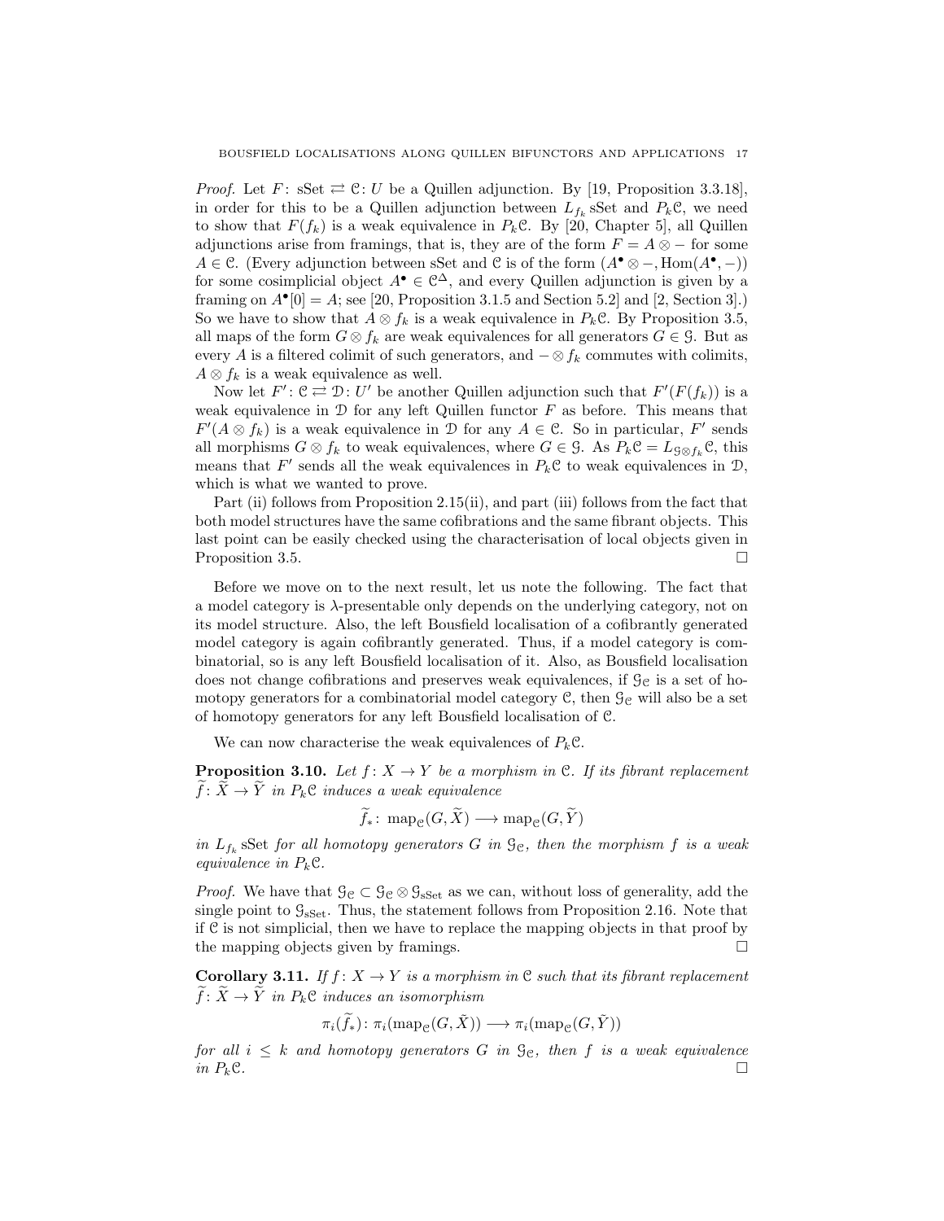*Proof.* Let $F\colon \mathrm{sSet} \rightleftarrows \mathcal{C}\colon U$ be a Quillen adjunction. By [19, Proposition 3.3.18], in order for this to be a Quillen adjunction between $L_{f_k}\,\mathrm{sSet}$ and $P_k\mathcal{C}$, we need to show that $F(f_k)$ is a weak equivalence in $P_k\mathcal{C}$. By [20, Chapter 5], all Quillen adjunctions arise from framings, that is, they are of the form $F = A \otimes -$ for some $A \in \mathcal{C}$. (Every adjunction between sSet and $\mathcal{C}$ is of the form $(A^\bullet \otimes -, \mathrm{Hom}(A^\bullet, -))$ for some cosimplicial object $A^\bullet \in \mathcal{C}^\Delta$, and every Quillen adjunction is given by a framing on $A^\bullet[0] = A$; see [20, Proposition 3.1.5 and Section 5.2] and [2, Section 3].) So we have to show that $A \otimes f_k$ is a weak equivalence in $P_k\mathcal{C}$. By Proposition 3.5, all maps of the form $G \otimes f_k$ are weak equivalences for all generators $G \in \mathcal{G}$. But as every $A$ is a filtered colimit of such generators, and $- \otimes f_k$ commutes with colimits, $A \otimes f_k$ is a weak equivalence as well.

Now let $F'\colon \mathcal{C} \rightleftarrows \mathcal{D}\colon U'$ be another Quillen adjunction such that $F'(F(f_k))$ is a weak equivalence in $\mathcal{D}$ for any left Quillen functor $F$ as before. This means that $F'(A \otimes f_k)$ is a weak equivalence in $\mathcal{D}$ for any $A \in \mathcal{C}$. So in particular, $F'$ sends all morphisms $G \otimes f_k$ to weak equivalences, where $G \in \mathcal{G}$. As $P_k\mathcal{C} = L_{\mathcal{G}\otimes f_k}\mathcal{C}$, this means that $F'$ sends all the weak equivalences in $P_k\mathcal{C}$ to weak equivalences in $\mathcal{D}$, which is what we wanted to prove.

Part (ii) follows from Proposition 2.15(ii), and part (iii) follows from the fact that both model structures have the same cofibrations and the same fibrant objects. This last point can be easily checked using the characterisation of local objects given in Proposition 3.5. $\square$

Before we move on to the next result, let us note the following. The fact that a model category is $\lambda$-presentable only depends on the underlying category, not on its model structure. Also, the left Bousfield localisation of a cofibrantly generated model category is again cofibrantly generated. Thus, if a model category is combinatorial, so is any left Bousfield localisation of it. Also, as Bousfield localisation does not change cofibrations and preserves weak equivalences, if $\mathcal{G}_\mathcal{C}$ is a set of homotopy generators for a combinatorial model category $\mathcal{C}$, then $\mathcal{G}_\mathcal{C}$ will also be a set of homotopy generators for any left Bousfield localisation of $\mathcal{C}$.

We can now characterise the weak equivalences of $P_k\mathcal{C}$.

**Proposition 3.10.** *Let $f\colon X \to Y$ be a morphism in $\mathcal{C}$. If its fibrant replacement $\widetilde{f}\colon \widetilde{X} \to \widetilde{Y}$ in $P_k\mathcal{C}$ induces a weak equivalence*

$$\widetilde{f}_*\colon \mathrm{map}_\mathcal{C}(G, \widetilde{X}) \longrightarrow \mathrm{map}_\mathcal{C}(G, \widetilde{Y})$$

*in $L_{f_k}\,\mathrm{sSet}$ for all homotopy generators $G$ in $\mathcal{G}_\mathcal{C}$, then the morphism $f$ is a weak equivalence in $P_k\mathcal{C}$.*

*Proof.* We have that $\mathcal{G}_\mathcal{C} \subset \mathcal{G}_\mathcal{C} \otimes \mathcal{G}_{\mathrm{sSet}}$ as we can, without loss of generality, add the single point to $\mathcal{G}_{\mathrm{sSet}}$. Thus, the statement follows from Proposition 2.16. Note that if $\mathcal{C}$ is not simplicial, then we have to replace the mapping objects in that proof by the mapping objects given by framings. $\square$

**Corollary 3.11.** *If $f\colon X \to Y$ is a morphism in $\mathcal{C}$ such that its fibrant replacement $\widetilde{f}\colon \widetilde{X} \to \widetilde{Y}$ in $P_k\mathcal{C}$ induces an isomorphism*

$$\pi_i(\widetilde{f}_*)\colon \pi_i(\mathrm{map}_\mathcal{C}(G, \tilde{X})) \longrightarrow \pi_i(\mathrm{map}_\mathcal{C}(G, \tilde{Y}))$$

*for all $i \leq k$ and homotopy generators $G$ in $\mathcal{G}_\mathcal{C}$, then $f$ is a weak equivalence in $P_k\mathcal{C}$.* $\square$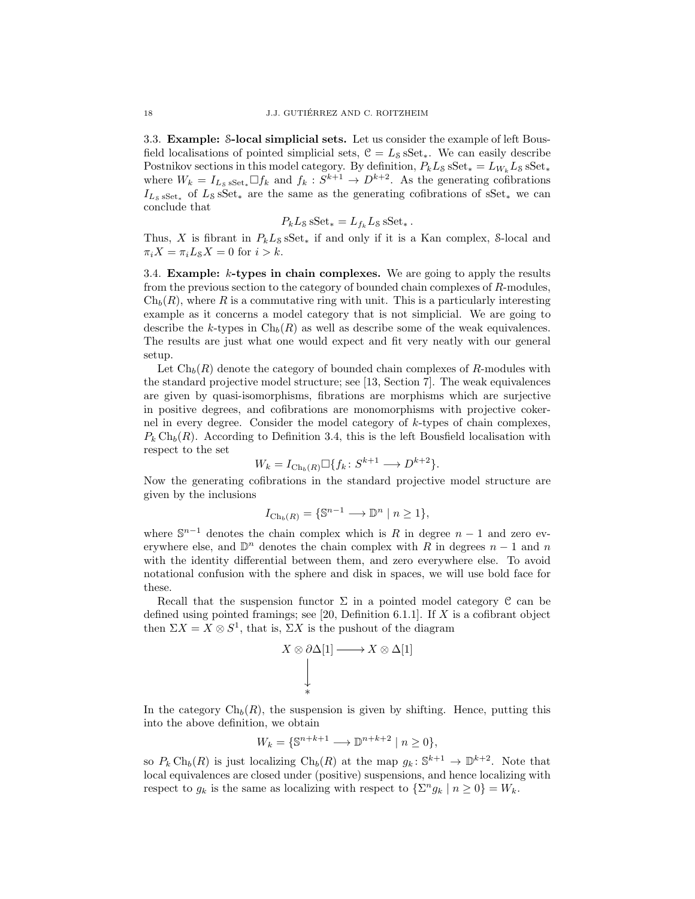**3.3. Example: $\mathcal{S}$-local simplicial sets.** Let us consider the example of left Bousfield localisations of pointed simplicial sets, $\mathcal{C} = L_{\mathcal{S}}\,\mathrm{sSet}_*$. We can easily describe Postnikov sections in this model category. By definition, $P_k L_{\mathcal{S}}\,\mathrm{sSet}_* = L_{W_k} L_{\mathcal{S}}\,\mathrm{sSet}_*$ where $W_k = I_{L_{\mathcal{S}}\,\mathrm{sSet}_*} \Box f_k$ and $f_k : S^{k+1} \to D^{k+2}$. As the generating cofibrations $I_{L_{\mathcal{S}}\,\mathrm{sSet}_*}$ of $L_{\mathcal{S}}\,\mathrm{sSet}_*$ are the same as the generating cofibrations of $\mathrm{sSet}_*$ we can conclude that

$$P_k L_{\mathcal{S}}\,\mathrm{sSet}_* = L_{f_k} L_{\mathcal{S}}\,\mathrm{sSet}_*\,.$$

Thus, $X$ is fibrant in $P_k L_{\mathcal{S}}\,\mathrm{sSet}_*$ if and only if it is a Kan complex, $\mathcal{S}$-local and $\pi_i X = \pi_i L_{\mathcal{S}} X = 0$ for $i > k$.

**3.4. Example: $k$-types in chain complexes.** We are going to apply the results from the previous section to the category of bounded chain complexes of $R$-modules, $\mathrm{Ch}_b(R)$, where $R$ is a commutative ring with unit. This is a particularly interesting example as it concerns a model category that is not simplicial. We are going to describe the $k$-types in $\mathrm{Ch}_b(R)$ as well as describe some of the weak equivalences. The results are just what one would expect and fit very neatly with our general setup.

Let $\mathrm{Ch}_b(R)$ denote the category of bounded chain complexes of $R$-modules with the standard projective model structure; see [13, Section 7]. The weak equivalences are given by quasi-isomorphisms, fibrations are morphisms which are surjective in positive degrees, and cofibrations are monomorphisms with projective cokernel in every degree. Consider the model category of $k$-types of chain complexes, $P_k\,\mathrm{Ch}_b(R)$. According to Definition 3.4, this is the left Bousfield localisation with respect to the set

$$W_k = I_{\mathrm{Ch}_b(R)} \Box \{f_k \colon S^{k+1} \longrightarrow D^{k+2}\}.$$

Now the generating cofibrations in the standard projective model structure are given by the inclusions

$$I_{\mathrm{Ch}_b(R)} = \{\mathbb{S}^{n-1} \longrightarrow \mathbb{D}^n \mid n \geq 1\},$$

where $\mathbb{S}^{n-1}$ denotes the chain complex which is $R$ in degree $n-1$ and zero everywhere else, and $\mathbb{D}^n$ denotes the chain complex with $R$ in degrees $n-1$ and $n$ with the identity differential between them, and zero everywhere else. To avoid notational confusion with the sphere and disk in spaces, we will use bold face for these.

Recall that the suspension functor $\Sigma$ in a pointed model category $\mathcal{C}$ can be defined using pointed framings; see [20, Definition 6.1.1]. If $X$ is a cofibrant object then $\Sigma X = X \otimes S^1$, that is, $\Sigma X$ is the pushout of the diagram

$$\begin{array}{ccc} X \otimes \partial\Delta[1] & \longrightarrow & X \otimes \Delta[1] \\ \big\downarrow & & \\ * & & \end{array}$$

In the category $\mathrm{Ch}_b(R)$, the suspension is given by shifting. Hence, putting this into the above definition, we obtain

$$W_k = \{\mathbb{S}^{n+k+1} \longrightarrow \mathbb{D}^{n+k+2} \mid n \geq 0\},$$

so $P_k\,\mathrm{Ch}_b(R)$ is just localizing $\mathrm{Ch}_b(R)$ at the map $g_k \colon \mathbb{S}^{k+1} \to \mathbb{D}^{k+2}$. Note that local equivalences are closed under (positive) suspensions, and hence localizing with respect to $g_k$ is the same as localizing with respect to $\{\Sigma^n g_k \mid n \geq 0\} = W_k$.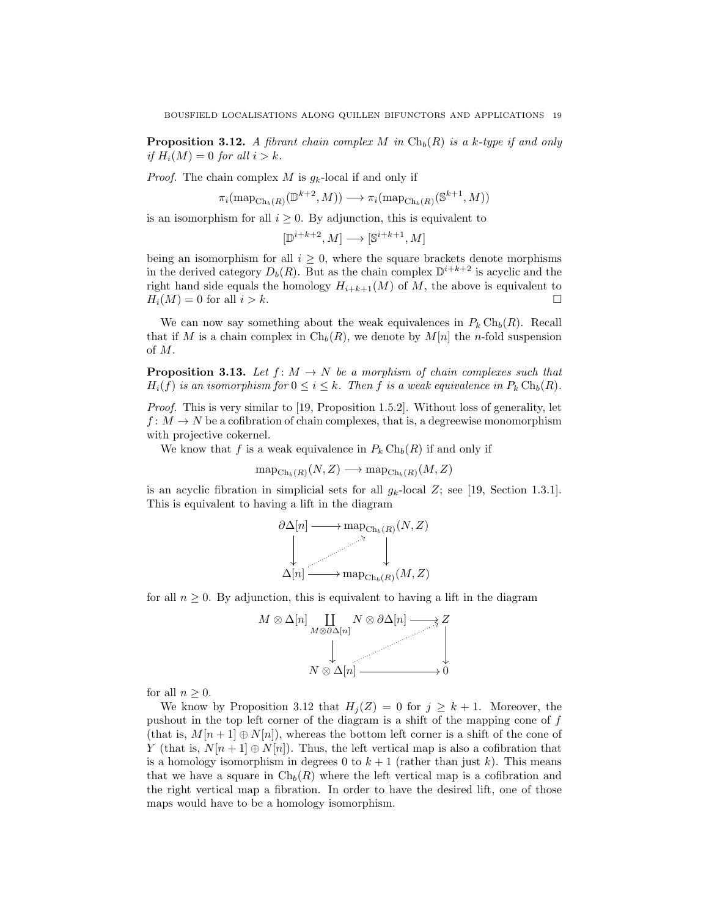**Proposition 3.12.** *A fibrant chain complex $M$ in $\mathrm{Ch}_b(R)$ is a $k$-type if and only if $H_i(M) = 0$ for all $i > k$.*

*Proof.* The chain complex $M$ is $g_k$-local if and only if

$$\pi_i(\mathrm{map}_{\mathrm{Ch}_b(R)}(\mathbb{D}^{k+2}, M)) \longrightarrow \pi_i(\mathrm{map}_{\mathrm{Ch}_b(R)}(\mathbb{S}^{k+1}, M))$$

is an isomorphism for all $i \geq 0$. By adjunction, this is equivalent to

$$[\mathbb{D}^{i+k+2}, M] \longrightarrow [\mathbb{S}^{i+k+1}, M]$$

being an isomorphism for all $i \geq 0$, where the square brackets denote morphisms in the derived category $D_b(R)$. But as the chain complex $\mathbb{D}^{i+k+2}$ is acyclic and the right hand side equals the homology $H_{i+k+1}(M)$ of $M$, the above is equivalent to $H_i(M) = 0$ for all $i > k$. □

We can now say something about the weak equivalences in $P_k \mathrm{Ch}_b(R)$. Recall that if $M$ is a chain complex in $\mathrm{Ch}_b(R)$, we denote by $M[n]$ the $n$-fold suspension of $M$.

**Proposition 3.13.** *Let $f\colon M \to N$ be a morphism of chain complexes such that $H_i(f)$ is an isomorphism for $0 \leq i \leq k$. Then $f$ is a weak equivalence in $P_k \mathrm{Ch}_b(R)$.*

*Proof.* This is very similar to [19, Proposition 1.5.2]. Without loss of generality, let $f\colon M \to N$ be a cofibration of chain complexes, that is, a degreewise monomorphism with projective cokernel.

We know that $f$ is a weak equivalence in $P_k \mathrm{Ch}_b(R)$ if and only if

$$\mathrm{map}_{\mathrm{Ch}_b(R)}(N, Z) \longrightarrow \mathrm{map}_{\mathrm{Ch}_b(R)}(M, Z)$$

is an acyclic fibration in simplicial sets for all $g_k$-local $Z$; see [19, Section 1.3.1]. This is equivalent to having a lift in the diagram

$$\begin{array}{ccc} \partial\Delta[n] & \longrightarrow & \mathrm{map}_{\mathrm{Ch}_b(R)}(N, Z) \\ \downarrow & \nearrow & \downarrow \\ \Delta[n] & \longrightarrow & \mathrm{map}_{\mathrm{Ch}_b(R)}(M, Z) \end{array}$$

for all $n \geq 0$. By adjunction, this is equivalent to having a lift in the diagram

$$\begin{array}{ccc} M \otimes \Delta[n] \coprod_{M \otimes \partial\Delta[n]} N \otimes \partial\Delta[n] & \longrightarrow & Z \\ \downarrow & \nearrow & \downarrow \\ N \otimes \Delta[n] & \longrightarrow & 0 \end{array}$$

for all $n \geq 0$.

We know by Proposition 3.12 that $H_j(Z) = 0$ for $j \geq k+1$. Moreover, the pushout in the top left corner of the diagram is a shift of the mapping cone of $f$ (that is, $M[n+1] \oplus N[n]$), whereas the bottom left corner is a shift of the cone of $Y$ (that is, $N[n+1] \oplus N[n]$). Thus, the left vertical map is also a cofibration that is a homology isomorphism in degrees 0 to $k+1$ (rather than just $k$). This means that we have a square in $\mathrm{Ch}_b(R)$ where the left vertical map is a cofibration and the right vertical map a fibration. In order to have the desired lift, one of those maps would have to be a homology isomorphism.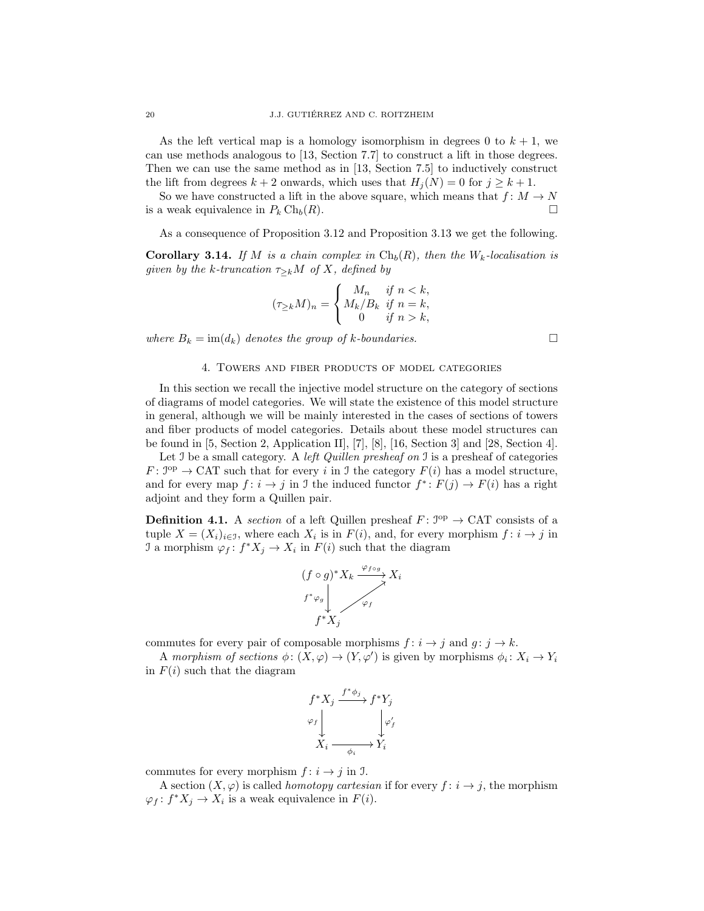As the left vertical map is a homology isomorphism in degrees 0 to $k+1$, we can use methods analogous to [13, Section 7.7] to construct a lift in those degrees. Then we can use the same method as in [13, Section 7.5] to inductively construct the lift from degrees $k+2$ onwards, which uses that $H_j(N) = 0$ for $j \geq k+1$.

So we have constructed a lift in the above square, which means that $f\colon M \to N$ is a weak equivalence in $P_k \operatorname{Ch}_b(R)$. □

As a consequence of Proposition 3.12 and Proposition 3.13 we get the following.

**Corollary 3.14.** *If $M$ is a chain complex in $\operatorname{Ch}_b(R)$, then the $W_k$-localisation is given by the $k$-truncation $\tau_{\geq k} M$ of $X$, defined by*

$$(\tau_{\geq k} M)_n = \begin{cases} M_n & \text{if } n < k, \\ M_k / B_k & \text{if } n = k, \\ 0 & \text{if } n > k, \end{cases}$$

*where $B_k = \operatorname{im}(d_k)$ denotes the group of $k$-boundaries.* □

## 4. Towers and fiber products of model categories

In this section we recall the injective model structure on the category of sections of diagrams of model categories. We will state the existence of this model structure in general, although we will be mainly interested in the cases of sections of towers and fiber products of model categories. Details about these model structures can be found in [5, Section 2, Application II], [7], [8], [16, Section 3] and [28, Section 4].

Let $\mathcal{I}$ be a small category. A *left Quillen presheaf on* $\mathcal{I}$ is a presheaf of categories $F\colon \mathcal{I}^{\mathrm{op}} \to \mathrm{CAT}$ such that for every $i$ in $\mathcal{I}$ the category $F(i)$ has a model structure, and for every map $f\colon i \to j$ in $\mathcal{I}$ the induced functor $f^*\colon F(j) \to F(i)$ has a right adjoint and they form a Quillen pair.

**Definition 4.1.** A *section* of a left Quillen presheaf $F\colon \mathcal{I}^{\mathrm{op}} \to \mathrm{CAT}$ consists of a tuple $X = (X_i)_{i \in \mathcal{I}}$, where each $X_i$ is in $F(i)$, and, for every morphism $f\colon i \to j$ in $\mathcal{I}$ a morphism $\varphi_f\colon f^* X_j \to X_i$ in $F(i)$ such that the diagram

$$\begin{array}{ccc} (f \circ g)^* X_k & \xrightarrow{\varphi_{f \circ g}} & X_i \\ {\scriptstyle f^*\varphi_g} \downarrow & \nearrow {\scriptstyle \varphi_f} & \\ f^* X_j & & \end{array}$$

commutes for every pair of composable morphisms $f\colon i \to j$ and $g\colon j \to k$.

A *morphism of sections* $\phi\colon (X, \varphi) \to (Y, \varphi')$ is given by morphisms $\phi_i\colon X_i \to Y_i$ in $F(i)$ such that the diagram

$$\begin{array}{ccc} f^* X_j & \xrightarrow{f^* \phi_j} & f^* Y_j \\ {\scriptstyle \varphi_f} \downarrow & & \downarrow {\scriptstyle \varphi'_f} \\ X_i & \xrightarrow{\phi_i} & Y_i \end{array}$$

commutes for every morphism $f\colon i \to j$ in $\mathcal{I}$.

A section $(X, \varphi)$ is called *homotopy cartesian* if for every $f\colon i \to j$, the morphism $\varphi_f\colon f^* X_j \to X_i$ is a weak equivalence in $F(i)$.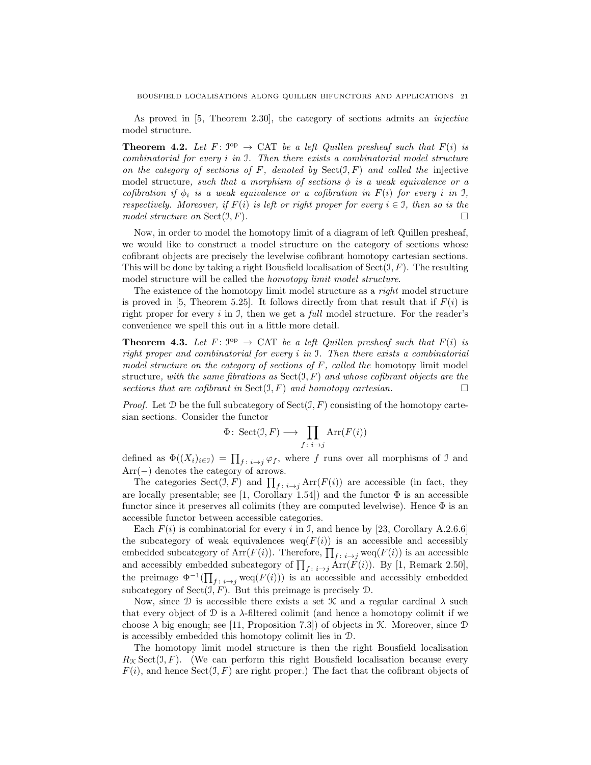As proved in [5, Theorem 2.30], the category of sections admits an *injective* model structure.

**Theorem 4.2.** *Let $F\colon \mathcal{I}^{\mathrm{op}} \to \mathrm{CAT}$ be a left Quillen presheaf such that $F(i)$ is combinatorial for every $i$ in $\mathcal{I}$. Then there exists a combinatorial model structure on the category of sections of $F$, denoted by $\mathrm{Sect}(\mathcal{I}, F)$ and called the* injective model structure*, such that a morphism of sections $\phi$ is a weak equivalence or a cofibration if $\phi_i$ is a weak equivalence or a cofibration in $F(i)$ for every $i$ in $\mathcal{I}$, respectively. Moreover, if $F(i)$ is left or right proper for every $i \in \mathcal{I}$, then so is the model structure on $\mathrm{Sect}(\mathcal{I}, F)$.* □

Now, in order to model the homotopy limit of a diagram of left Quillen presheaf, we would like to construct a model structure on the category of sections whose cofibrant objects are precisely the levelwise cofibrant homotopy cartesian sections. This will be done by taking a right Bousfield localisation of $\mathrm{Sect}(\mathcal{I}, F)$. The resulting model structure will be called the *homotopy limit model structure*.

The existence of the homotopy limit model structure as a *right* model structure is proved in [5, Theorem 5.25]. It follows directly from that result that if $F(i)$ is right proper for every $i$ in $\mathcal{I}$, then we get a *full* model structure. For the reader's convenience we spell this out in a little more detail.

**Theorem 4.3.** *Let $F\colon \mathcal{I}^{\mathrm{op}} \to \mathrm{CAT}$ be a left Quillen presheaf such that $F(i)$ is right proper and combinatorial for every $i$ in $\mathcal{I}$. Then there exists a combinatorial model structure on the category of sections of $F$, called the* homotopy limit model structure*, with the same fibrations as $\mathrm{Sect}(\mathcal{I}, F)$ and whose cofibrant objects are the sections that are cofibrant in $\mathrm{Sect}(\mathcal{I}, F)$ and homotopy cartesian.* □

*Proof.* Let $\mathcal{D}$ be the full subcategory of $\mathrm{Sect}(\mathcal{I}, F)$ consisting of the homotopy cartesian sections. Consider the functor

$$\Phi\colon \mathrm{Sect}(\mathcal{I}, F) \longrightarrow \prod_{f\colon i\to j} \mathrm{Arr}(F(i))$$

defined as $\Phi((X_i)_{i\in\mathcal{I}}) = \prod_{f\colon i\to j} \varphi_f$, where $f$ runs over all morphisms of $\mathcal{I}$ and $\mathrm{Arr}(-)$ denotes the category of arrows.

The categories $\mathrm{Sect}(\mathcal{I}, F)$ and $\prod_{f\colon i\to j} \mathrm{Arr}(F(i))$ are accessible (in fact, they are locally presentable; see [1, Corollary 1.54]) and the functor $\Phi$ is an accessible functor since it preserves all colimits (they are computed levelwise). Hence $\Phi$ is an accessible functor between accessible categories.

Each $F(i)$ is combinatorial for every $i$ in $\mathcal{I}$, and hence by [23, Corollary A.2.6.6] the subcategory of weak equivalences $\mathrm{weq}(F(i))$ is an accessible and accessibly embedded subcategory of $\mathrm{Arr}(F(i))$. Therefore, $\prod_{f\colon i\to j} \mathrm{weq}(F(i))$ is an accessible and accessibly embedded subcategory of $\prod_{f\colon i\to j} \mathrm{Arr}(F(i))$. By [1, Remark 2.50], the preimage $\Phi^{-1}(\prod_{f\colon i\to j} \mathrm{weq}(F(i)))$ is an accessible and accessibly embedded subcategory of $\mathrm{Sect}(\mathcal{I}, F)$. But this preimage is precisely $\mathcal{D}$.

Now, since $\mathcal{D}$ is accessible there exists a set $\mathcal{K}$ and a regular cardinal $\lambda$ such that every object of $\mathcal{D}$ is a $\lambda$-filtered colimit (and hence a homotopy colimit if we choose $\lambda$ big enough; see [11, Proposition 7.3]) of objects in $\mathcal{K}$. Moreover, since $\mathcal{D}$ is accessibly embedded this homotopy colimit lies in $\mathcal{D}$.

The homotopy limit model structure is then the right Bousfield localisation $R_{\mathcal{K}} \mathrm{Sect}(\mathcal{I}, F)$. (We can perform this right Bousfield localisation because every $F(i)$, and hence $\mathrm{Sect}(\mathcal{I}, F)$ are right proper.) The fact that the cofibrant objects of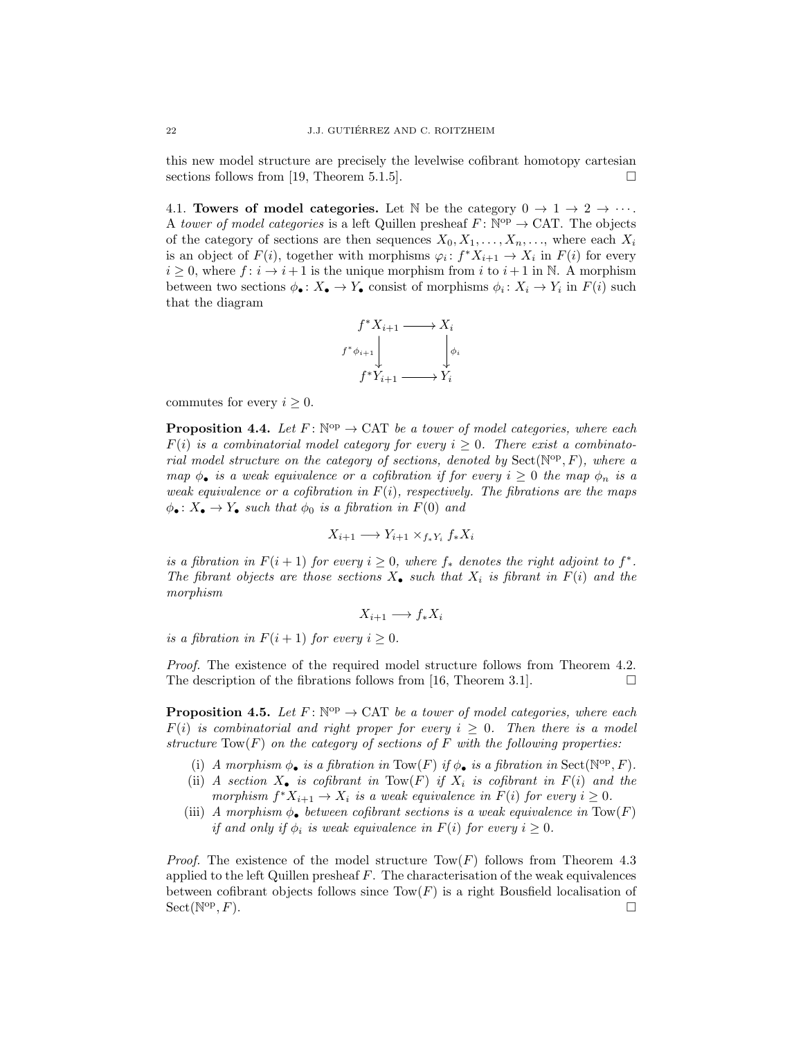this new model structure are precisely the levelwise cofibrant homotopy cartesian sections follows from [19, Theorem 5.1.5]. □

### 4.1. Towers of model categories.

Let $\mathbb{N}$ be the category $0 \to 1 \to 2 \to \cdots$. A *tower of model categories* is a left Quillen presheaf $F\colon \mathbb{N}^{\mathrm{op}} \to \mathrm{CAT}$. The objects of the category of sections are then sequences $X_0, X_1, \ldots, X_n, \ldots$, where each $X_i$ is an object of $F(i)$, together with morphisms $\varphi_i\colon f^*X_{i+1} \to X_i$ in $F(i)$ for every $i \geq 0$, where $f\colon i \to i+1$ is the unique morphism from $i$ to $i+1$ in $\mathbb{N}$. A morphism between two sections $\phi_\bullet\colon X_\bullet \to Y_\bullet$ consist of morphisms $\phi_i\colon X_i \to Y_i$ in $F(i)$ such that the diagram

$$
\begin{array}{ccc}
f^*X_{i+1} & \longrightarrow & X_i \\
{\scriptstyle f^*\phi_{i+1}}\big\downarrow & & \big\downarrow{\scriptstyle \phi_i} \\
f^*Y_{i+1} & \longrightarrow & Y_i
\end{array}
$$

commutes for every $i \geq 0$.

**Proposition 4.4.** *Let $F\colon \mathbb{N}^{\mathrm{op}} \to \mathrm{CAT}$ be a tower of model categories, where each $F(i)$ is a combinatorial model category for every $i \geq 0$. There exist a combinatorial model structure on the category of sections, denoted by $\mathrm{Sect}(\mathbb{N}^{\mathrm{op}}, F)$, where a map $\phi_\bullet$ is a weak equivalence or a cofibration if for every $i \geq 0$ the map $\phi_n$ is a weak equivalence or a cofibration in $F(i)$, respectively. The fibrations are the maps $\phi_\bullet\colon X_\bullet \to Y_\bullet$ such that $\phi_0$ is a fibration in $F(0)$ and*

$$X_{i+1} \longrightarrow Y_{i+1} \times_{f_*Y_i} f_*X_i$$

*is a fibration in $F(i+1)$ for every $i \geq 0$, where $f_*$ denotes the right adjoint to $f^*$. The fibrant objects are those sections $X_\bullet$ such that $X_i$ is fibrant in $F(i)$ and the morphism*

$$X_{i+1} \longrightarrow f_*X_i$$

*is a fibration in $F(i+1)$ for every $i \geq 0$.*

*Proof.* The existence of the required model structure follows from Theorem 4.2. The description of the fibrations follows from [16, Theorem 3.1]. □

**Proposition 4.5.** *Let $F\colon \mathbb{N}^{\mathrm{op}} \to \mathrm{CAT}$ be a tower of model categories, where each $F(i)$ is combinatorial and right proper for every $i \geq 0$. Then there is a model structure $\mathrm{Tow}(F)$ on the category of sections of $F$ with the following properties:*

- (i) *A morphism $\phi_\bullet$ is a fibration in $\mathrm{Tow}(F)$ if $\phi_\bullet$ is a fibration in $\mathrm{Sect}(\mathbb{N}^{\mathrm{op}}, F)$.*
- (ii) *A section $X_\bullet$ is cofibrant in $\mathrm{Tow}(F)$ if $X_i$ is cofibrant in $F(i)$ and the morphism $f^*X_{i+1} \to X_i$ is a weak equivalence in $F(i)$ for every $i \geq 0$.*
- (iii) *A morphism $\phi_\bullet$ between cofibrant sections is a weak equivalence in $\mathrm{Tow}(F)$ if and only if $\phi_i$ is weak equivalence in $F(i)$ for every $i \geq 0$.*

*Proof.* The existence of the model structure $\mathrm{Tow}(F)$ follows from Theorem 4.3 applied to the left Quillen presheaf $F$. The characterisation of the weak equivalences between cofibrant objects follows since $\mathrm{Tow}(F)$ is a right Bousfield localisation of $\mathrm{Sect}(\mathbb{N}^{\mathrm{op}}, F)$. □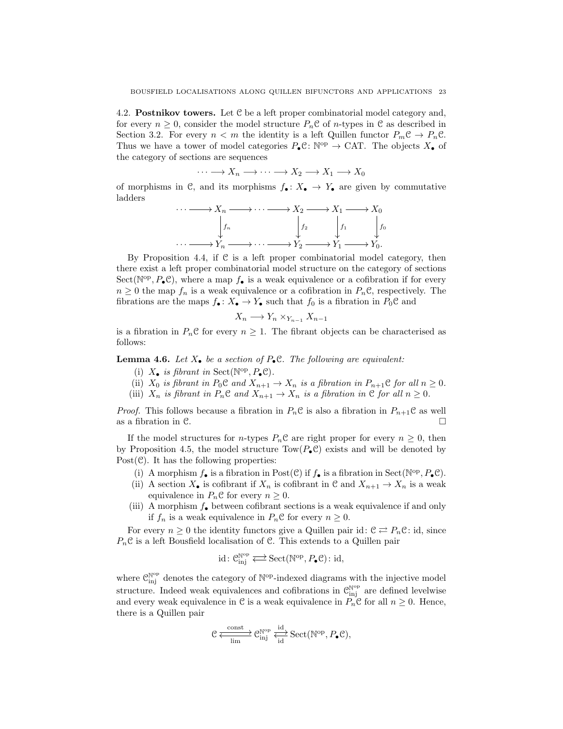4.2. **Postnikov towers.** Let $\mathcal{C}$ be a left proper combinatorial model category and, for every $n \geq 0$, consider the model structure $P_n\mathcal{C}$ of $n$-types in $\mathcal{C}$ as described in Section 3.2. For every $n < m$ the identity is a left Quillen functor $P_m\mathcal{C} \to P_n\mathcal{C}$. Thus we have a tower of model categories $P_\bullet\mathcal{C} \colon \mathbb{N}^{\mathrm{op}} \to \mathrm{CAT}$. The objects $X_\bullet$ of the category of sections are sequences

$$\cdots \longrightarrow X_n \longrightarrow \cdots \longrightarrow X_2 \longrightarrow X_1 \longrightarrow X_0$$

of morphisms in $\mathcal{C}$, and its morphisms $f_\bullet \colon X_\bullet \to Y_\bullet$ are given by commutative ladders

$$\begin{array}{ccccccccc}
\cdots \longrightarrow & X_n & \longrightarrow \cdots \longrightarrow & X_2 & \longrightarrow & X_1 & \longrightarrow & X_0 \\
 & \downarrow{\scriptstyle f_n} & & \downarrow{\scriptstyle f_2} & & \downarrow{\scriptstyle f_1} & & \downarrow{\scriptstyle f_0} \\
\cdots \longrightarrow & Y_n & \longrightarrow \cdots \longrightarrow & Y_2 & \longrightarrow & Y_1 & \longrightarrow & Y_0.
\end{array}$$

By Proposition 4.4, if $\mathcal{C}$ is a left proper combinatorial model category, then there exist a left proper combinatorial model structure on the category of sections $\mathrm{Sect}(\mathbb{N}^{\mathrm{op}}, P_\bullet\mathcal{C})$, where a map $f_\bullet$ is a weak equivalence or a cofibration if for every $n \geq 0$ the map $f_n$ is a weak equivalence or a cofibration in $P_n\mathcal{C}$, respectively. The fibrations are the maps $f_\bullet \colon X_\bullet \to Y_\bullet$ such that $f_0$ is a fibration in $P_0\mathcal{C}$ and

$$X_n \longrightarrow Y_n \times_{Y_{n-1}} X_{n-1}$$

is a fibration in $P_n\mathcal{C}$ for every $n \geq 1$. The fibrant objects can be characterised as follows:

**Lemma 4.6.** *Let $X_\bullet$ be a section of $P_\bullet\mathcal{C}$. The following are equivalent:*

(i) *$X_\bullet$ is fibrant in $\mathrm{Sect}(\mathbb{N}^{\mathrm{op}}, P_\bullet\mathcal{C})$.*

(ii) *$X_0$ is fibrant in $P_0\mathcal{C}$ and $X_{n+1} \to X_n$ is a fibration in $P_{n+1}\mathcal{C}$ for all $n \geq 0$.*

(iii) *$X_n$ is fibrant in $P_n\mathcal{C}$ and $X_{n+1} \to X_n$ is a fibration in $\mathcal{C}$ for all $n \geq 0$.*

*Proof.* This follows because a fibration in $P_n\mathcal{C}$ is also a fibration in $P_{n+1}\mathcal{C}$ as well as a fibration in $\mathcal{C}$. □

If the model structures for $n$-types $P_n\mathcal{C}$ are right proper for every $n \geq 0$, then by Proposition 4.5, the model structure $\mathrm{Tow}(P_\bullet\mathcal{C})$ exists and will be denoted by $\mathrm{Post}(\mathcal{C})$. It has the following properties:

(i) A morphism $f_\bullet$ is a fibration in $\mathrm{Post}(\mathcal{C})$ if $f_\bullet$ is a fibration in $\mathrm{Sect}(\mathbb{N}^{\mathrm{op}}, P_\bullet\mathcal{C})$.

(ii) A section $X_\bullet$ is cofibrant if $X_n$ is cofibrant in $\mathcal{C}$ and $X_{n+1} \to X_n$ is a weak equivalence in $P_n\mathcal{C}$ for every $n \geq 0$.

(iii) A morphism $f_\bullet$ between cofibrant sections is a weak equivalence if and only if $f_n$ is a weak equivalence in $P_n\mathcal{C}$ for every $n \geq 0$.

For every $n \geq 0$ the identity functors give a Quillen pair $\mathrm{id} \colon \mathcal{C} \rightleftarrows P_n\mathcal{C} \colon \mathrm{id}$, since $P_n\mathcal{C}$ is a left Bousfield localisation of $\mathcal{C}$. This extends to a Quillen pair

$$\mathrm{id} \colon \mathcal{C}^{\mathbb{N}^{\mathrm{op}}}_{\mathrm{inj}} \rightleftarrows \mathrm{Sect}(\mathbb{N}^{\mathrm{op}}, P_\bullet\mathcal{C}) \colon \mathrm{id},$$

where $\mathcal{C}^{\mathbb{N}^{\mathrm{op}}}_{\mathrm{inj}}$ denotes the category of $\mathbb{N}^{\mathrm{op}}$-indexed diagrams with the injective model structure. Indeed weak equivalences and cofibrations in $\mathcal{C}^{\mathbb{N}^{\mathrm{op}}}_{\mathrm{inj}}$ are defined levelwise and every weak equivalence in $\mathcal{C}$ is a weak equivalence in $P_n\mathcal{C}$ for all $n \geq 0$. Hence, there is a Quillen pair

$$\mathcal{C} \underset{\lim}{\overset{\mathrm{const}}{\rightleftarrows}} \mathcal{C}^{\mathbb{N}^{\mathrm{op}}}_{\mathrm{inj}} \underset{\mathrm{id}}{\overset{\mathrm{id}}{\rightleftarrows}} \mathrm{Sect}(\mathbb{N}^{\mathrm{op}}, P_\bullet\mathcal{C}),$$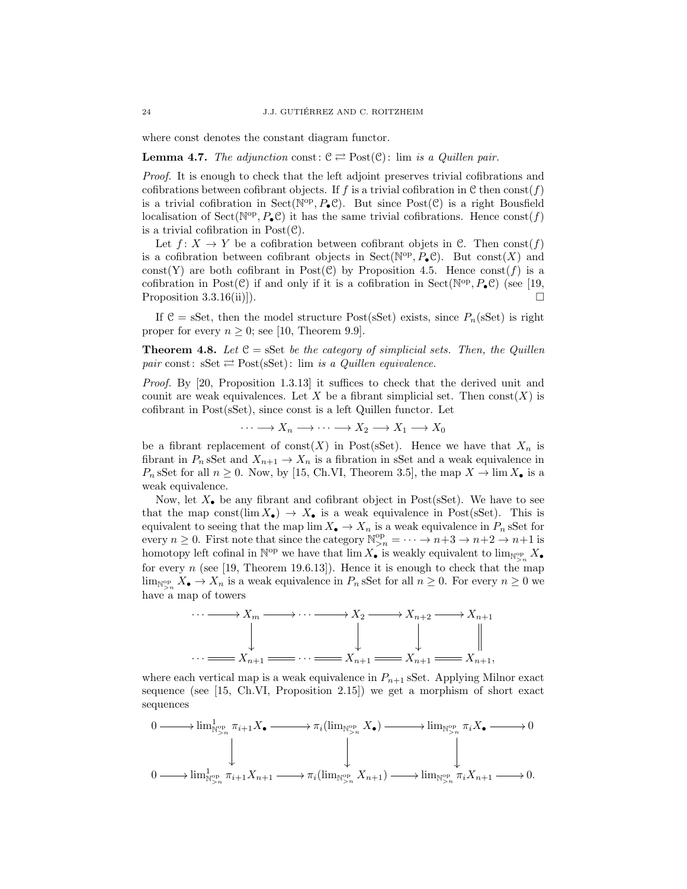where const denotes the constant diagram functor.

**Lemma 4.7.** *The adjunction* $\mathrm{const}\colon \mathcal{C} \rightleftarrows \mathrm{Post}(\mathcal{C})\colon \lim$ *is a Quillen pair.*

*Proof.* It is enough to check that the left adjoint preserves trivial cofibrations and cofibrations between cofibrant objects. If $f$ is a trivial cofibration in $\mathcal{C}$ then $\mathrm{const}(f)$ is a trivial cofibration in $\mathrm{Sect}(\mathbb{N}^{\mathrm{op}}, P_\bullet\mathcal{C})$. But since $\mathrm{Post}(\mathcal{C})$ is a right Bousfield localisation of $\mathrm{Sect}(\mathbb{N}^{\mathrm{op}}, P_\bullet\mathcal{C})$ it has the same trivial cofibrations. Hence $\mathrm{const}(f)$ is a trivial cofibration in $\mathrm{Post}(\mathcal{C})$.

Let $f\colon X \to Y$ be a cofibration between cofibrant objets in $\mathcal{C}$. Then $\mathrm{const}(f)$ is a cofibration between cofibrant objects in $\mathrm{Sect}(\mathbb{N}^{\mathrm{op}}, P_\bullet\mathcal{C})$. But $\mathrm{const}(X)$ and $\mathrm{const}(Y)$ are both cofibrant in $\mathrm{Post}(\mathcal{C})$ by Proposition 4.5. Hence $\mathrm{const}(f)$ is a cofibration in $\mathrm{Post}(\mathcal{C})$ if and only if it is a cofibration in $\mathrm{Sect}(\mathbb{N}^{\mathrm{op}}, P_\bullet\mathcal{C})$ (see [19, Proposition 3.3.16(ii)]). $\square$

If $\mathcal{C} = \mathrm{sSet}$, then the model structure $\mathrm{Post}(\mathrm{sSet})$ exists, since $P_n(\mathrm{sSet})$ is right proper for every $n \geq 0$; see [10, Theorem 9.9].

**Theorem 4.8.** *Let* $\mathcal{C} = \mathrm{sSet}$ *be the category of simplicial sets. Then, the Quillen pair* $\mathrm{const}\colon \mathrm{sSet} \rightleftarrows \mathrm{Post}(\mathrm{sSet})\colon \lim$ *is a Quillen equivalence.*

*Proof.* By [20, Proposition 1.3.13] it suffices to check that the derived unit and counit are weak equivalences. Let $X$ be a fibrant simplicial set. Then $\mathrm{const}(X)$ is cofibrant in $\mathrm{Post}(\mathrm{sSet})$, since const is a left Quillen functor. Let

$$\cdots \longrightarrow X_n \longrightarrow \cdots \longrightarrow X_2 \longrightarrow X_1 \longrightarrow X_0$$

be a fibrant replacement of $\mathrm{const}(X)$ in $\mathrm{Post}(\mathrm{sSet})$. Hence we have that $X_n$ is fibrant in $P_n\,\mathrm{sSet}$ and $X_{n+1} \to X_n$ is a fibration in sSet and a weak equivalence in $P_n\,\mathrm{sSet}$ for all $n \geq 0$. Now, by [15, Ch.VI, Theorem 3.5], the map $X \to \lim X_\bullet$ is a weak equivalence.

Now, let $X_\bullet$ be any fibrant and cofibrant object in $\mathrm{Post}(\mathrm{sSet})$. We have to see that the map $\mathrm{const}(\lim X_\bullet) \to X_\bullet$ is a weak equivalence in $\mathrm{Post}(\mathrm{sSet})$. This is equivalent to seeing that the map $\lim X_\bullet \to X_n$ is a weak equivalence in $P_n\,\mathrm{sSet}$ for every $n \geq 0$. First note that since the category $\mathbb{N}^{\mathrm{op}}_{>n} = \cdots \to n{+}3 \to n{+}2 \to n{+}1$ is homotopy left cofinal in $\mathbb{N}^{\mathrm{op}}$ we have that $\lim X_\bullet$ is weakly equivalent to $\lim_{\mathbb{N}^{\mathrm{op}}_{>n}} X_\bullet$ for every $n$ (see [19, Theorem 19.6.13]). Hence it is enough to check that the map $\lim_{\mathbb{N}^{\mathrm{op}}_{>n}} X_\bullet \to X_n$ is a weak equivalence in $P_n\,\mathrm{sSet}$ for all $n \geq 0$. For every $n \geq 0$ we have a map of towers

$$\begin{array}{ccccccccc}
\cdots \longrightarrow & X_m & \longrightarrow \cdots \longrightarrow & X_2 & \longrightarrow & X_{n+2} & \longrightarrow & X_{n+1} \\
 & \downarrow & & \downarrow & & \downarrow & & \| \\
\cdots = & X_{n+1} & = \cdots = & X_{n+1} & = & X_{n+1} & = & X_{n+1},
\end{array}$$

where each vertical map is a weak equivalence in $P_{n+1}\,\mathrm{sSet}$. Applying Milnor exact sequence (see [15, Ch.VI, Proposition 2.15]) we get a morphism of short exact sequences

$$\begin{array}{ccccccccc}
0 \longrightarrow & \lim^1_{\mathbb{N}^{\mathrm{op}}_{>n}} \pi_{i+1} X_\bullet & \longrightarrow & \pi_i(\lim_{\mathbb{N}^{\mathrm{op}}_{>n}} X_\bullet) & \longrightarrow & \lim_{\mathbb{N}^{\mathrm{op}}_{>n}} \pi_i X_\bullet & \longrightarrow 0 \\
 & \downarrow & & \downarrow & & \downarrow & \\
0 \longrightarrow & \lim^1_{\mathbb{N}^{\mathrm{op}}_{>n}} \pi_{i+1} X_{n+1} & \longrightarrow & \pi_i(\lim_{\mathbb{N}^{\mathrm{op}}_{>n}} X_{n+1}) & \longrightarrow & \lim_{\mathbb{N}^{\mathrm{op}}_{>n}} \pi_i X_{n+1} & \longrightarrow 0.
\end{array}$$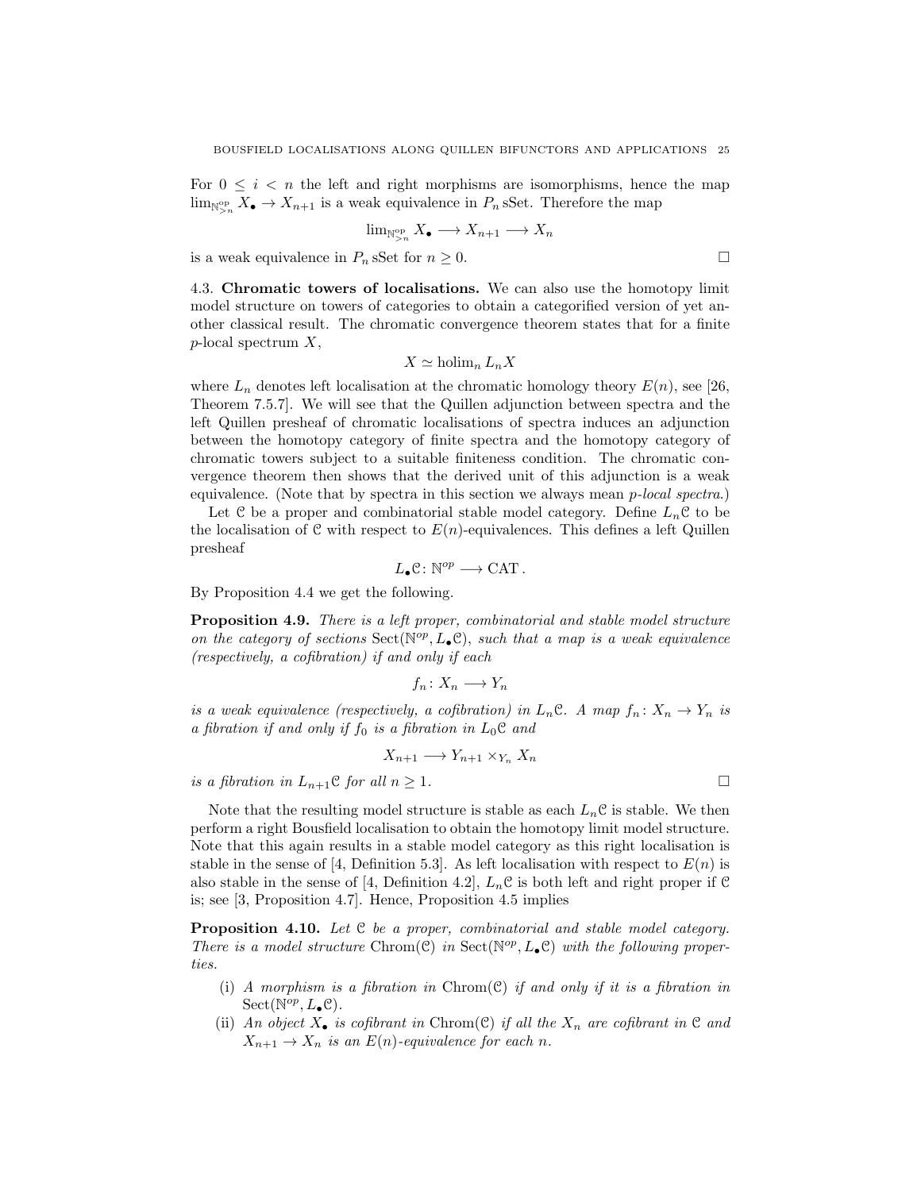For $0 \leq i < n$ the left and right morphisms are isomorphisms, hence the map $\lim_{\mathbb{N}^{\mathrm{op}}_{>n}} X_\bullet \to X_{n+1}$ is a weak equivalence in $P_n\,\mathrm{sSet}$. Therefore the map

$$\lim_{\mathbb{N}^{\mathrm{op}}_{>n}} X_\bullet \longrightarrow X_{n+1} \longrightarrow X_n$$

is a weak equivalence in $P_n\,\mathrm{sSet}$ for $n \geq 0$. □

**4.3. Chromatic towers of localisations.** We can also use the homotopy limit model structure on towers of categories to obtain a categorified version of yet another classical result. The chromatic convergence theorem states that for a finite $p$-local spectrum $X$,

$$X \simeq \operatorname{holim}_n L_n X$$

where $L_n$ denotes left localisation at the chromatic homology theory $E(n)$, see [26, Theorem 7.5.7]. We will see that the Quillen adjunction between spectra and the left Quillen presheaf of chromatic localisations of spectra induces an adjunction between the homotopy category of finite spectra and the homotopy category of chromatic towers subject to a suitable finiteness condition. The chromatic convergence theorem then shows that the derived unit of this adjunction is a weak equivalence. (Note that by spectra in this section we always mean *p-local spectra*.)

Let $\mathcal{C}$ be a proper and combinatorial stable model category. Define $L_n\mathcal{C}$ to be the localisation of $\mathcal{C}$ with respect to $E(n)$-equivalences. This defines a left Quillen presheaf

$$L_\bullet\mathcal{C} \colon \mathbb{N}^{op} \longrightarrow \mathrm{CAT}\,.$$

By Proposition 4.4 we get the following.

**Proposition 4.9.** *There is a left proper, combinatorial and stable model structure on the category of sections* $\mathrm{Sect}(\mathbb{N}^{op}, L_\bullet\mathcal{C})$*, such that a map is a weak equivalence (respectively, a cofibration) if and only if each*

$$f_n \colon X_n \longrightarrow Y_n$$

*is a weak equivalence (respectively, a cofibration) in* $L_n\mathcal{C}$*. A map* $f_n \colon X_n \to Y_n$ *is a fibration if and only if* $f_0$ *is a fibration in* $L_0\mathcal{C}$ *and*

$$X_{n+1} \longrightarrow Y_{n+1} \times_{Y_n} X_n$$

*is a fibration in* $L_{n+1}\mathcal{C}$ *for all* $n \geq 1$. □

Note that the resulting model structure is stable as each $L_n\mathcal{C}$ is stable. We then perform a right Bousfield localisation to obtain the homotopy limit model structure. Note that this again results in a stable model category as this right localisation is stable in the sense of [4, Definition 5.3]. As left localisation with respect to $E(n)$ is also stable in the sense of [4, Definition 4.2], $L_n\mathcal{C}$ is both left and right proper if $\mathcal{C}$ is; see [3, Proposition 4.7]. Hence, Proposition 4.5 implies

**Proposition 4.10.** *Let* $\mathcal{C}$ *be a proper, combinatorial and stable model category. There is a model structure* $\mathrm{Chrom}(\mathcal{C})$ *in* $\mathrm{Sect}(\mathbb{N}^{op}, L_\bullet\mathcal{C})$ *with the following properties.*

- (i) *A morphism is a fibration in* $\mathrm{Chrom}(\mathcal{C})$ *if and only if it is a fibration in* $\mathrm{Sect}(\mathbb{N}^{op}, L_\bullet\mathcal{C})$*.*
- (ii) *An object* $X_\bullet$ *is cofibrant in* $\mathrm{Chrom}(\mathcal{C})$ *if all the* $X_n$ *are cofibrant in* $\mathcal{C}$ *and* $X_{n+1} \to X_n$ *is an* $E(n)$*-equivalence for each* $n$*.*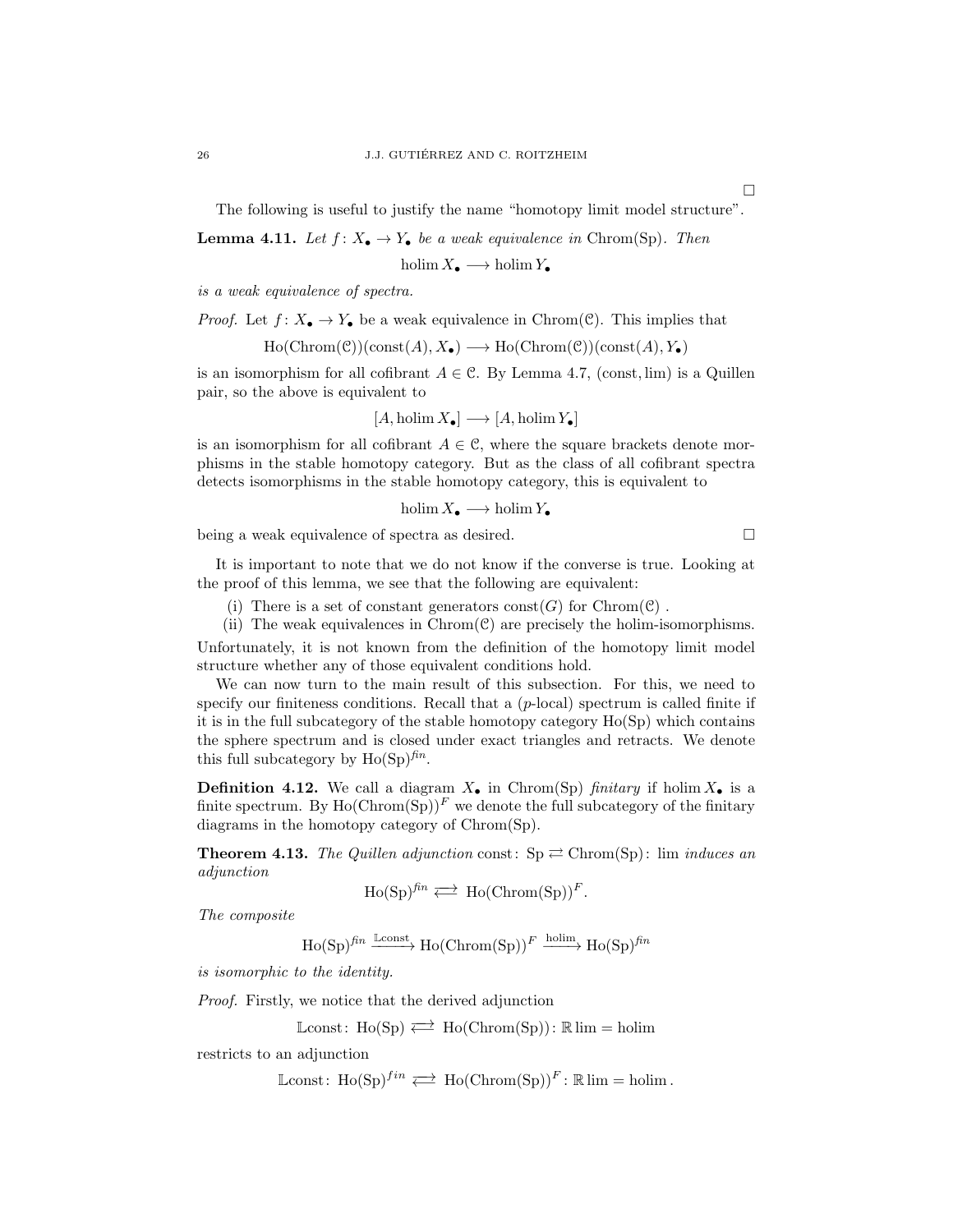□

The following is useful to justify the name "homotopy limit model structure".

**Lemma 4.11.** *Let $f\colon X_\bullet \to Y_\bullet$ be a weak equivalence in* $\mathrm{Chrom}(\mathrm{Sp})$*. Then*

$$\operatorname{holim} X_\bullet \longrightarrow \operatorname{holim} Y_\bullet$$

*is a weak equivalence of spectra.*

*Proof.* Let $f\colon X_\bullet \to Y_\bullet$ be a weak equivalence in $\mathrm{Chrom}(\mathcal{C})$. This implies that

$$\mathrm{Ho}(\mathrm{Chrom}(\mathcal{C}))(\mathrm{const}(A), X_\bullet) \longrightarrow \mathrm{Ho}(\mathrm{Chrom}(\mathcal{C}))(\mathrm{const}(A), Y_\bullet)$$

is an isomorphism for all cofibrant $A \in \mathcal{C}$. By Lemma 4.7, $(\mathrm{const}, \lim)$ is a Quillen pair, so the above is equivalent to

$$[A, \operatorname{holim} X_\bullet] \longrightarrow [A, \operatorname{holim} Y_\bullet]$$

is an isomorphism for all cofibrant $A \in \mathcal{C}$, where the square brackets denote morphisms in the stable homotopy category. But as the class of all cofibrant spectra detects isomorphisms in the stable homotopy category, this is equivalent to

$$\operatorname{holim} X_\bullet \longrightarrow \operatorname{holim} Y_\bullet$$

being a weak equivalence of spectra as desired. □

It is important to note that we do not know if the converse is true. Looking at the proof of this lemma, we see that the following are equivalent:

(i) There is a set of constant generators $\mathrm{const}(G)$ for $\mathrm{Chrom}(\mathcal{C})$ .
(ii) The weak equivalences in $\mathrm{Chrom}(\mathcal{C})$ are precisely the holim-isomorphisms.

Unfortunately, it is not known from the definition of the homotopy limit model structure whether any of those equivalent conditions hold.

We can now turn to the main result of this subsection. For this, we need to specify our finiteness conditions. Recall that a ($p$-local) spectrum is called finite if it is in the full subcategory of the stable homotopy category $\mathrm{Ho}(\mathrm{Sp})$ which contains the sphere spectrum and is closed under exact triangles and retracts. We denote this full subcategory by $\mathrm{Ho}(\mathrm{Sp})^{fin}$.

**Definition 4.12.** We call a diagram $X_\bullet$ in $\mathrm{Chrom}(\mathrm{Sp})$ *finitary* if $\operatorname{holim} X_\bullet$ is a finite spectrum. By $\mathrm{Ho}(\mathrm{Chrom}(\mathrm{Sp}))^F$ we denote the full subcategory of the finitary diagrams in the homotopy category of $\mathrm{Chrom}(\mathrm{Sp})$.

**Theorem 4.13.** *The Quillen adjunction* $\mathrm{const}\colon \mathrm{Sp} \rightleftarrows \mathrm{Chrom}(\mathrm{Sp})\colon \lim$ *induces an adjunction*

$$\mathrm{Ho}(\mathrm{Sp})^{fin} \rightleftarrows \mathrm{Ho}(\mathrm{Chrom}(\mathrm{Sp}))^F.$$

*The composite*

$$\mathrm{Ho}(\mathrm{Sp})^{fin} \xrightarrow{\mathbb{L}\mathrm{const}} \mathrm{Ho}(\mathrm{Chrom}(\mathrm{Sp}))^F \xrightarrow{\operatorname{holim}} \mathrm{Ho}(\mathrm{Sp})^{fin}$$

*is isomorphic to the identity.*

*Proof.* Firstly, we notice that the derived adjunction

$$\mathbb{L}\mathrm{const}\colon \mathrm{Ho}(\mathrm{Sp}) \rightleftarrows \mathrm{Ho}(\mathrm{Chrom}(\mathrm{Sp}))\colon \mathbb{R}\lim = \operatorname{holim}$$

restricts to an adjunction

$$\mathbb{L}\mathrm{const}\colon \mathrm{Ho}(\mathrm{Sp})^{fin} \rightleftarrows \mathrm{Ho}(\mathrm{Chrom}(\mathrm{Sp}))^F\colon \mathbb{R}\lim = \operatorname{holim}.$$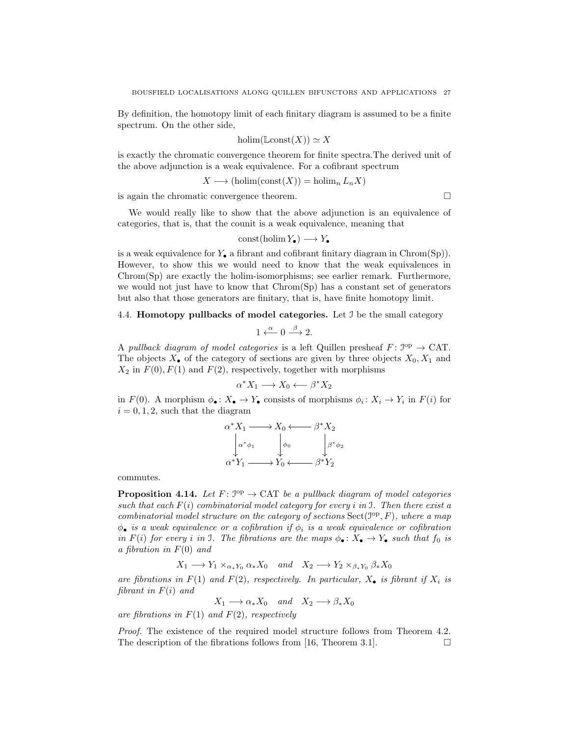By definition, the homotopy limit of each finitary diagram is assumed to be a finite spectrum. On the other side,

$$\operatorname{holim}(\mathbb{L}\mathrm{const}(X)) \simeq X$$

is exactly the chromatic convergence theorem for finite spectra.The derived unit of the above adjunction is a weak equivalence. For a cofibrant spectrum

$$X \longrightarrow (\operatorname{holim}(\mathrm{const}(X)) = \operatorname{holim}_n L_n X)$$

is again the chromatic convergence theorem. □

We would really like to show that the above adjunction is an equivalence of categories, that is, that the counit is a weak equivalence, meaning that

$$\mathrm{const}(\operatorname{holim} Y_\bullet) \longrightarrow Y_\bullet$$

is a weak equivalence for $Y_\bullet$ a fibrant and cofibrant finitary diagram in Chrom(Sp)). However, to show this we would need to know that the weak equivalences in Chrom(Sp) are exactly the holim-isomorphisms; see earlier remark. Furthermore, we would not just have to know that Chrom(Sp) has a constant set of generators but also that those generators are finitary, that is, have finite homotopy limit.

### 4.4. Homotopy pullbacks of model categories.

Let $\mathcal{I}$ be the small category

$$1 \xleftarrow{\alpha} 0 \xrightarrow{\beta} 2.$$

A *pullback diagram of model categories* is a left Quillen presheaf $F\colon \mathcal{I}^{\mathrm{op}} \to \mathrm{CAT}$. The objects $X_\bullet$ of the category of sections are given by three objects $X_0, X_1$ and $X_2$ in $F(0), F(1)$ and $F(2)$, respectively, together with morphisms

$$\alpha^* X_1 \longrightarrow X_0 \longleftarrow \beta^* X_2$$

in $F(0)$. A morphism $\phi_\bullet\colon X_\bullet \to Y_\bullet$ consists of morphisms $\phi_i\colon X_i \to Y_i$ in $F(i)$ for $i = 0, 1, 2$, such that the diagram

$$\begin{array}{ccccc}
\alpha^* X_1 & \longrightarrow & X_0 & \longleftarrow & \beta^* X_2 \\
\downarrow{\scriptstyle \alpha^*\phi_1} & & \downarrow{\scriptstyle \phi_0} & & \downarrow{\scriptstyle \beta^*\phi_2} \\
\alpha^* Y_1 & \longrightarrow & Y_0 & \longleftarrow & \beta^* Y_2
\end{array}$$

commutes.

**Proposition 4.14.** *Let $F\colon \mathcal{I}^{\mathrm{op}} \to \mathrm{CAT}$ be a pullback diagram of model categories such that each $F(i)$ combinatorial model category for every $i$ in $\mathcal{I}$. Then there exist a combinatorial model structure on the category of sections $\mathrm{Sect}(\mathcal{I}^{\mathrm{op}}, F)$, where a map $\phi_\bullet$ is a weak equivalence or a cofibration if $\phi_i$ is a weak equivalence or cofibration in $F(i)$ for every $i$ in $\mathcal{I}$. The fibrations are the maps $\phi_\bullet\colon X_\bullet \to Y_\bullet$ such that $f_0$ is a fibration in $F(0)$ and*

$$X_1 \longrightarrow Y_1 \times_{\alpha_* Y_0} \alpha_* X_0 \quad \textit{and} \quad X_2 \longrightarrow Y_2 \times_{\beta_* Y_0} \beta_* X_0$$

*are fibrations in $F(1)$ and $F(2)$, respectively. In particular, $X_\bullet$ is fibrant if $X_i$ is fibrant in $F(i)$ and*

$$X_1 \longrightarrow \alpha_* X_0 \quad \textit{and} \quad X_2 \longrightarrow \beta_* X_0$$

*are fibrations in $F(1)$ and $F(2)$, respectively*

*Proof.* The existence of the required model structure follows from Theorem 4.2. The description of the fibrations follows from [16, Theorem 3.1]. □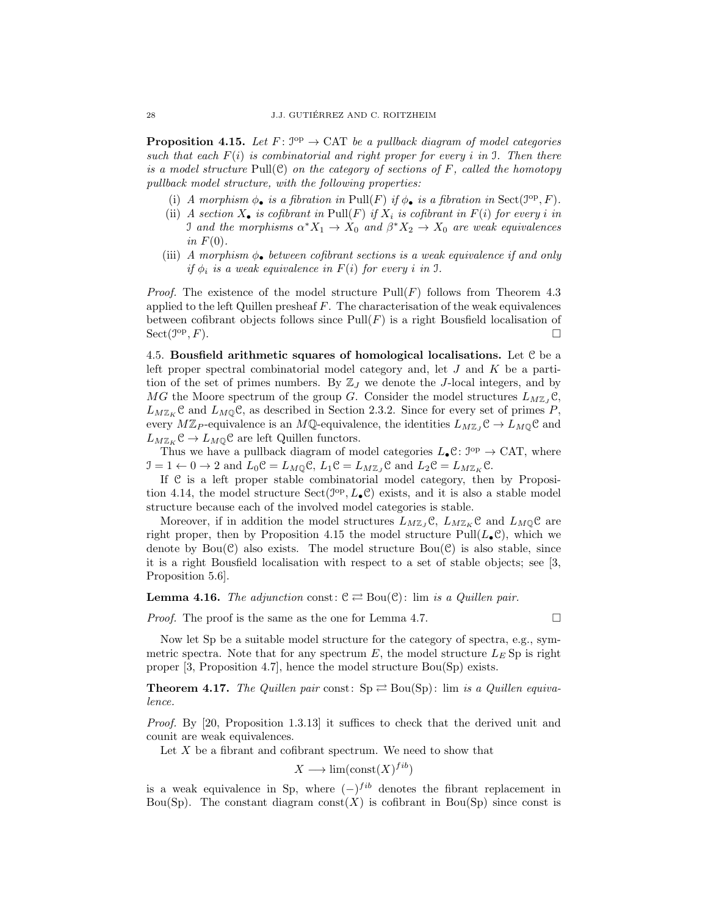**Proposition 4.15.** *Let $F\colon \mathcal{I}^{\mathrm{op}} \to \mathrm{CAT}$ be a pullback diagram of model categories such that each $F(i)$ is combinatorial and right proper for every $i$ in $\mathcal{I}$. Then there is a model structure $\mathrm{Pull}(\mathcal{C})$ on the category of sections of $F$, called the homotopy pullback model structure, with the following properties:*

(i) *A morphism $\phi_\bullet$ is a fibration in $\mathrm{Pull}(F)$ if $\phi_\bullet$ is a fibration in $\mathrm{Sect}(\mathcal{I}^{\mathrm{op}}, F)$.*

(ii) *A section $X_\bullet$ is cofibrant in $\mathrm{Pull}(F)$ if $X_i$ is cofibrant in $F(i)$ for every $i$ in $\mathcal{I}$ and the morphisms $\alpha^*X_1 \to X_0$ and $\beta^*X_2 \to X_0$ are weak equivalences in $F(0)$.*

(iii) *A morphism $\phi_\bullet$ between cofibrant sections is a weak equivalence if and only if $\phi_i$ is a weak equivalence in $F(i)$ for every $i$ in $\mathcal{I}$.*

*Proof.* The existence of the model structure $\mathrm{Pull}(F)$ follows from Theorem 4.3 applied to the left Quillen presheaf $F$. The characterisation of the weak equivalences between cofibrant objects follows since $\mathrm{Pull}(F)$ is a right Bousfield localisation of $\mathrm{Sect}(\mathcal{I}^{\mathrm{op}}, F)$. $\square$

4.5. **Bousfield arithmetic squares of homological localisations.** Let $\mathcal{C}$ be a left proper spectral combinatorial model category and, let $J$ and $K$ be a partition of the set of primes numbers. By $\mathbb{Z}_J$ we denote the $J$-local integers, and by $MG$ the Moore spectrum of the group $G$. Consider the model structures $L_{M\mathbb{Z}_J}\mathcal{C}$, $L_{M\mathbb{Z}_K}\mathcal{C}$ and $L_{M\mathbb{Q}}\mathcal{C}$, as described in Section 2.3.2. Since for every set of primes $P$, every $M\mathbb{Z}_P$-equivalence is an $M\mathbb{Q}$-equivalence, the identities $L_{M\mathbb{Z}_J}\mathcal{C} \to L_{M\mathbb{Q}}\mathcal{C}$ and $L_{M\mathbb{Z}_K}\mathcal{C} \to L_{M\mathbb{Q}}\mathcal{C}$ are left Quillen functors.

Thus we have a pullback diagram of model categories $L_\bullet\mathcal{C}\colon \mathcal{I}^{\mathrm{op}} \to \mathrm{CAT}$, where $\mathcal{I} = 1 \leftarrow 0 \to 2$ and $L_0\mathcal{C} = L_{M\mathbb{Q}}\mathcal{C}$, $L_1\mathcal{C} = L_{M\mathbb{Z}_J}\mathcal{C}$ and $L_2\mathcal{C} = L_{M\mathbb{Z}_K}\mathcal{C}$.

If $\mathcal{C}$ is a left proper stable combinatorial model category, then by Proposition 4.14, the model structure $\mathrm{Sect}(\mathcal{I}^{\mathrm{op}}, L_\bullet\mathcal{C})$ exists, and it is also a stable model structure because each of the involved model categories is stable.

Moreover, if in addition the model structures $L_{M\mathbb{Z}_J}\mathcal{C}$, $L_{M\mathbb{Z}_K}\mathcal{C}$ and $L_{M\mathbb{Q}}\mathcal{C}$ are right proper, then by Proposition 4.15 the model structure $\mathrm{Pull}(L_\bullet\mathcal{C})$, which we denote by $\mathrm{Bou}(\mathcal{C})$ also exists. The model structure $\mathrm{Bou}(\mathcal{C})$ is also stable, since it is a right Bousfield localisation with respect to a set of stable objects; see [3, Proposition 5.6].

**Lemma 4.16.** *The adjunction* $\mathrm{const}\colon \mathcal{C} \rightleftarrows \mathrm{Bou}(\mathcal{C})\colon \lim$ *is a Quillen pair.*

*Proof.* The proof is the same as the one for Lemma 4.7. $\square$

Now let $\mathrm{Sp}$ be a suitable model structure for the category of spectra, e.g., symmetric spectra. Note that for any spectrum $E$, the model structure $L_E\,\mathrm{Sp}$ is right proper [3, Proposition 4.7], hence the model structure $\mathrm{Bou}(\mathrm{Sp})$ exists.

**Theorem 4.17.** *The Quillen pair* $\mathrm{const}\colon \mathrm{Sp} \rightleftarrows \mathrm{Bou}(\mathrm{Sp})\colon \lim$ *is a Quillen equivalence.*

*Proof.* By [20, Proposition 1.3.13] it suffices to check that the derived unit and counit are weak equivalences.

Let $X$ be a fibrant and cofibrant spectrum. We need to show that

$$X \longrightarrow \lim(\mathrm{const}(X)^{fib})$$

is a weak equivalence in $\mathrm{Sp}$, where $(-)^{fib}$ denotes the fibrant replacement in $\mathrm{Bou}(\mathrm{Sp})$. The constant diagram $\mathrm{const}(X)$ is cofibrant in $\mathrm{Bou}(\mathrm{Sp})$ since const is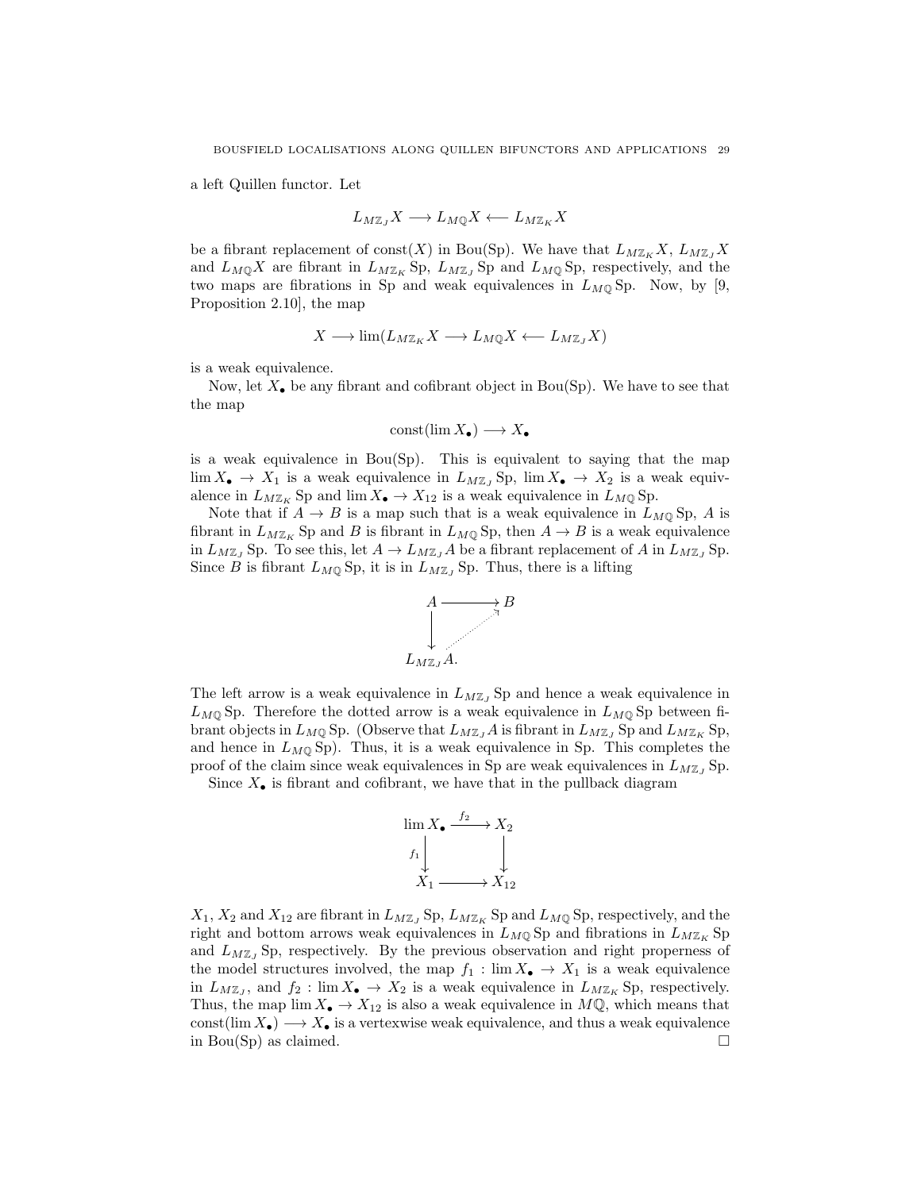a left Quillen functor. Let

$$L_{M\mathbb{Z}_J}X \longrightarrow L_{M\mathbb{Q}}X \longleftarrow L_{M\mathbb{Z}_K}X$$

be a fibrant replacement of $\mathrm{const}(X)$ in $\mathrm{Bou}(\mathrm{Sp})$. We have that $L_{M\mathbb{Z}_K}X$, $L_{M\mathbb{Z}_J}X$ and $L_{M\mathbb{Q}}X$ are fibrant in $L_{M\mathbb{Z}_K}\mathrm{Sp}$, $L_{M\mathbb{Z}_J}\mathrm{Sp}$ and $L_{M\mathbb{Q}}\mathrm{Sp}$, respectively, and the two maps are fibrations in $\mathrm{Sp}$ and weak equivalences in $L_{M\mathbb{Q}}\mathrm{Sp}$. Now, by [9, Proposition 2.10], the map

$$X \longrightarrow \lim(L_{M\mathbb{Z}_K}X \longrightarrow L_{M\mathbb{Q}}X \longleftarrow L_{M\mathbb{Z}_J}X)$$

is a weak equivalence.

Now, let $X_\bullet$ be any fibrant and cofibrant object in $\mathrm{Bou}(\mathrm{Sp})$. We have to see that the map

$$\mathrm{const}(\lim X_\bullet) \longrightarrow X_\bullet$$

is a weak equivalence in $\mathrm{Bou}(\mathrm{Sp})$. This is equivalent to saying that the map $\lim X_\bullet \to X_1$ is a weak equivalence in $L_{M\mathbb{Z}_J}\mathrm{Sp}$, $\lim X_\bullet \to X_2$ is a weak equivalence in $L_{M\mathbb{Z}_K}\mathrm{Sp}$ and $\lim X_\bullet \to X_{12}$ is a weak equivalence in $L_{M\mathbb{Q}}\mathrm{Sp}$.

Note that if $A \to B$ is a map such that is a weak equivalence in $L_{M\mathbb{Q}}\mathrm{Sp}$, $A$ is fibrant in $L_{M\mathbb{Z}_K}\mathrm{Sp}$ and $B$ is fibrant in $L_{M\mathbb{Q}}\mathrm{Sp}$, then $A \to B$ is a weak equivalence in $L_{M\mathbb{Z}_J}\mathrm{Sp}$. To see this, let $A \to L_{M\mathbb{Z}_J}A$ be a fibrant replacement of $A$ in $L_{M\mathbb{Z}_J}\mathrm{Sp}$. Since $B$ is fibrant $L_{M\mathbb{Q}}\mathrm{Sp}$, it is in $L_{M\mathbb{Z}_J}\mathrm{Sp}$. Thus, there is a lifting

$$\begin{array}{ccc} A & \longrightarrow & B \\ \downarrow & \nearrow & \\ L_{M\mathbb{Z}_J}A. & & \end{array}$$

The left arrow is a weak equivalence in $L_{M\mathbb{Z}_J}\mathrm{Sp}$ and hence a weak equivalence in $L_{M\mathbb{Q}}\mathrm{Sp}$. Therefore the dotted arrow is a weak equivalence in $L_{M\mathbb{Q}}\mathrm{Sp}$ between fibrant objects in $L_{M\mathbb{Q}}\mathrm{Sp}$. (Observe that $L_{M\mathbb{Z}_J}A$ is fibrant in $L_{M\mathbb{Z}_J}\mathrm{Sp}$ and $L_{M\mathbb{Z}_K}\mathrm{Sp}$, and hence in $L_{M\mathbb{Q}}\mathrm{Sp}$). Thus, it is a weak equivalence in $\mathrm{Sp}$. This completes the proof of the claim since weak equivalences in $\mathrm{Sp}$ are weak equivalences in $L_{M\mathbb{Z}_J}\mathrm{Sp}$.

Since $X_\bullet$ is fibrant and cofibrant, we have that in the pullback diagram

$$\begin{array}{ccc} \lim X_\bullet & \xrightarrow{f_2} & X_2 \\ {\scriptstyle f_1}\downarrow & & \downarrow \\ X_1 & \longrightarrow & X_{12} \end{array}$$

$X_1$, $X_2$ and $X_{12}$ are fibrant in $L_{M\mathbb{Z}_J}\mathrm{Sp}$, $L_{M\mathbb{Z}_K}\mathrm{Sp}$ and $L_{M\mathbb{Q}}\mathrm{Sp}$, respectively, and the right and bottom arrows weak equivalences in $L_{M\mathbb{Q}}\mathrm{Sp}$ and fibrations in $L_{M\mathbb{Z}_K}\mathrm{Sp}$ and $L_{M\mathbb{Z}_J}\mathrm{Sp}$, respectively. By the previous observation and right properness of the model structures involved, the map $f_1 : \lim X_\bullet \to X_1$ is a weak equivalence in $L_{M\mathbb{Z}_J}$, and $f_2 : \lim X_\bullet \to X_2$ is a weak equivalence in $L_{M\mathbb{Z}_K}\mathrm{Sp}$, respectively. Thus, the map $\lim X_\bullet \to X_{12}$ is also a weak equivalence in $M\mathbb{Q}$, which means that $\mathrm{const}(\lim X_\bullet) \longrightarrow X_\bullet$ is a vertexwise weak equivalence, and thus a weak equivalence in $\mathrm{Bou}(\mathrm{Sp})$ as claimed. $\square$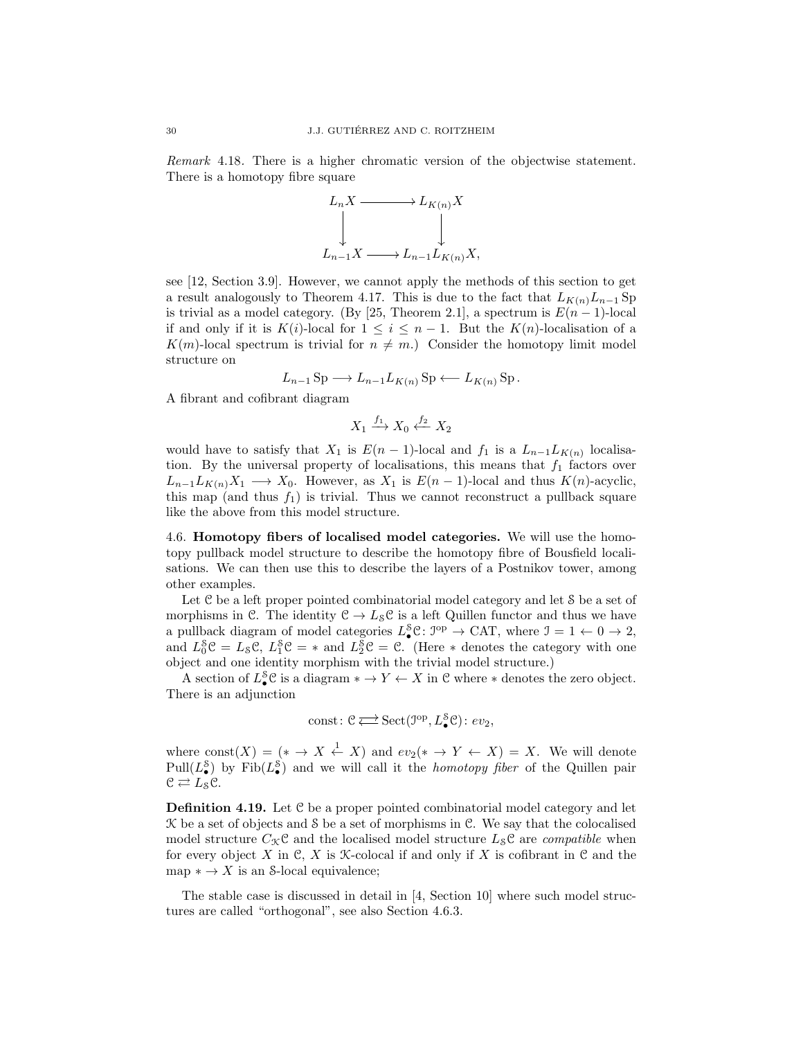*Remark* 4.18. There is a higher chromatic version of the objectwise statement. There is a homotopy fibre square

$$\begin{array}{ccc} L_n X & \longrightarrow & L_{K(n)} X \\ \downarrow & & \downarrow \\ L_{n-1} X & \longrightarrow & L_{n-1} L_{K(n)} X, \end{array}$$

see [12, Section 3.9]. However, we cannot apply the methods of this section to get a result analogously to Theorem 4.17. This is due to the fact that $L_{K(n)} L_{n-1} \mathrm{Sp}$ is trivial as a model category. (By [25, Theorem 2.1], a spectrum is $E(n-1)$-local if and only if it is $K(i)$-local for $1 \leq i \leq n-1$. But the $K(n)$-localisation of a $K(m)$-local spectrum is trivial for $n \neq m$.) Consider the homotopy limit model structure on

$$L_{n-1} \mathrm{Sp} \longrightarrow L_{n-1} L_{K(n)} \mathrm{Sp} \longleftarrow L_{K(n)} \mathrm{Sp}.$$

A fibrant and cofibrant diagram

$$X_1 \xrightarrow{f_1} X_0 \xleftarrow{f_2} X_2$$

would have to satisfy that $X_1$ is $E(n-1)$-local and $f_1$ is a $L_{n-1} L_{K(n)}$ localisation. By the universal property of localisations, this means that $f_1$ factors over $L_{n-1} L_{K(n)} X_1 \longrightarrow X_0$. However, as $X_1$ is $E(n-1)$-local and thus $K(n)$-acyclic, this map (and thus $f_1$) is trivial. Thus we cannot reconstruct a pullback square like the above from this model structure.

### 4.6. Homotopy fibers of localised model categories.

We will use the homotopy pullback model structure to describe the homotopy fibre of Bousfield localisations. We can then use this to describe the layers of a Postnikov tower, among other examples.

Let $\mathcal{C}$ be a left proper pointed combinatorial model category and let $\mathcal{S}$ be a set of morphisms in $\mathcal{C}$. The identity $\mathcal{C} \to L_{\mathcal{S}}\mathcal{C}$ is a left Quillen functor and thus we have a pullback diagram of model categories $L^{\mathcal{S}}_{\bullet}\mathcal{C} \colon \mathcal{I}^{\mathrm{op}} \to \mathrm{CAT}$, where $\mathcal{I} = 1 \leftarrow 0 \to 2$, and $L^{\mathcal{S}}_0 \mathcal{C} = L_{\mathcal{S}}\mathcal{C}$, $L^{\mathcal{S}}_1 \mathcal{C} = *$ and $L^{\mathcal{S}}_2 \mathcal{C} = \mathcal{C}$. (Here $*$ denotes the category with one object and one identity morphism with the trivial model structure.)

A section of $L^{\mathcal{S}}_{\bullet}\mathcal{C}$ is a diagram $* \to Y \leftarrow X$ in $\mathcal{C}$ where $*$ denotes the zero object. There is an adjunction

$$\mathrm{const} \colon \mathcal{C} \rightleftarrows \mathrm{Sect}(\mathcal{I}^{\mathrm{op}}, L^{\mathcal{S}}_{\bullet}\mathcal{C}) \colon ev_2,$$

where $\mathrm{const}(X) = (* \to X \xleftarrow{1} X)$ and $ev_2(* \to Y \leftarrow X) = X$. We will denote $\mathrm{Pull}(L^{\mathcal{S}}_{\bullet})$ by $\mathrm{Fib}(L^{\mathcal{S}}_{\bullet})$ and we will call it the *homotopy fiber* of the Quillen pair $\mathcal{C} \rightleftarrows L_{\mathcal{S}}\mathcal{C}$.

**Definition 4.19.** Let $\mathcal{C}$ be a proper pointed combinatorial model category and let $\mathcal{K}$ be a set of objects and $\mathcal{S}$ be a set of morphisms in $\mathcal{C}$. We say that the colocalised model structure $C_{\mathcal{K}}\mathcal{C}$ and the localised model structure $L_{\mathcal{S}}\mathcal{C}$ are *compatible* when for every object $X$ in $\mathcal{C}$, $X$ is $\mathcal{K}$-colocal if and only if $X$ is cofibrant in $\mathcal{C}$ and the map $* \to X$ is an $\mathcal{S}$-local equivalence;

The stable case is discussed in detail in [4, Section 10] where such model structures are called "orthogonal", see also Section 4.6.3.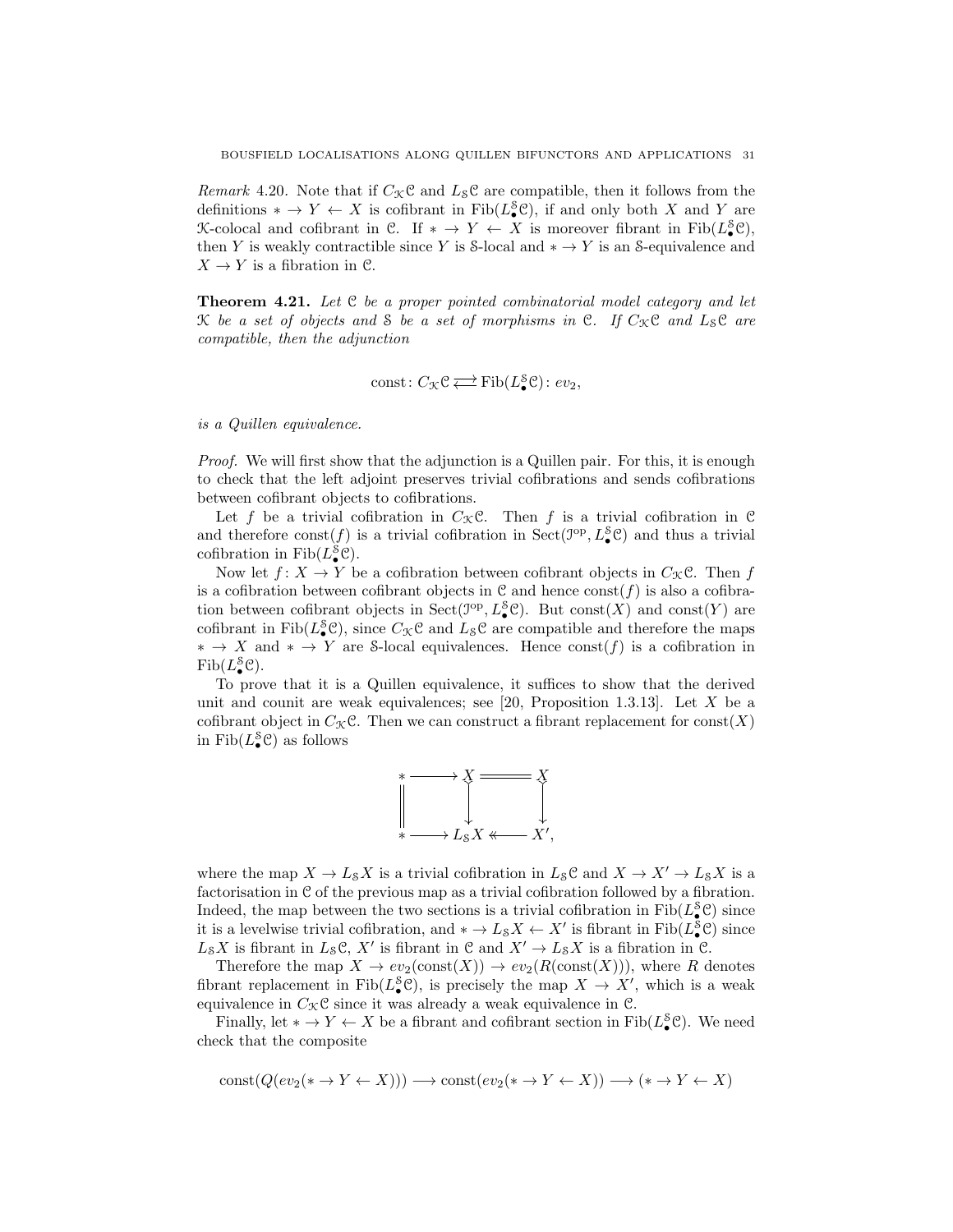*Remark* 4.20. Note that if $C_{\mathcal{K}}\mathcal{C}$ and $L_{\mathcal{S}}\mathcal{C}$ are compatible, then it follows from the definitions $* \to Y \leftarrow X$ is cofibrant in $\mathrm{Fib}(L_{\bullet}^{\mathcal{S}}\mathcal{C})$, if and only both $X$ and $Y$ are $\mathcal{K}$-colocal and cofibrant in $\mathcal{C}$. If $* \to Y \leftarrow X$ is moreover fibrant in $\mathrm{Fib}(L_{\bullet}^{\mathcal{S}}\mathcal{C})$, then $Y$ is weakly contractible since $Y$ is $\mathcal{S}$-local and $* \to Y$ is an $\mathcal{S}$-equivalence and $X \to Y$ is a fibration in $\mathcal{C}$.

**Theorem 4.21.** *Let $\mathcal{C}$ be a proper pointed combinatorial model category and let $\mathcal{K}$ be a set of objects and $\mathcal{S}$ be a set of morphisms in $\mathcal{C}$. If $C_{\mathcal{K}}\mathcal{C}$ and $L_{\mathcal{S}}\mathcal{C}$ are compatible, then the adjunction*

$$\mathrm{const}\colon C_{\mathcal{K}}\mathcal{C} \rightleftarrows \mathrm{Fib}(L_{\bullet}^{\mathcal{S}}\mathcal{C})\colon ev_2,$$

*is a Quillen equivalence.*

*Proof.* We will first show that the adjunction is a Quillen pair. For this, it is enough to check that the left adjoint preserves trivial cofibrations and sends cofibrations between cofibrant objects to cofibrations.

Let $f$ be a trivial cofibration in $C_{\mathcal{K}}\mathcal{C}$. Then $f$ is a trivial cofibration in $\mathcal{C}$ and therefore $\mathrm{const}(f)$ is a trivial cofibration in $\mathrm{Sect}(\mathcal{J}^{\mathrm{op}}, L_{\bullet}^{\mathcal{S}}\mathcal{C})$ and thus a trivial cofibration in $\mathrm{Fib}(L_{\bullet}^{\mathcal{S}}\mathcal{C})$.

Now let $f\colon X \to Y$ be a cofibration between cofibrant objects in $C_{\mathcal{K}}\mathcal{C}$. Then $f$ is a cofibration between cofibrant objects in $\mathcal{C}$ and hence $\mathrm{const}(f)$ is also a cofibration between cofibrant objects in $\mathrm{Sect}(\mathcal{J}^{\mathrm{op}}, L_{\bullet}^{\mathcal{S}}\mathcal{C})$. But $\mathrm{const}(X)$ and $\mathrm{const}(Y)$ are cofibrant in $\mathrm{Fib}(L_{\bullet}^{\mathcal{S}}\mathcal{C})$, since $C_{\mathcal{K}}\mathcal{C}$ and $L_{\mathcal{S}}\mathcal{C}$ are compatible and therefore the maps $* \to X$ and $* \to Y$ are $\mathcal{S}$-local equivalences. Hence $\mathrm{const}(f)$ is a cofibration in $\mathrm{Fib}(L_{\bullet}^{\mathcal{S}}\mathcal{C})$.

To prove that it is a Quillen equivalence, it suffices to show that the derived unit and counit are weak equivalences; see [20, Proposition 1.3.13]. Let $X$ be a cofibrant object in $C_{\mathcal{K}}\mathcal{C}$. Then we can construct a fibrant replacement for $\mathrm{const}(X)$ in $\mathrm{Fib}(L_{\bullet}^{\mathcal{S}}\mathcal{C})$ as follows

$$\begin{array}{ccccc}
* & \longrightarrow & X & = & X \\
\| & & \downarrow & & \downarrow \\
* & \longrightarrow & L_{\mathcal{S}}X & \twoheadleftarrow & X',
\end{array}$$

where the map $X \to L_{\mathcal{S}}X$ is a trivial cofibration in $L_{\mathcal{S}}\mathcal{C}$ and $X \to X' \to L_{\mathcal{S}}X$ is a factorisation in $\mathcal{C}$ of the previous map as a trivial cofibration followed by a fibration. Indeed, the map between the two sections is a trivial cofibration in $\mathrm{Fib}(L_{\bullet}^{\mathcal{S}}\mathcal{C})$ since it is a levelwise trivial cofibration, and $* \to L_{\mathcal{S}}X \leftarrow X'$ is fibrant in $\mathrm{Fib}(L_{\bullet}^{\mathcal{S}}\mathcal{C})$ since $L_{\mathcal{S}}X$ is fibrant in $L_{\mathcal{S}}\mathcal{C}$, $X'$ is fibrant in $\mathcal{C}$ and $X' \to L_{\mathcal{S}}X$ is a fibration in $\mathcal{C}$.

Therefore the map $X \to ev_2(\mathrm{const}(X)) \to ev_2(R(\mathrm{const}(X)))$, where $R$ denotes fibrant replacement in $\mathrm{Fib}(L_{\bullet}^{\mathcal{S}}\mathcal{C})$, is precisely the map $X \to X'$, which is a weak equivalence in $C_{\mathcal{K}}\mathcal{C}$ since it was already a weak equivalence in $\mathcal{C}$.

Finally, let $* \to Y \leftarrow X$ be a fibrant and cofibrant section in $\mathrm{Fib}(L_{\bullet}^{\mathcal{S}}\mathcal{C})$. We need check that the composite

$$\mathrm{const}(Q(ev_2(* \to Y \leftarrow X))) \longrightarrow \mathrm{const}(ev_2(* \to Y \leftarrow X)) \longrightarrow (* \to Y \leftarrow X)$$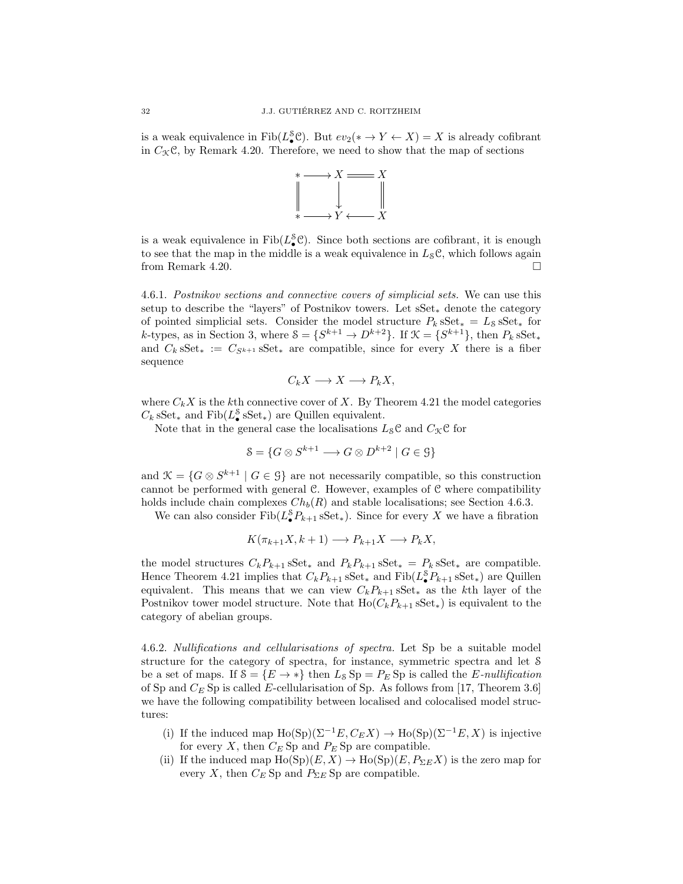is a weak equivalence in $\mathrm{Fib}(L_\bullet^{\mathcal{S}}\mathcal{C})$. But $ev_2(* \to Y \leftarrow X) = X$ is already cofibrant in $C_{\mathcal{K}}\mathcal{C}$, by Remark 4.20. Therefore, we need to show that the map of sections

$$\begin{array}{ccccc} * & \longrightarrow & X & = & X \\ \| & & \downarrow & & \| \\ * & \longrightarrow & Y & \longleftarrow & X \end{array}$$

is a weak equivalence in $\mathrm{Fib}(L_\bullet^{\mathcal{S}}\mathcal{C})$. Since both sections are cofibrant, it is enough to see that the map in the middle is a weak equivalence in $L_{\mathcal{S}}\mathcal{C}$, which follows again from Remark 4.20. □

4.6.1. *Postnikov sections and connective covers of simplicial sets.* We can use this setup to describe the "layers" of Postnikov towers. Let $\mathrm{sSet}_*$ denote the category of pointed simplicial sets. Consider the model structure $P_k\,\mathrm{sSet}_* = L_{\mathcal{S}}\,\mathrm{sSet}_*$ for $k$-types, as in Section 3, where $\mathcal{S} = \{S^{k+1} \to D^{k+2}\}$. If $\mathcal{K} = \{S^{k+1}\}$, then $P_k\,\mathrm{sSet}_*$ and $C_k\,\mathrm{sSet}_* := C_{S^{k+1}}\,\mathrm{sSet}_*$ are compatible, since for every $X$ there is a fiber sequence

$$C_kX \longrightarrow X \longrightarrow P_kX,$$

where $C_kX$ is the $k$th connective cover of $X$. By Theorem 4.21 the model categories $C_k\,\mathrm{sSet}_*$ and $\mathrm{Fib}(L_\bullet^{\mathcal{S}}\,\mathrm{sSet}_*)$ are Quillen equivalent.

Note that in the general case the localisations $L_{\mathcal{S}}\mathcal{C}$ and $C_{\mathcal{K}}\mathcal{C}$ for

$$\mathcal{S} = \{G \otimes S^{k+1} \longrightarrow G \otimes D^{k+2} \mid G \in \mathcal{G}\}$$

and $\mathcal{K} = \{G \otimes S^{k+1} \mid G \in \mathcal{G}\}$ are not necessarily compatible, so this construction cannot be performed with general $\mathcal{C}$. However, examples of $\mathcal{C}$ where compatibility holds include chain complexes $Ch_b(R)$ and stable localisations; see Section 4.6.3.

We can also consider $\mathrm{Fib}(L_\bullet^{\mathcal{S}}P_{k+1}\,\mathrm{sSet}_*)$. Since for every $X$ we have a fibration

$$K(\pi_{k+1}X, k+1) \longrightarrow P_{k+1}X \longrightarrow P_kX,$$

the model structures $C_kP_{k+1}\,\mathrm{sSet}_*$ and $P_kP_{k+1}\,\mathrm{sSet}_* = P_k\,\mathrm{sSet}_*$ are compatible. Hence Theorem 4.21 implies that $C_kP_{k+1}\,\mathrm{sSet}_*$ and $\mathrm{Fib}(L_\bullet^{\mathcal{S}}P_{k+1}\,\mathrm{sSet}_*)$ are Quillen equivalent. This means that we can view $C_kP_{k+1}\,\mathrm{sSet}_*$ as the $k$th layer of the Postnikov tower model structure. Note that $\mathrm{Ho}(C_kP_{k+1}\,\mathrm{sSet}_*)$ is equivalent to the category of abelian groups.

4.6.2. *Nullifications and cellularisations of spectra.* Let Sp be a suitable model structure for the category of spectra, for instance, symmetric spectra and let $\mathcal{S}$ be a set of maps. If $\mathcal{S} = \{E \to *\}$ then $L_{\mathcal{S}}\,\mathrm{Sp} = P_E\,\mathrm{Sp}$ is called the *$E$-nullification* of Sp and $C_E\,\mathrm{Sp}$ is called $E$-cellularisation of Sp. As follows from [17, Theorem 3.6] we have the following compatibility between localised and colocalised model structures:

(i) If the induced map $\mathrm{Ho}(\mathrm{Sp})(\Sigma^{-1}E, C_EX) \to \mathrm{Ho}(\mathrm{Sp})(\Sigma^{-1}E, X)$ is injective for every $X$, then $C_E\,\mathrm{Sp}$ and $P_E\,\mathrm{Sp}$ are compatible.

(ii) If the induced map $\mathrm{Ho}(\mathrm{Sp})(E, X) \to \mathrm{Ho}(\mathrm{Sp})(E, P_{\Sigma E}X)$ is the zero map for every $X$, then $C_E\,\mathrm{Sp}$ and $P_{\Sigma E}\,\mathrm{Sp}$ are compatible.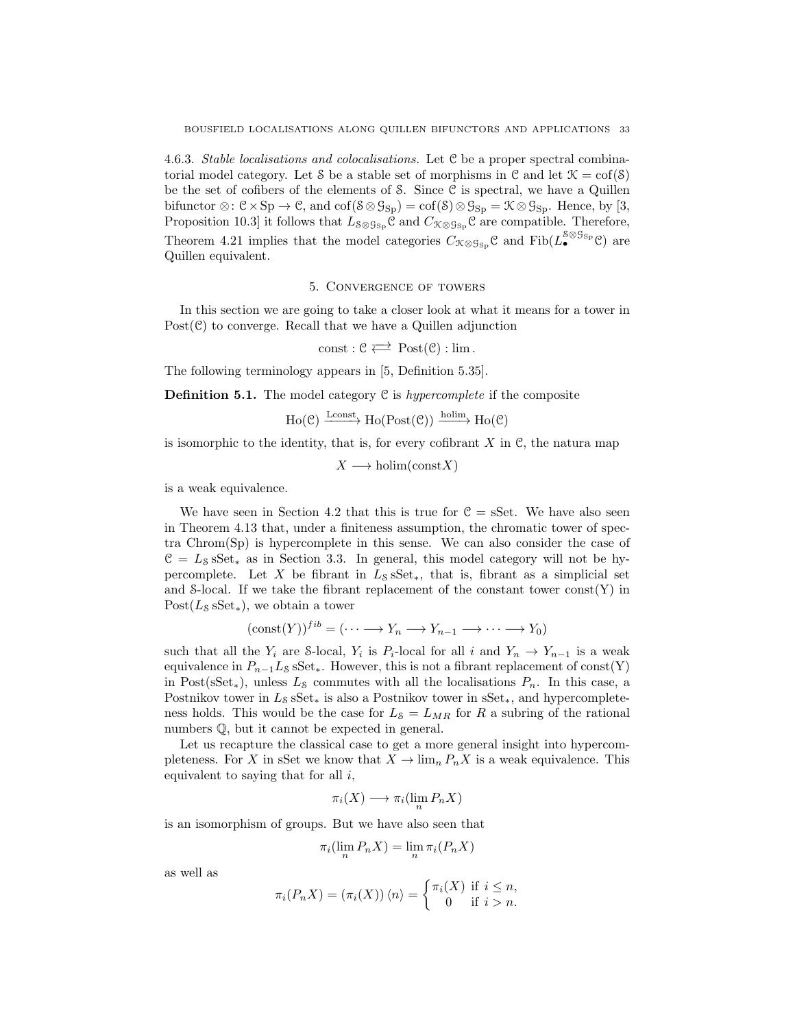4.6.3. *Stable localisations and colocalisations.* Let $\mathcal{C}$ be a proper spectral combinatorial model category. Let $\mathcal{S}$ be a stable set of morphisms in $\mathcal{C}$ and let $\mathcal{K} = \mathrm{cof}(\mathcal{S})$ be the set of cofibers of the elements of $\mathcal{S}$. Since $\mathcal{C}$ is spectral, we have a Quillen bifunctor $\otimes\colon \mathcal{C} \times \mathrm{Sp} \to \mathcal{C}$, and $\mathrm{cof}(\mathcal{S} \otimes \mathcal{G}_{\mathrm{Sp}}) = \mathrm{cof}(\mathcal{S}) \otimes \mathcal{G}_{\mathrm{Sp}} = \mathcal{K} \otimes \mathcal{G}_{\mathrm{Sp}}$. Hence, by [3, Proposition 10.3] it follows that $L_{\mathcal{S}\otimes\mathcal{G}_{\mathrm{Sp}}}\mathcal{C}$ and $C_{\mathcal{K}\otimes\mathcal{G}_{\mathrm{Sp}}}\mathcal{C}$ are compatible. Therefore, Theorem 4.21 implies that the model categories $C_{\mathcal{K}\otimes\mathcal{G}_{\mathrm{Sp}}}\mathcal{C}$ and $\mathrm{Fib}(L_{\bullet}^{\mathcal{S}\otimes\mathcal{G}_{\mathrm{Sp}}}\mathcal{C})$ are Quillen equivalent.

## 5. Convergence of towers

In this section we are going to take a closer look at what it means for a tower in $\mathrm{Post}(\mathcal{C})$ to converge. Recall that we have a Quillen adjunction

$$\mathrm{const} : \mathcal{C} \rightleftarrows \mathrm{Post}(\mathcal{C}) : \lim .$$

The following terminology appears in [5, Definition 5.35].

**Definition 5.1.** The model category $\mathcal{C}$ is *hypercomplete* if the composite

$$\mathrm{Ho}(\mathcal{C}) \xrightarrow{\mathbb{L}\mathrm{const}} \mathrm{Ho}(\mathrm{Post}(\mathcal{C})) \xrightarrow{\mathrm{holim}} \mathrm{Ho}(\mathcal{C})$$

is isomorphic to the identity, that is, for every cofibrant $X$ in $\mathcal{C}$, the natura map

$$X \longrightarrow \mathrm{holim}(\mathrm{const}X)$$

is a weak equivalence.

We have seen in Section 4.2 that this is true for $\mathcal{C} = \mathrm{sSet}$. We have also seen in Theorem 4.13 that, under a finiteness assumption, the chromatic tower of spectra $\mathrm{Chrom}(\mathrm{Sp})$ is hypercomplete in this sense. We can also consider the case of $\mathcal{C} = L_{\mathcal{S}}\,\mathrm{sSet}_*$ as in Section 3.3. In general, this model category will not be hypercomplete. Let $X$ be fibrant in $L_{\mathcal{S}}\,\mathrm{sSet}_*$, that is, fibrant as a simplicial set and $\mathcal{S}$-local. If we take the fibrant replacement of the constant tower $\mathrm{const(Y)}$ in $\mathrm{Post}(L_{\mathcal{S}}\,\mathrm{sSet}_*)$, we obtain a tower

$$(\mathrm{const}(Y))^{fib} = (\cdots \longrightarrow Y_n \longrightarrow Y_{n-1} \longrightarrow \cdots \longrightarrow Y_0)$$

such that all the $Y_i$ are $\mathcal{S}$-local, $Y_i$ is $P_i$-local for all $i$ and $Y_n \to Y_{n-1}$ is a weak equivalence in $P_{n-1}L_{\mathcal{S}}\,\mathrm{sSet}_*$. However, this is not a fibrant replacement of $\mathrm{const(Y)}$ in $\mathrm{Post}(\mathrm{sSet}_*)$, unless $L_{\mathcal{S}}$ commutes with all the localisations $P_n$. In this case, a Postnikov tower in $L_{\mathcal{S}}\,\mathrm{sSet}_*$ is also a Postnikov tower in $\mathrm{sSet}_*$, and hypercompleteness holds. This would be the case for $L_{\mathcal{S}} = L_{MR}$ for $R$ a subring of the rational numbers $\mathbb{Q}$, but it cannot be expected in general.

Let us recapture the classical case to get a more general insight into hypercompleteness. For $X$ in sSet we know that $X \to \lim_n P_n X$ is a weak equivalence. This equivalent to saying that for all $i$,

$$\pi_i(X) \longrightarrow \pi_i(\lim_n P_n X)$$

is an isomorphism of groups. But we have also seen that

$$\pi_i(\lim_n P_n X) = \lim_n \pi_i(P_n X)$$

as well as

$$\pi_i(P_n X) = (\pi_i(X))\,\langle n\rangle = \begin{cases} \pi_i(X) & \text{if } i \leq n, \\ 0 & \text{if } i > n. \end{cases}$$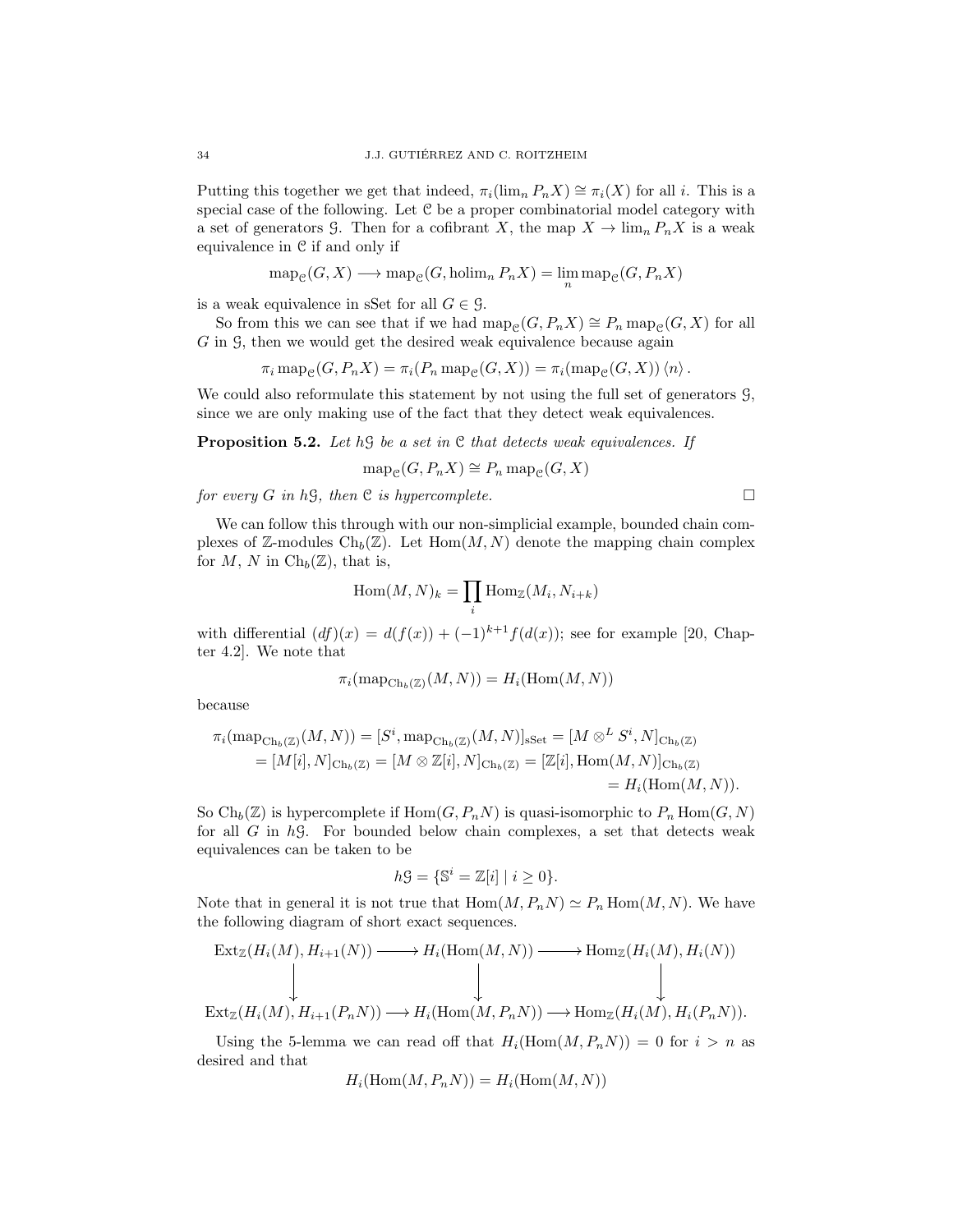Putting this together we get that indeed, $\pi_i(\lim_n P_n X) \cong \pi_i(X)$ for all $i$. This is a special case of the following. Let $\mathcal{C}$ be a proper combinatorial model category with a set of generators $\mathcal{G}$. Then for a cofibrant $X$, the map $X \to \lim_n P_n X$ is a weak equivalence in $\mathcal{C}$ if and only if

$$\mathrm{map}_{\mathcal{C}}(G, X) \longrightarrow \mathrm{map}_{\mathcal{C}}(G, \mathrm{holim}_n P_n X) = \lim_n \mathrm{map}_{\mathcal{C}}(G, P_n X)$$

is a weak equivalence in sSet for all $G \in \mathcal{G}$.

So from this we can see that if we had $\mathrm{map}_{\mathcal{C}}(G, P_n X) \cong P_n \mathrm{map}_{\mathcal{C}}(G, X)$ for all $G$ in $\mathcal{G}$, then we would get the desired weak equivalence because again

$$\pi_i \mathrm{map}_{\mathcal{C}}(G, P_n X) = \pi_i(P_n \mathrm{map}_{\mathcal{C}}(G, X)) = \pi_i(\mathrm{map}_{\mathcal{C}}(G, X)) \langle n \rangle .$$

We could also reformulate this statement by not using the full set of generators $\mathcal{G}$, since we are only making use of the fact that they detect weak equivalences.

**Proposition 5.2.** *Let $h\mathcal{G}$ be a set in $\mathcal{C}$ that detects weak equivalences. If*

$$\mathrm{map}_{\mathcal{C}}(G, P_n X) \cong P_n \mathrm{map}_{\mathcal{C}}(G, X)$$

*for every $G$ in $h\mathcal{G}$, then $\mathcal{C}$ is hypercomplete.* □

We can follow this through with our non-simplicial example, bounded chain complexes of $\mathbb{Z}$-modules $\mathrm{Ch}_b(\mathbb{Z})$. Let $\mathrm{Hom}(M, N)$ denote the mapping chain complex for $M$, $N$ in $\mathrm{Ch}_b(\mathbb{Z})$, that is,

$$\mathrm{Hom}(M, N)_k = \prod_i \mathrm{Hom}_{\mathbb{Z}}(M_i, N_{i+k})$$

with differential $(df)(x) = d(f(x)) + (-1)^{k+1} f(d(x))$; see for example [20, Chapter 4.2]. We note that

$$\pi_i(\mathrm{map}_{\mathrm{Ch}_b(\mathbb{Z})}(M, N)) = H_i(\mathrm{Hom}(M, N))$$

because

$$\begin{aligned}
\pi_i(\mathrm{map}_{\mathrm{Ch}_b(\mathbb{Z})}(M, N)) &= [S^i, \mathrm{map}_{\mathrm{Ch}_b(\mathbb{Z})}(M, N)]_{\mathrm{sSet}} = [M \otimes^L S^i, N]_{\mathrm{Ch}_b(\mathbb{Z})} \\
&= [M[i], N]_{\mathrm{Ch}_b(\mathbb{Z})} = [M \otimes \mathbb{Z}[i], N]_{\mathrm{Ch}_b(\mathbb{Z})} = [\mathbb{Z}[i], \mathrm{Hom}(M, N)]_{\mathrm{Ch}_b(\mathbb{Z})} \\
&= H_i(\mathrm{Hom}(M, N)).
\end{aligned}$$

So $\mathrm{Ch}_b(\mathbb{Z})$ is hypercomplete if $\mathrm{Hom}(G, P_n N)$ is quasi-isomorphic to $P_n \mathrm{Hom}(G, N)$ for all $G$ in $h\mathcal{G}$. For bounded below chain complexes, a set that detects weak equivalences can be taken to be

$$h\mathcal{G} = \{\mathbb{S}^i = \mathbb{Z}[i] \mid i \geq 0\}.$$

Note that in general it is not true that $\mathrm{Hom}(M, P_n N) \simeq P_n \mathrm{Hom}(M, N)$. We have the following diagram of short exact sequences.

$$\begin{array}{ccccc}
\mathrm{Ext}_{\mathbb{Z}}(H_i(M), H_{i+1}(N)) & \longrightarrow & H_i(\mathrm{Hom}(M, N)) & \longrightarrow & \mathrm{Hom}_{\mathbb{Z}}(H_i(M), H_i(N)) \\
\downarrow & & \downarrow & & \downarrow \\
\mathrm{Ext}_{\mathbb{Z}}(H_i(M), H_{i+1}(P_n N)) & \longrightarrow & H_i(\mathrm{Hom}(M, P_n N)) & \longrightarrow & \mathrm{Hom}_{\mathbb{Z}}(H_i(M), H_i(P_n N)).
\end{array}$$

Using the 5-lemma we can read off that $H_i(\mathrm{Hom}(M, P_n N)) = 0$ for $i > n$ as desired and that

$$H_i(\mathrm{Hom}(M, P_n N)) = H_i(\mathrm{Hom}(M, N))$$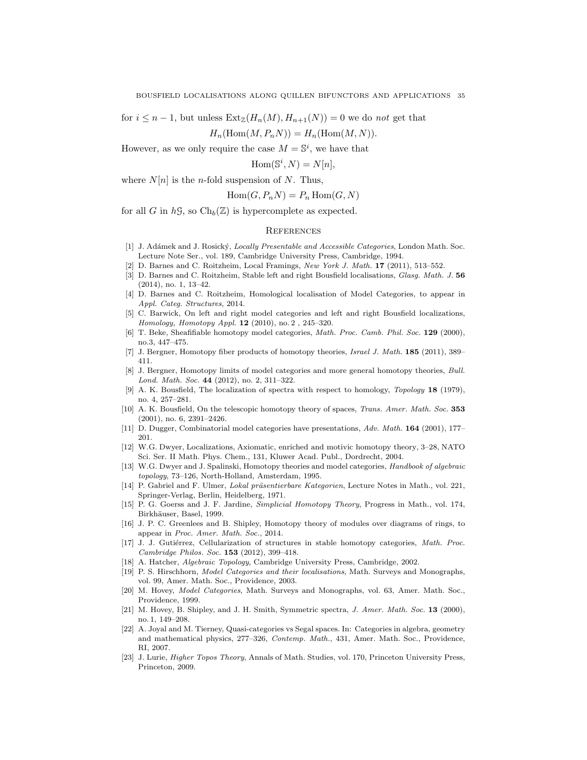for $i \leq n-1$, but unless $\mathrm{Ext}_{\mathbb{Z}}(H_n(M), H_{n+1}(N)) = 0$ we do *not* get that

$$H_n(\mathrm{Hom}(M, P_n N)) = H_n(\mathrm{Hom}(M, N)).$$

However, as we only require the case $M = \mathbb{S}^i$, we have that

$$\mathrm{Hom}(\mathbb{S}^i, N) = N[n],$$

where $N[n]$ is the $n$-fold suspension of $N$. Thus,

$$\mathrm{Hom}(G, P_n N) = P_n \, \mathrm{Hom}(G, N)$$

for all $G$ in $h\mathcal{G}$, so $\mathrm{Ch}_b(\mathbb{Z})$ is hypercomplete as expected.

## References

[1] J. Adámek and J. Rosický, *Locally Presentable and Accessible Categories*, London Math. Soc. Lecture Note Ser., vol. 189, Cambridge University Press, Cambridge, 1994.

[2] D. Barnes and C. Roitzheim, Local Framings, *New York J. Math.* **17** (2011), 513–552.

[3] D. Barnes and C. Roitzheim, Stable left and right Bousfield localisations, *Glasg. Math. J.* **56** (2014), no. 1, 13–42.

[4] D. Barnes and C. Roitzheim, Homological localisation of Model Categories, to appear in *Appl. Categ. Structures*, 2014.

[5] C. Barwick, On left and right model categories and left and right Bousfield localizations, *Homology, Homotopy Appl.* **12** (2010), no. 2 , 245–320.

[6] T. Beke, Sheafifiable homotopy model categories, *Math. Proc. Camb. Phil. Soc.* **129** (2000), no.3, 447–475.

[7] J. Bergner, Homotopy fiber products of homotopy theories, *Israel J. Math.* **185** (2011), 389–411.

[8] J. Bergner, Homotopy limits of model categories and more general homotopy theories, *Bull. Lond. Math. Soc.* **44** (2012), no. 2, 311–322.

[9] A. K. Bousfield, The localization of spectra with respect to homology, *Topology* **18** (1979), no. 4, 257–281.

[10] A. K. Bousfield, On the telescopic homotopy theory of spaces, *Trans. Amer. Math. Soc.* **353** (2001), no. 6, 2391–2426.

[11] D. Dugger, Combinatorial model categories have presentations, *Adv. Math.* **164** (2001), 177–201.

[12] W.G. Dwyer, Localizations, Axiomatic, enriched and motivic homotopy theory, 3–28, NATO Sci. Ser. II Math. Phys. Chem., 131, Kluwer Acad. Publ., Dordrecht, 2004.

[13] W.G. Dwyer and J. Spalinski, Homotopy theories and model categories, *Handbook of algebraic topology*, 73–126, North-Holland, Amsterdam, 1995.

[14] P. Gabriel and F. Ulmer, *Lokal präsentierbare Kategorien*, Lecture Notes in Math., vol. 221, Springer-Verlag, Berlin, Heidelberg, 1971.

[15] P. G. Goerss and J. F. Jardine, *Simplicial Homotopy Theory*, Progress in Math., vol. 174, Birkhäuser, Basel, 1999.

[16] J. P. C. Greenlees and B. Shipley, Homotopy theory of modules over diagrams of rings, to appear in *Proc. Amer. Math. Soc.*, 2014.

[17] J. J. Gutiérrez, Cellularization of structures in stable homotopy categories, *Math. Proc. Cambridge Philos. Soc.* **153** (2012), 399–418.

[18] A. Hatcher, *Algebraic Topology*, Cambridge University Press, Cambridge, 2002.

[19] P. S. Hirschhorn, *Model Categories and their localisations*, Math. Surveys and Monographs, vol. 99, Amer. Math. Soc., Providence, 2003.

[20] M. Hovey, *Model Categories*, Math. Surveys and Monographs, vol. 63, Amer. Math. Soc., Providence, 1999.

[21] M. Hovey, B. Shipley, and J. H. Smith, Symmetric spectra, *J. Amer. Math. Soc.* **13** (2000), no. 1, 149–208.

[22] A. Joyal and M. Tierney, Quasi-categories vs Segal spaces. In: Categories in algebra, geometry and mathematical physics, 277–326, *Contemp. Math.*, 431, Amer. Math. Soc., Providence, RI, 2007.

[23] J. Lurie, *Higher Topos Theory*, Annals of Math. Studies, vol. 170, Princeton University Press, Princeton, 2009.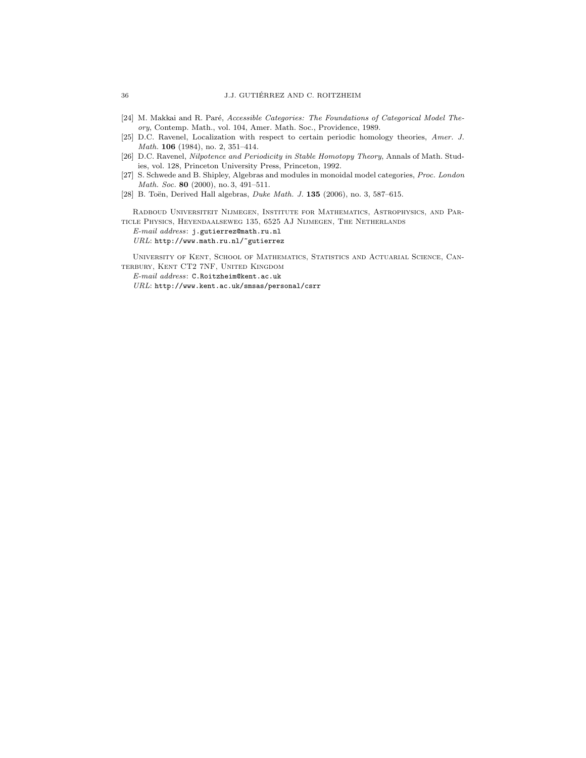[24] M. Makkai and R. Paré, *Accessible Categories: The Foundations of Categorical Model Theory*, Contemp. Math., vol. 104, Amer. Math. Soc., Providence, 1989.

[25] D.C. Ravenel, Localization with respect to certain periodic homology theories, *Amer. J. Math.* **106** (1984), no. 2, 351–414.

[26] D.C. Ravenel, *Nilpotence and Periodicity in Stable Homotopy Theory*, Annals of Math. Studies, vol. 128, Princeton University Press, Princeton, 1992.

[27] S. Schwede and B. Shipley, Algebras and modules in monoidal model categories, *Proc. London Math. Soc.* **80** (2000), no. 3, 491–511.

[28] B. Toën, Derived Hall algebras, *Duke Math. J.* **135** (2006), no. 3, 587–615.

Radboud Universiteit Nijmegen, Institute for Mathematics, Astrophysics, and Particle Physics, Heyendaalseweg 135, 6525 AJ Nijmegen, The Netherlands

*E-mail address*: j.gutierrez@math.ru.nl

*URL*: http://www.math.ru.nl/~gutierrez

University of Kent, School of Mathematics, Statistics and Actuarial Science, Canterbury, Kent CT2 7NF, United Kingdom

*E-mail address*: C.Roitzheim@kent.ac.uk

*URL*: http://www.kent.ac.uk/smsas/personal/csrr